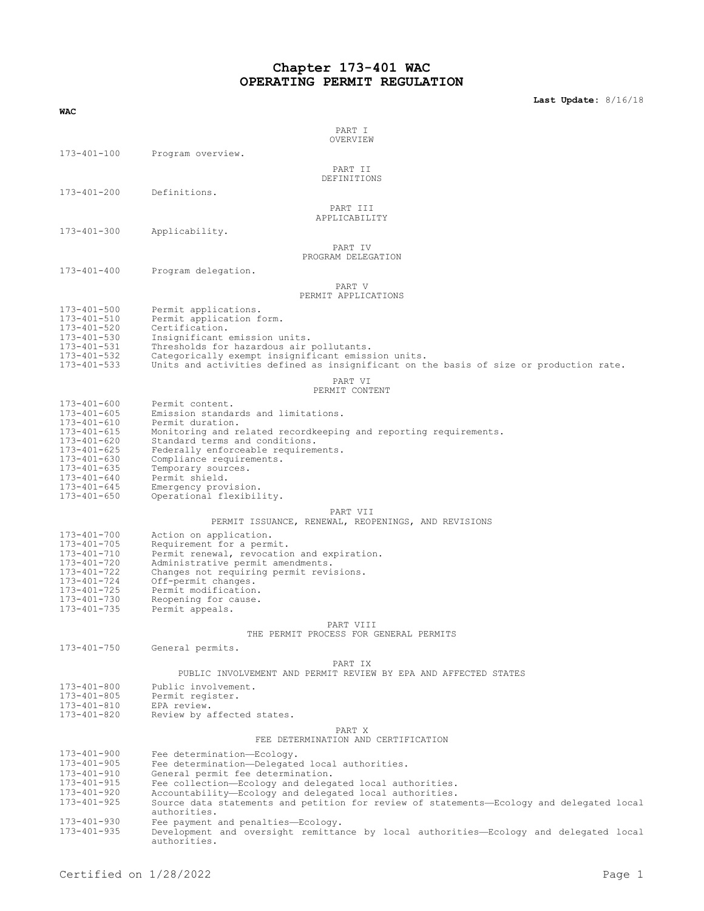# Chapter 173-401 WAC
# OPERATING PERMIT REGULATION

**Last Update:** 8/16/18

**WAC**

PART I
OVERVIEW

173-401-100 Program overview.

PART II
DEFINITIONS

173-401-200 Definitions.

PART III
APPLICABILITY

173-401-300 Applicability.

PART IV
PROGRAM DELEGATION

173-401-400 Program delegation.

PART V
PERMIT APPLICATIONS

173-401-500 Permit applications.
173-401-510 Permit application form.
173-401-520 Certification.
173-401-530 Insignificant emission units.
173-401-531 Thresholds for hazardous air pollutants.
173-401-532 Categorically exempt insignificant emission units.
173-401-533 Units and activities defined as insignificant on the basis of size or production rate.

PART VI
PERMIT CONTENT

173-401-600 Permit content.
173-401-605 Emission standards and limitations.
173-401-610 Permit duration.
173-401-615 Monitoring and related recordkeeping and reporting requirements.
173-401-620 Standard terms and conditions.
173-401-625 Federally enforceable requirements.
173-401-630 Compliance requirements.
173-401-635 Temporary sources.
173-401-640 Permit shield.
173-401-645 Emergency provision.
173-401-650 Operational flexibility.

PART VII
PERMIT ISSUANCE, RENEWAL, REOPENINGS, AND REVISIONS

173-401-700 Action on application.
173-401-705 Requirement for a permit.
173-401-710 Permit renewal, revocation and expiration.
173-401-720 Administrative permit amendments.
173-401-722 Changes not requiring permit revisions.
173-401-724 Off-permit changes.
173-401-725 Permit modification.
173-401-730 Reopening for cause.
173-401-735 Permit appeals.

PART VIII
THE PERMIT PROCESS FOR GENERAL PERMITS

173-401-750 General permits.

PART IX
PUBLIC INVOLVEMENT AND PERMIT REVIEW BY EPA AND AFFECTED STATES

173-401-800 Public involvement.
173-401-805 Permit register.
173-401-810 EPA review.
173-401-820 Review by affected states.

PART X
FEE DETERMINATION AND CERTIFICATION

173-401-900 Fee determination—Ecology.
173-401-905 Fee determination—Delegated local authorities.
173-401-910 General permit fee determination.
173-401-915 Fee collection—Ecology and delegated local authorities.
173-401-920 Accountability—Ecology and delegated local authorities.
173-401-925 Source data statements and petition for review of statements—Ecology and delegated local authorities.
173-401-930 Fee payment and penalties—Ecology.
173-401-935 Development and oversight remittance by local authorities—Ecology and delegated local authorities.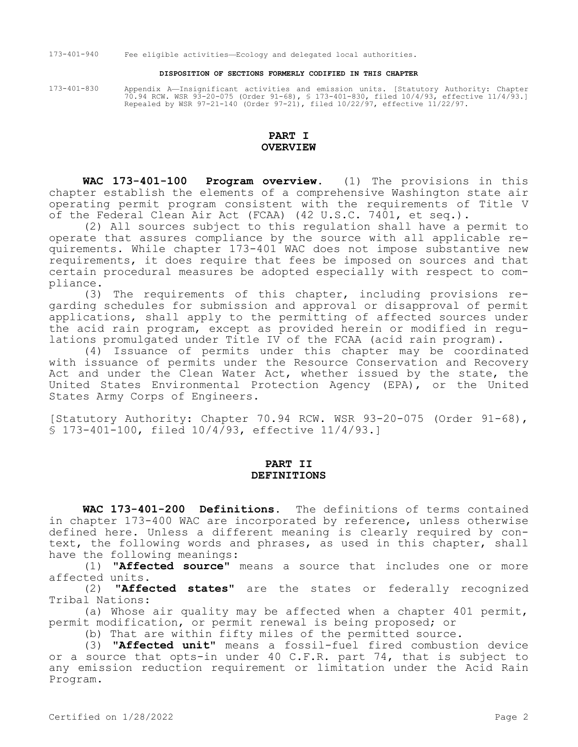173-401-940 Fee eligible activities—Ecology and delegated local authorities.

**DISPOSITION OF SECTIONS FORMERLY CODIFIED IN THIS CHAPTER**

173-401-830 Appendix A—Insignificant activities and emission units. [Statutory Authority: Chapter 70.94 RCW. WSR 93-20-075 (Order 91-68), § 173-401-830, filed 10/4/93, effective 11/4/93.] Repealed by WSR 97-21-140 (Order 97-21), filed 10/22/97, effective 11/22/97.

## PART I
## OVERVIEW

**WAC 173-401-100 Program overview.** (1) The provisions in this chapter establish the elements of a comprehensive Washington state air operating permit program consistent with the requirements of Title V of the Federal Clean Air Act (FCAA) (42 U.S.C. 7401, et seq.).

(2) All sources subject to this regulation shall have a permit to operate that assures compliance by the source with all applicable requirements. While chapter 173-401 WAC does not impose substantive new requirements, it does require that fees be imposed on sources and that certain procedural measures be adopted especially with respect to compliance.

(3) The requirements of this chapter, including provisions regarding schedules for submission and approval or disapproval of permit applications, shall apply to the permitting of affected sources under the acid rain program, except as provided herein or modified in regulations promulgated under Title IV of the FCAA (acid rain program).

(4) Issuance of permits under this chapter may be coordinated with issuance of permits under the Resource Conservation and Recovery Act and under the Clean Water Act, whether issued by the state, the United States Environmental Protection Agency (EPA), or the United States Army Corps of Engineers.

[Statutory Authority: Chapter 70.94 RCW. WSR 93-20-075 (Order 91-68), § 173-401-100, filed 10/4/93, effective 11/4/93.]

## PART II
## DEFINITIONS

**WAC 173-401-200 Definitions.** The definitions of terms contained in chapter 173-400 WAC are incorporated by reference, unless otherwise defined here. Unless a different meaning is clearly required by context, the following words and phrases, as used in this chapter, shall have the following meanings:

(1) "**Affected source**" means a source that includes one or more affected units.

(2) "**Affected states**" are the states or federally recognized Tribal Nations:

(a) Whose air quality may be affected when a chapter 401 permit, permit modification, or permit renewal is being proposed; or

(b) That are within fifty miles of the permitted source.

(3) "**Affected unit**" means a fossil-fuel fired combustion device or a source that opts-in under 40 C.F.R. part 74, that is subject to any emission reduction requirement or limitation under the Acid Rain Program.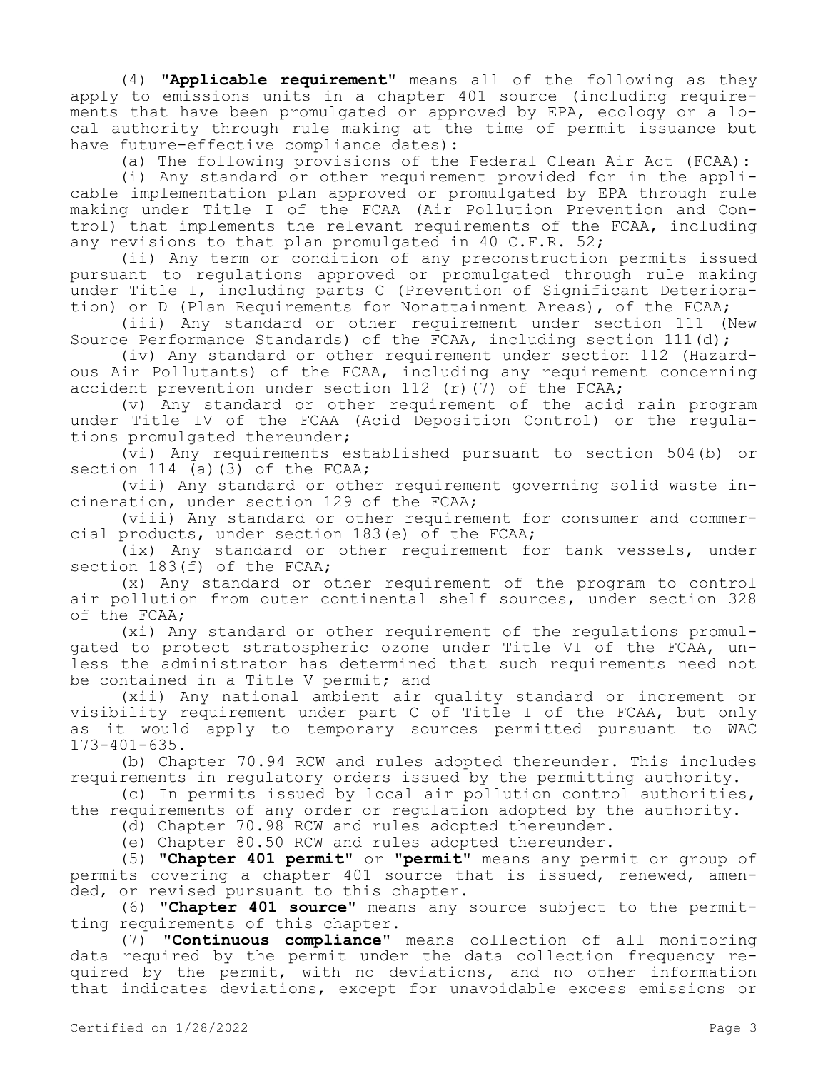(4) "**Applicable requirement**" means all of the following as they apply to emissions units in a chapter 401 source (including requirements that have been promulgated or approved by EPA, ecology or a local authority through rule making at the time of permit issuance but have future-effective compliance dates):

(a) The following provisions of the Federal Clean Air Act (FCAA):

(i) Any standard or other requirement provided for in the applicable implementation plan approved or promulgated by EPA through rule making under Title I of the FCAA (Air Pollution Prevention and Control) that implements the relevant requirements of the FCAA, including any revisions to that plan promulgated in 40 C.F.R. 52;

(ii) Any term or condition of any preconstruction permits issued pursuant to regulations approved or promulgated through rule making under Title I, including parts C (Prevention of Significant Deterioration) or D (Plan Requirements for Nonattainment Areas), of the FCAA;

(iii) Any standard or other requirement under section 111 (New Source Performance Standards) of the FCAA, including section 111(d);

(iv) Any standard or other requirement under section 112 (Hazardous Air Pollutants) of the FCAA, including any requirement concerning accident prevention under section 112 (r)(7) of the FCAA;

(v) Any standard or other requirement of the acid rain program under Title IV of the FCAA (Acid Deposition Control) or the regulations promulgated thereunder;

(vi) Any requirements established pursuant to section 504(b) or section 114 (a)(3) of the FCAA;

(vii) Any standard or other requirement governing solid waste incineration, under section 129 of the FCAA;

(viii) Any standard or other requirement for consumer and commercial products, under section 183(e) of the FCAA;

(ix) Any standard or other requirement for tank vessels, under section 183(f) of the FCAA;

(x) Any standard or other requirement of the program to control air pollution from outer continental shelf sources, under section 328 of the FCAA;

(xi) Any standard or other requirement of the regulations promulgated to protect stratospheric ozone under Title VI of the FCAA, unless the administrator has determined that such requirements need not be contained in a Title V permit; and

(xii) Any national ambient air quality standard or increment or visibility requirement under part C of Title I of the FCAA, but only as it would apply to temporary sources permitted pursuant to WAC 173-401-635.

(b) Chapter 70.94 RCW and rules adopted thereunder. This includes requirements in regulatory orders issued by the permitting authority.

(c) In permits issued by local air pollution control authorities, the requirements of any order or regulation adopted by the authority.

(d) Chapter 70.98 RCW and rules adopted thereunder.

(e) Chapter 80.50 RCW and rules adopted thereunder.

(5) "**Chapter 401 permit**" or "**permit**" means any permit or group of permits covering a chapter 401 source that is issued, renewed, amended, or revised pursuant to this chapter.

(6) "**Chapter 401 source**" means any source subject to the permitting requirements of this chapter.

(7) "**Continuous compliance**" means collection of all monitoring data required by the permit under the data collection frequency required by the permit, with no deviations, and no other information that indicates deviations, except for unavoidable excess emissions or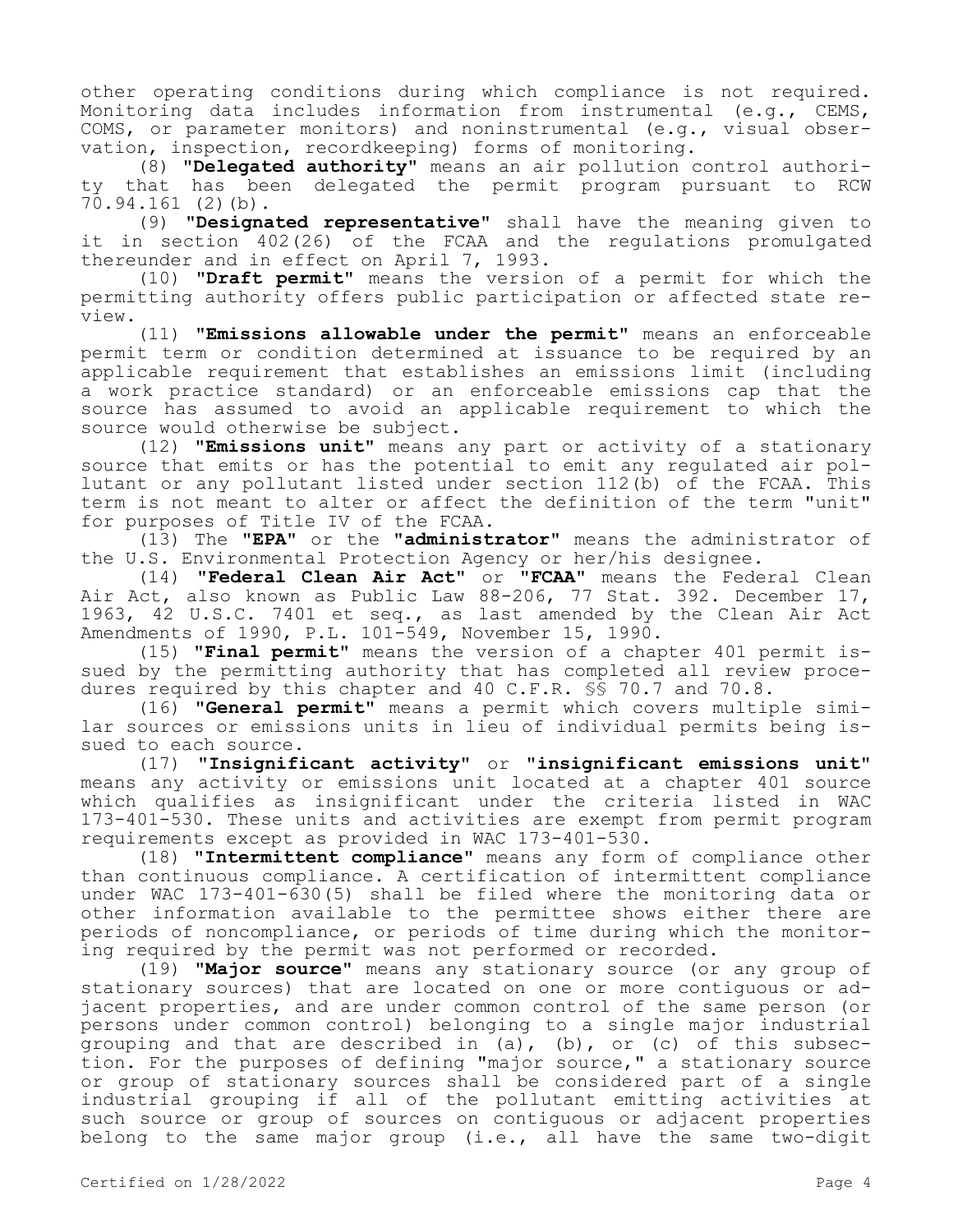other operating conditions during which compliance is not required. Monitoring data includes information from instrumental (e.g., CEMS, COMS, or parameter monitors) and noninstrumental (e.g., visual observation, inspection, recordkeeping) forms of monitoring.

(8) **"Delegated authority"** means an air pollution control authority that has been delegated the permit program pursuant to RCW 70.94.161 (2)(b).

(9) **"Designated representative"** shall have the meaning given to it in section 402(26) of the FCAA and the regulations promulgated thereunder and in effect on April 7, 1993.

(10) **"Draft permit"** means the version of a permit for which the permitting authority offers public participation or affected state review.

(11) **"Emissions allowable under the permit"** means an enforceable permit term or condition determined at issuance to be required by an applicable requirement that establishes an emissions limit (including a work practice standard) or an enforceable emissions cap that the source has assumed to avoid an applicable requirement to which the source would otherwise be subject.

(12) **"Emissions unit"** means any part or activity of a stationary source that emits or has the potential to emit any regulated air pollutant or any pollutant listed under section 112(b) of the FCAA. This term is not meant to alter or affect the definition of the term "unit" for purposes of Title IV of the FCAA.

(13) The **"EPA"** or the **"administrator"** means the administrator of the U.S. Environmental Protection Agency or her/his designee.

(14) **"Federal Clean Air Act"** or **"FCAA"** means the Federal Clean Air Act, also known as Public Law 88-206, 77 Stat. 392. December 17, 1963, 42 U.S.C. 7401 et seq., as last amended by the Clean Air Act Amendments of 1990, P.L. 101-549, November 15, 1990.

(15) **"Final permit"** means the version of a chapter 401 permit issued by the permitting authority that has completed all review procedures required by this chapter and 40 C.F.R. §§ 70.7 and 70.8.

(16) **"General permit"** means a permit which covers multiple similar sources or emissions units in lieu of individual permits being issued to each source.

(17) **"Insignificant activity"** or **"insignificant emissions unit"** means any activity or emissions unit located at a chapter 401 source which qualifies as insignificant under the criteria listed in WAC 173-401-530. These units and activities are exempt from permit program requirements except as provided in WAC 173-401-530.

(18) **"Intermittent compliance"** means any form of compliance other than continuous compliance. A certification of intermittent compliance under WAC 173-401-630(5) shall be filed where the monitoring data or other information available to the permittee shows either there are periods of noncompliance, or periods of time during which the monitoring required by the permit was not performed or recorded.

(19) **"Major source"** means any stationary source (or any group of stationary sources) that are located on one or more contiguous or adjacent properties, and are under common control of the same person (or persons under common control) belonging to a single major industrial grouping and that are described in (a), (b), or (c) of this subsection. For the purposes of defining "major source," a stationary source or group of stationary sources shall be considered part of a single industrial grouping if all of the pollutant emitting activities at such source or group of sources on contiguous or adjacent properties belong to the same major group (i.e., all have the same two-digit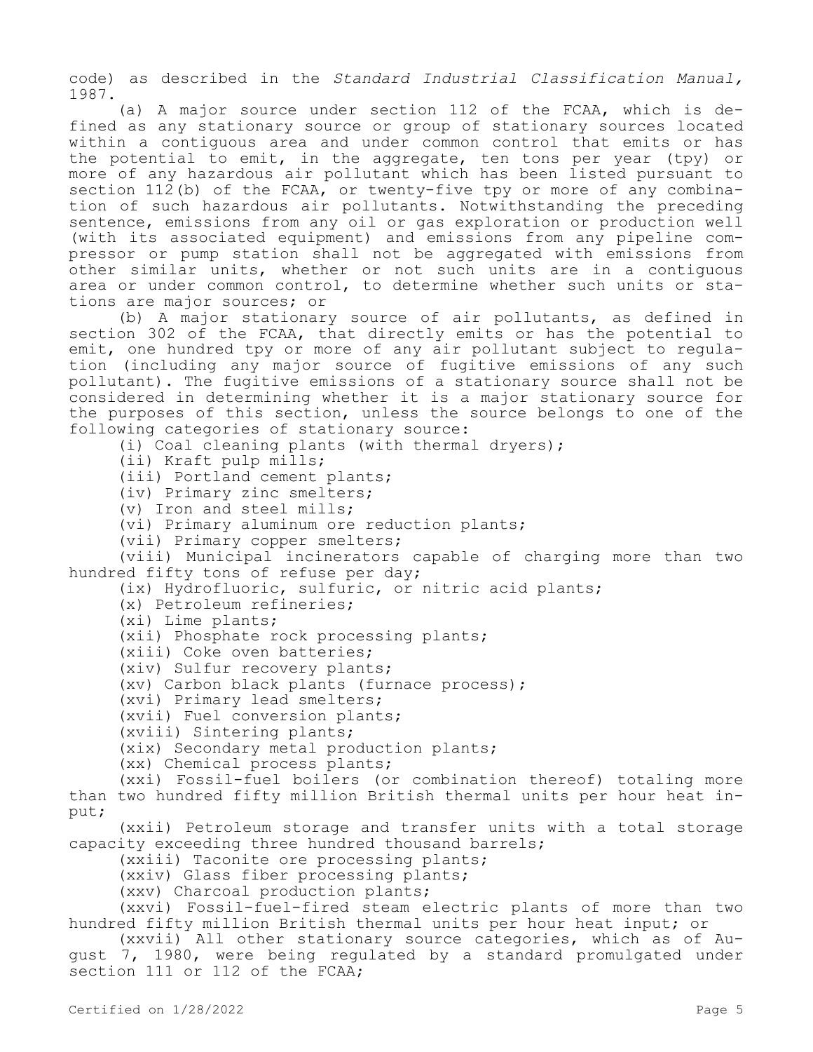code) as described in the *Standard Industrial Classification Manual,* 1987.

(a) A major source under section 112 of the FCAA, which is defined as any stationary source or group of stationary sources located within a contiguous area and under common control that emits or has the potential to emit, in the aggregate, ten tons per year (tpy) or more of any hazardous air pollutant which has been listed pursuant to section 112(b) of the FCAA, or twenty-five tpy or more of any combination of such hazardous air pollutants. Notwithstanding the preceding sentence, emissions from any oil or gas exploration or production well (with its associated equipment) and emissions from any pipeline compressor or pump station shall not be aggregated with emissions from other similar units, whether or not such units are in a contiguous area or under common control, to determine whether such units or stations are major sources; or

(b) A major stationary source of air pollutants, as defined in section 302 of the FCAA, that directly emits or has the potential to emit, one hundred tpy or more of any air pollutant subject to regulation (including any major source of fugitive emissions of any such pollutant). The fugitive emissions of a stationary source shall not be considered in determining whether it is a major stationary source for the purposes of this section, unless the source belongs to one of the following categories of stationary source:

(i) Coal cleaning plants (with thermal dryers);

(ii) Kraft pulp mills;

(iii) Portland cement plants;

(iv) Primary zinc smelters;

(v) Iron and steel mills;

(vi) Primary aluminum ore reduction plants;

(vii) Primary copper smelters;

(viii) Municipal incinerators capable of charging more than two hundred fifty tons of refuse per day;

(ix) Hydrofluoric, sulfuric, or nitric acid plants;

(x) Petroleum refineries;

(xi) Lime plants;

(xii) Phosphate rock processing plants;

(xiii) Coke oven batteries;

(xiv) Sulfur recovery plants;

(xv) Carbon black plants (furnace process);

(xvi) Primary lead smelters;

(xvii) Fuel conversion plants;

(xviii) Sintering plants;

(xix) Secondary metal production plants;

(xx) Chemical process plants;

(xxi) Fossil-fuel boilers (or combination thereof) totaling more than two hundred fifty million British thermal units per hour heat input;

(xxii) Petroleum storage and transfer units with a total storage capacity exceeding three hundred thousand barrels;

(xxiii) Taconite ore processing plants;

(xxiv) Glass fiber processing plants;

(xxv) Charcoal production plants;

(xxvi) Fossil-fuel-fired steam electric plants of more than two hundred fifty million British thermal units per hour heat input; or

(xxvii) All other stationary source categories, which as of August 7, 1980, were being regulated by a standard promulgated under section 111 or 112 of the FCAA;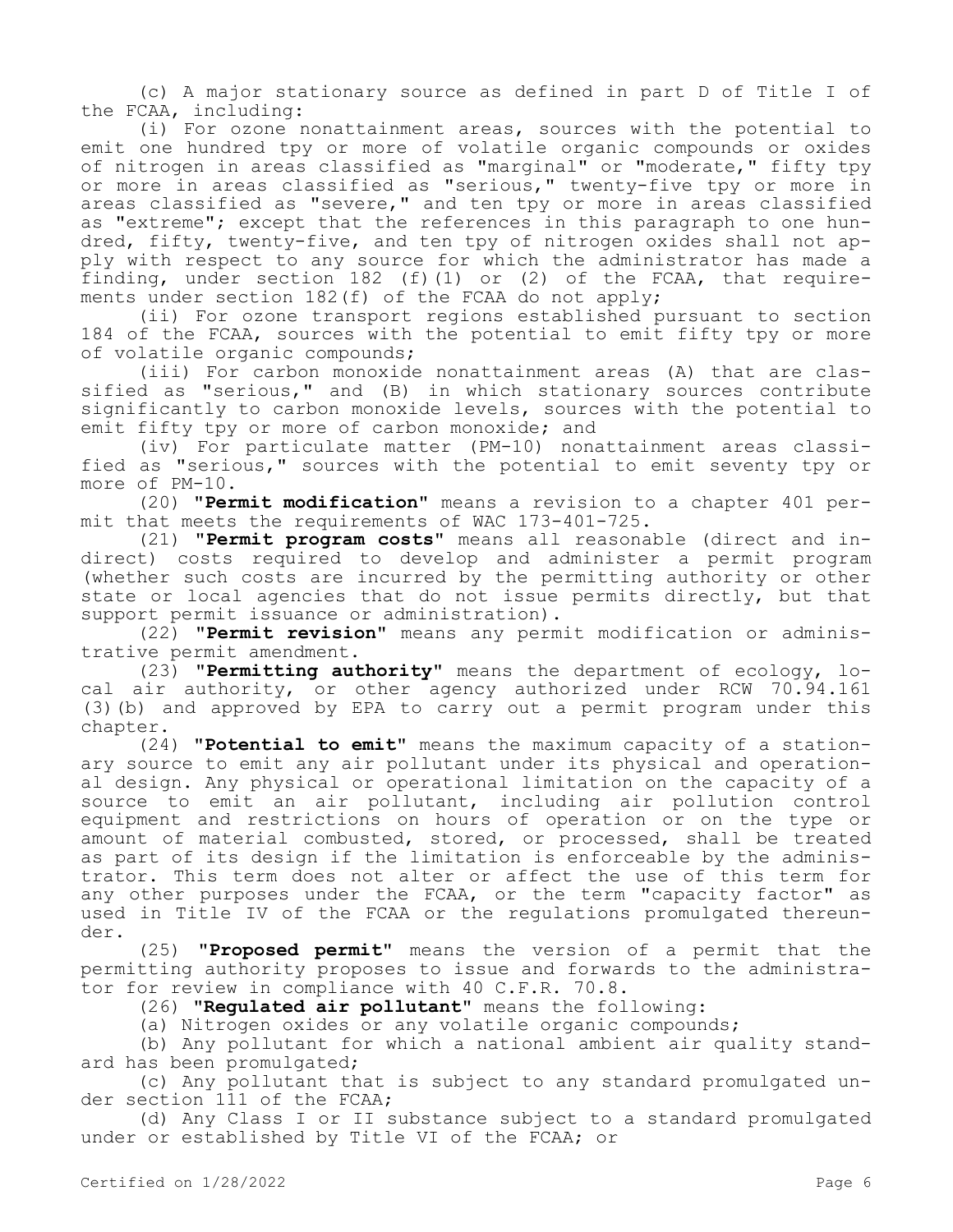(c) A major stationary source as defined in part D of Title I of the FCAA, including:

(i) For ozone nonattainment areas, sources with the potential to emit one hundred tpy or more of volatile organic compounds or oxides of nitrogen in areas classified as "marginal" or "moderate," fifty tpy or more in areas classified as "serious," twenty-five tpy or more in areas classified as "severe," and ten tpy or more in areas classified as "extreme"; except that the references in this paragraph to one hundred, fifty, twenty-five, and ten tpy of nitrogen oxides shall not apply with respect to any source for which the administrator has made a finding, under section 182 (f)(1) or (2) of the FCAA, that requirements under section 182(f) of the FCAA do not apply;

(ii) For ozone transport regions established pursuant to section 184 of the FCAA, sources with the potential to emit fifty tpy or more of volatile organic compounds;

(iii) For carbon monoxide nonattainment areas (A) that are classified as "serious," and (B) in which stationary sources contribute significantly to carbon monoxide levels, sources with the potential to emit fifty tpy or more of carbon monoxide; and

(iv) For particulate matter (PM-10) nonattainment areas classified as "serious," sources with the potential to emit seventy tpy or more of PM-10.

(20) "**Permit modification**" means a revision to a chapter 401 permit that meets the requirements of WAC 173-401-725.

(21) "**Permit program costs**" means all reasonable (direct and indirect) costs required to develop and administer a permit program (whether such costs are incurred by the permitting authority or other state or local agencies that do not issue permits directly, but that support permit issuance or administration).

(22) "**Permit revision**" means any permit modification or administrative permit amendment.

(23) "**Permitting authority**" means the department of ecology, local air authority, or other agency authorized under RCW 70.94.161 (3)(b) and approved by EPA to carry out a permit program under this chapter.

(24) "**Potential to emit**" means the maximum capacity of a stationary source to emit any air pollutant under its physical and operational design. Any physical or operational limitation on the capacity of a source to emit an air pollutant, including air pollution control equipment and restrictions on hours of operation or on the type or amount of material combusted, stored, or processed, shall be treated as part of its design if the limitation is enforceable by the administrator. This term does not alter or affect the use of this term for any other purposes under the FCAA, or the term "capacity factor" as used in Title IV of the FCAA or the regulations promulgated thereunder.

(25) "**Proposed permit**" means the version of a permit that the permitting authority proposes to issue and forwards to the administrator for review in compliance with 40 C.F.R. 70.8.

(26) "**Regulated air pollutant**" means the following:

(a) Nitrogen oxides or any volatile organic compounds;

(b) Any pollutant for which a national ambient air quality standard has been promulgated;

(c) Any pollutant that is subject to any standard promulgated under section 111 of the FCAA;

(d) Any Class I or II substance subject to a standard promulgated under or established by Title VI of the FCAA; or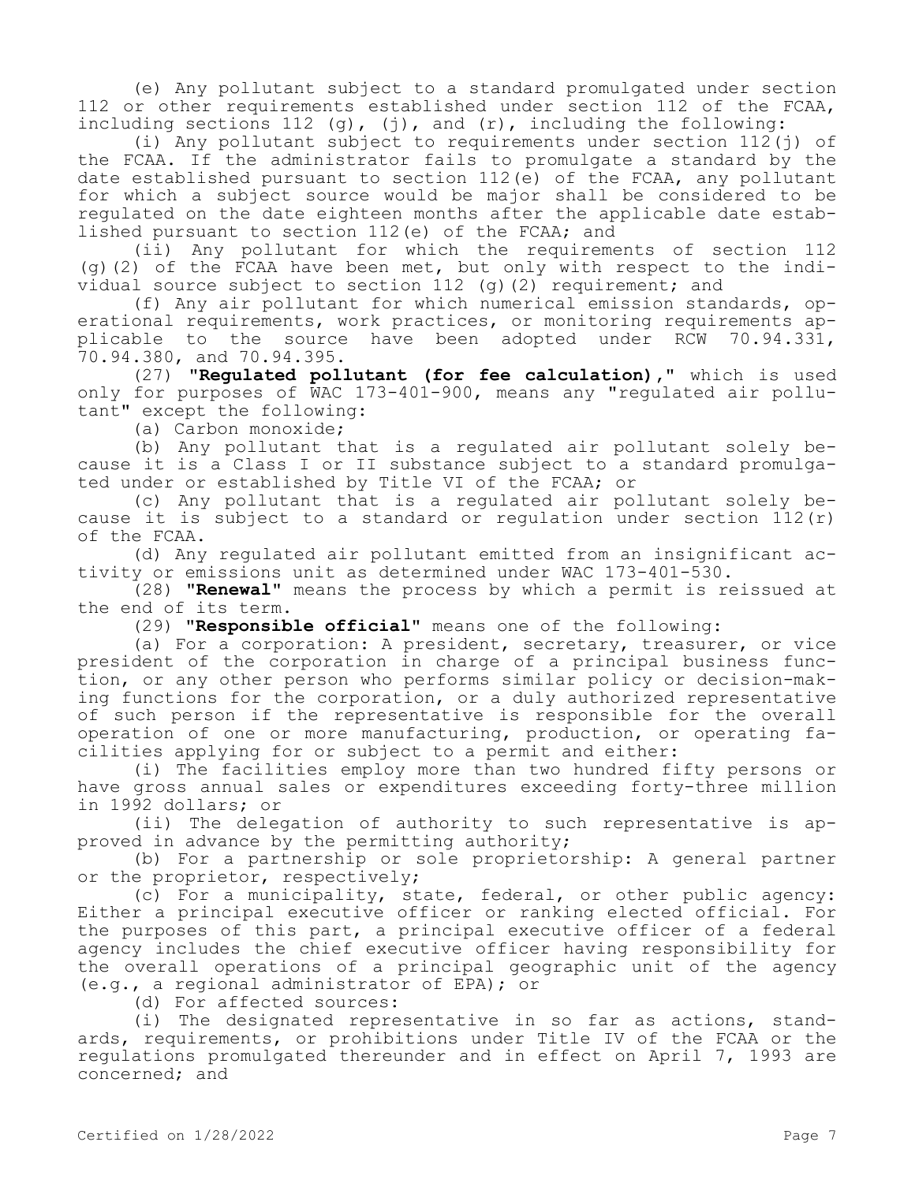(e) Any pollutant subject to a standard promulgated under section 112 or other requirements established under section 112 of the FCAA, including sections 112 (g), (j), and (r), including the following:

(i) Any pollutant subject to requirements under section 112(j) of the FCAA. If the administrator fails to promulgate a standard by the date established pursuant to section 112(e) of the FCAA, any pollutant for which a subject source would be major shall be considered to be regulated on the date eighteen months after the applicable date established pursuant to section 112(e) of the FCAA; and

(ii) Any pollutant for which the requirements of section 112 (g)(2) of the FCAA have been met, but only with respect to the individual source subject to section 112 (g)(2) requirement; and

(f) Any air pollutant for which numerical emission standards, operational requirements, work practices, or monitoring requirements applicable to the source have been adopted under RCW 70.94.331, 70.94.380, and 70.94.395.

(27) **"Regulated pollutant (for fee calculation),"** which is used only for purposes of WAC 173-401-900, means any "regulated air pollutant" except the following:

(a) Carbon monoxide;

(b) Any pollutant that is a regulated air pollutant solely because it is a Class I or II substance subject to a standard promulgated under or established by Title VI of the FCAA; or

(c) Any pollutant that is a regulated air pollutant solely because it is subject to a standard or regulation under section 112(r) of the FCAA.

(d) Any regulated air pollutant emitted from an insignificant activity or emissions unit as determined under WAC 173-401-530.

(28) **"Renewal"** means the process by which a permit is reissued at the end of its term.

(29) **"Responsible official"** means one of the following:

(a) For a corporation: A president, secretary, treasurer, or vice president of the corporation in charge of a principal business function, or any other person who performs similar policy or decision-making functions for the corporation, or a duly authorized representative of such person if the representative is responsible for the overall operation of one or more manufacturing, production, or operating facilities applying for or subject to a permit and either:

(i) The facilities employ more than two hundred fifty persons or have gross annual sales or expenditures exceeding forty-three million in 1992 dollars; or

(ii) The delegation of authority to such representative is approved in advance by the permitting authority;

(b) For a partnership or sole proprietorship: A general partner or the proprietor, respectively;

(c) For a municipality, state, federal, or other public agency: Either a principal executive officer or ranking elected official. For the purposes of this part, a principal executive officer of a federal agency includes the chief executive officer having responsibility for the overall operations of a principal geographic unit of the agency (e.g., a regional administrator of EPA); or

(d) For affected sources:

(i) The designated representative in so far as actions, standards, requirements, or prohibitions under Title IV of the FCAA or the regulations promulgated thereunder and in effect on April 7, 1993 are concerned; and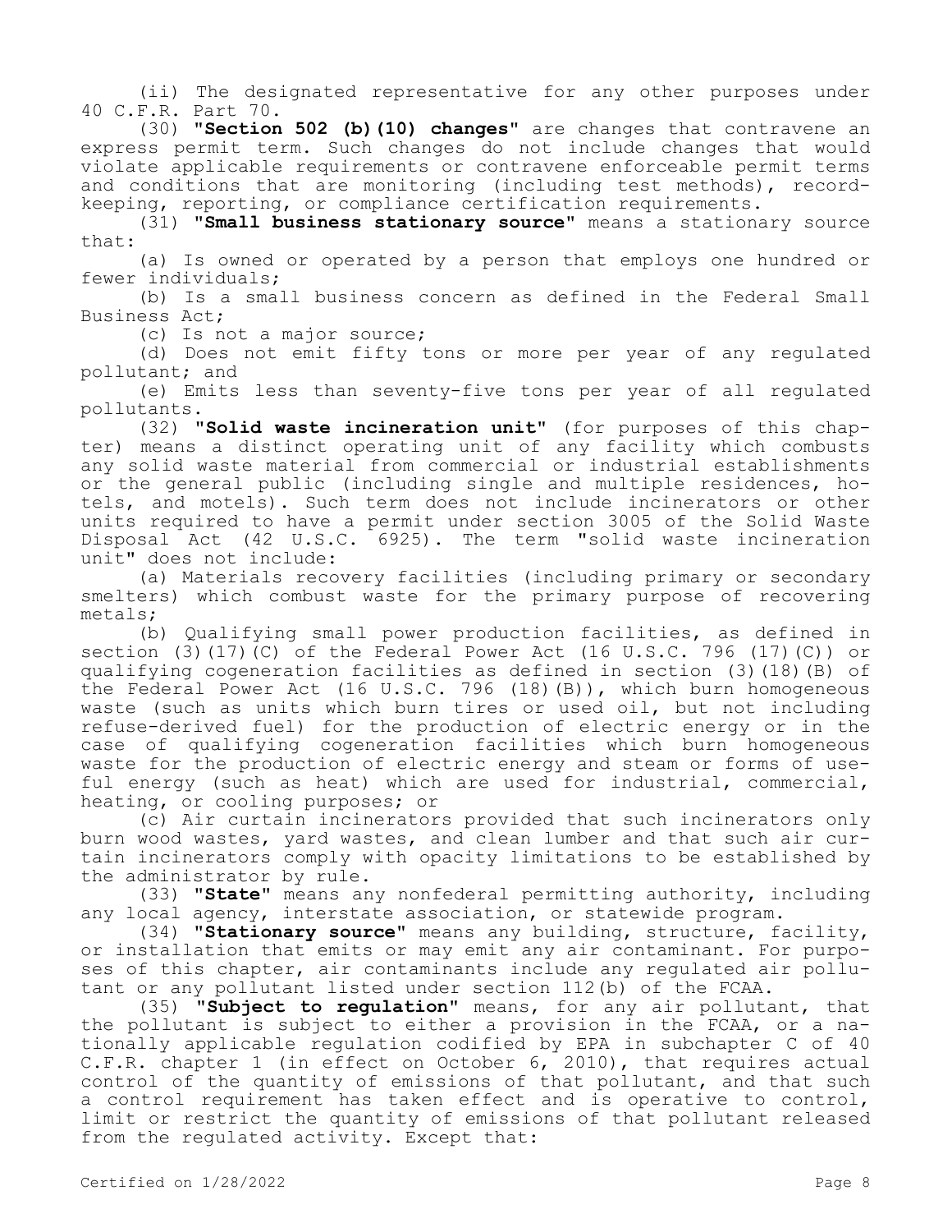(ii) The designated representative for any other purposes under 40 C.F.R. Part 70.

(30) "**Section 502 (b)(10) changes**" are changes that contravene an express permit term. Such changes do not include changes that would violate applicable requirements or contravene enforceable permit terms and conditions that are monitoring (including test methods), record-keeping, reporting, or compliance certification requirements.

(31) "**Small business stationary source**" means a stationary source that:

(a) Is owned or operated by a person that employs one hundred or fewer individuals;

(b) Is a small business concern as defined in the Federal Small Business Act;

(c) Is not a major source;

(d) Does not emit fifty tons or more per year of any regulated pollutant; and

(e) Emits less than seventy-five tons per year of all regulated pollutants.

(32) "**Solid waste incineration unit**" (for purposes of this chapter) means a distinct operating unit of any facility which combusts any solid waste material from commercial or industrial establishments or the general public (including single and multiple residences, hotels, and motels). Such term does not include incinerators or other units required to have a permit under section 3005 of the Solid Waste Disposal Act (42 U.S.C. 6925). The term "solid waste incineration unit" does not include:

(a) Materials recovery facilities (including primary or secondary smelters) which combust waste for the primary purpose of recovering metals;

(b) Qualifying small power production facilities, as defined in section (3)(17)(C) of the Federal Power Act (16 U.S.C. 796 (17)(C)) or qualifying cogeneration facilities as defined in section (3)(18)(B) of the Federal Power Act (16 U.S.C. 796 (18)(B)), which burn homogeneous waste (such as units which burn tires or used oil, but not including refuse-derived fuel) for the production of electric energy or in the case of qualifying cogeneration facilities which burn homogeneous waste for the production of electric energy and steam or forms of useful energy (such as heat) which are used for industrial, commercial, heating, or cooling purposes; or

(c) Air curtain incinerators provided that such incinerators only burn wood wastes, yard wastes, and clean lumber and that such air curtain incinerators comply with opacity limitations to be established by the administrator by rule.

(33) "**State**" means any nonfederal permitting authority, including any local agency, interstate association, or statewide program.

(34) "**Stationary source**" means any building, structure, facility, or installation that emits or may emit any air contaminant. For purposes of this chapter, air contaminants include any regulated air pollutant or any pollutant listed under section 112(b) of the FCAA.

(35) "**Subject to regulation**" means, for any air pollutant, that the pollutant is subject to either a provision in the FCAA, or a nationally applicable regulation codified by EPA in subchapter C of 40 C.F.R. chapter 1 (in effect on October 6, 2010), that requires actual control of the quantity of emissions of that pollutant, and that such a control requirement has taken effect and is operative to control, limit or restrict the quantity of emissions of that pollutant released from the regulated activity. Except that: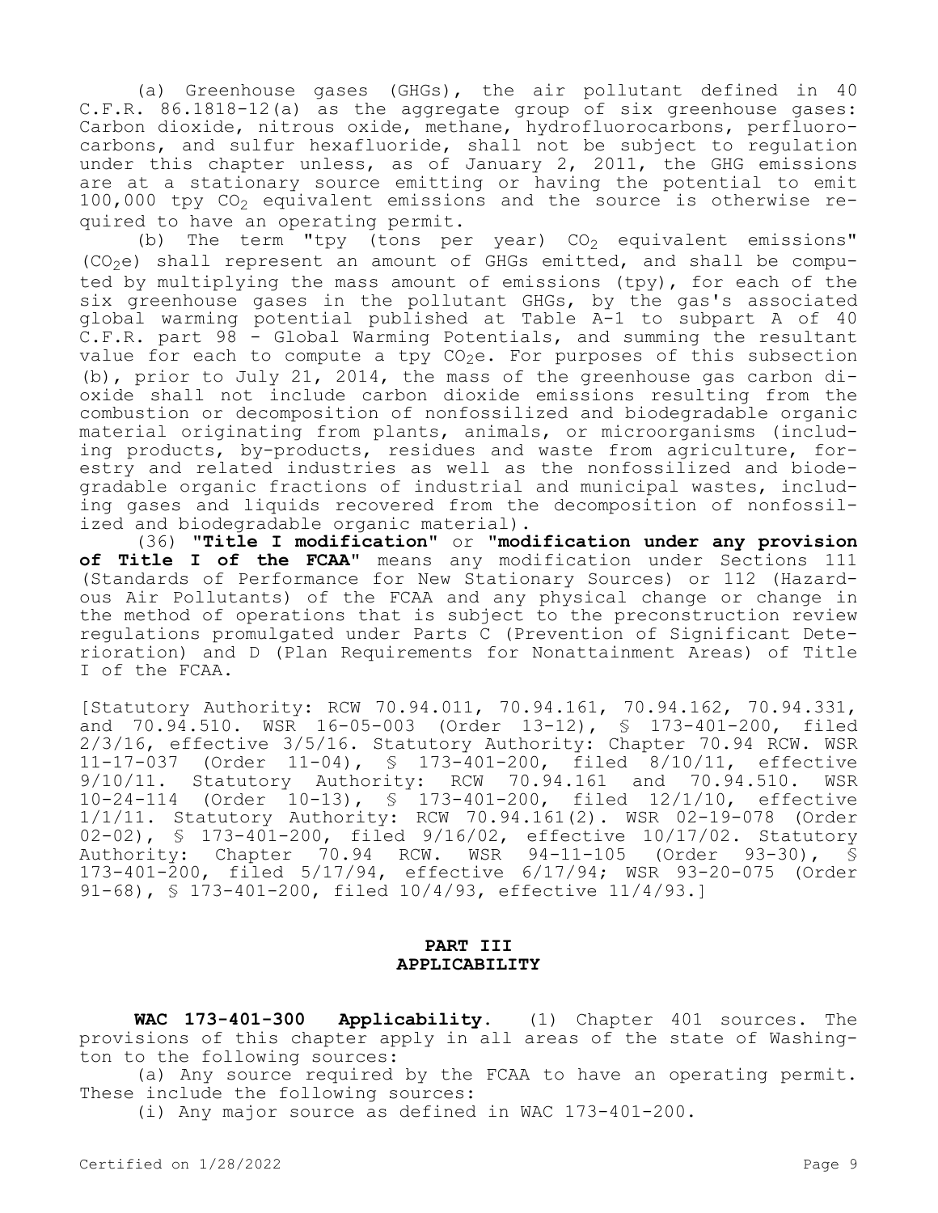(a) Greenhouse gases (GHGs), the air pollutant defined in 40 C.F.R. 86.1818-12(a) as the aggregate group of six greenhouse gases: Carbon dioxide, nitrous oxide, methane, hydrofluorocarbons, perfluorocarbons, and sulfur hexafluoride, shall not be subject to regulation under this chapter unless, as of January 2, 2011, the GHG emissions are at a stationary source emitting or having the potential to emit 100,000 tpy $CO_2$ equivalent emissions and the source is otherwise required to have an operating permit.

(b) The term "tpy (tons per year) $CO_2$ equivalent emissions" ($CO_2e$) shall represent an amount of GHGs emitted, and shall be computed by multiplying the mass amount of emissions (tpy), for each of the six greenhouse gases in the pollutant GHGs, by the gas's associated global warming potential published at Table A-1 to subpart A of 40 C.F.R. part 98 - Global Warming Potentials, and summing the resultant value for each to compute a tpy $CO_2e$. For purposes of this subsection (b), prior to July 21, 2014, the mass of the greenhouse gas carbon dioxide shall not include carbon dioxide emissions resulting from the combustion or decomposition of nonfossilized and biodegradable organic material originating from plants, animals, or microorganisms (including products, by-products, residues and waste from agriculture, forestry and related industries as well as the nonfossilized and biodegradable organic fractions of industrial and municipal wastes, including gases and liquids recovered from the decomposition of nonfossilized and biodegradable organic material).

(36) **"Title I modification"** or **"modification under any provision of Title I of the FCAA"** means any modification under Sections 111 (Standards of Performance for New Stationary Sources) or 112 (Hazardous Air Pollutants) of the FCAA and any physical change or change in the method of operations that is subject to the preconstruction review regulations promulgated under Parts C (Prevention of Significant Deterioration) and D (Plan Requirements for Nonattainment Areas) of Title I of the FCAA.

[Statutory Authority: RCW 70.94.011, 70.94.161, 70.94.162, 70.94.331, and 70.94.510. WSR 16-05-003 (Order 13-12), § 173-401-200, filed 2/3/16, effective 3/5/16. Statutory Authority: Chapter 70.94 RCW. WSR 11-17-037 (Order 11-04), § 173-401-200, filed 8/10/11, effective 9/10/11. Statutory Authority: RCW 70.94.161 and 70.94.510. WSR 10-24-114 (Order 10-13), § 173-401-200, filed 12/1/10, effective 1/1/11. Statutory Authority: RCW 70.94.161(2). WSR 02-19-078 (Order 02-02), § 173-401-200, filed 9/16/02, effective 10/17/02. Statutory Authority: Chapter 70.94 RCW. WSR 94-11-105 (Order 93-30), § 173-401-200, filed 5/17/94, effective 6/17/94; WSR 93-20-075 (Order 91-68), § 173-401-200, filed 10/4/93, effective 11/4/93.]

## PART III
## APPLICABILITY

**WAC 173-401-300 Applicability.** (1) Chapter 401 sources. The provisions of this chapter apply in all areas of the state of Washington to the following sources:

(a) Any source required by the FCAA to have an operating permit. These include the following sources:

(i) Any major source as defined in WAC 173-401-200.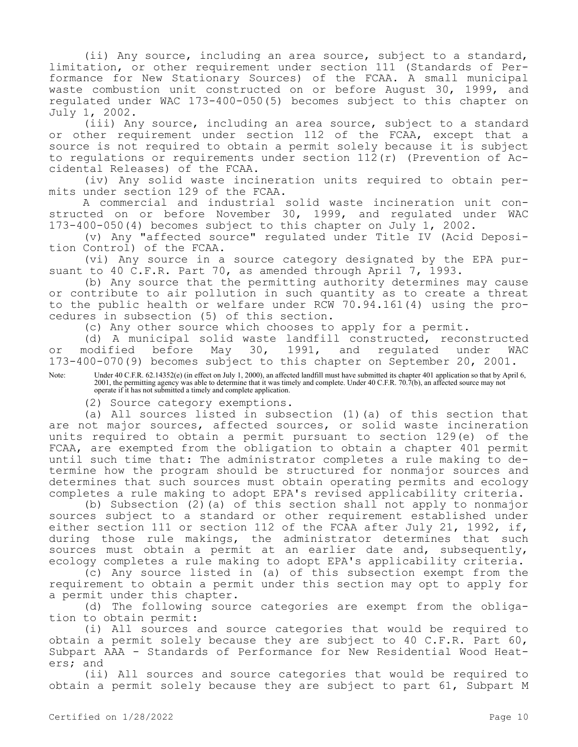(ii) Any source, including an area source, subject to a standard, limitation, or other requirement under section 111 (Standards of Performance for New Stationary Sources) of the FCAA. A small municipal waste combustion unit constructed on or before August 30, 1999, and regulated under WAC 173-400-050(5) becomes subject to this chapter on July 1, 2002.

(iii) Any source, including an area source, subject to a standard or other requirement under section 112 of the FCAA, except that a source is not required to obtain a permit solely because it is subject to regulations or requirements under section 112(r) (Prevention of Accidental Releases) of the FCAA.

(iv) Any solid waste incineration units required to obtain permits under section 129 of the FCAA.

A commercial and industrial solid waste incineration unit constructed on or before November 30, 1999, and regulated under WAC 173-400-050(4) becomes subject to this chapter on July 1, 2002.

(v) Any "affected source" regulated under Title IV (Acid Deposition Control) of the FCAA.

(vi) Any source in a source category designated by the EPA pursuant to 40 C.F.R. Part 70, as amended through April 7, 1993.

(b) Any source that the permitting authority determines may cause or contribute to air pollution in such quantity as to create a threat to the public health or welfare under RCW 70.94.161(4) using the procedures in subsection (5) of this section.

(c) Any other source which chooses to apply for a permit.

(d) A municipal solid waste landfill constructed, reconstructed or modified before May 30, 1991, and regulated under WAC 173-400-070(9) becomes subject to this chapter on September 20, 2001.

Note: Under 40 C.F.R. 62.14352(e) (in effect on July 1, 2000), an affected landfill must have submitted its chapter 401 application so that by April 6, 2001, the permitting agency was able to determine that it was timely and complete. Under 40 C.F.R. 70.7(b), an affected source may not operate if it has not submitted a timely and complete application.

(2) Source category exemptions.

(a) All sources listed in subsection (1)(a) of this section that are not major sources, affected sources, or solid waste incineration units required to obtain a permit pursuant to section 129(e) of the FCAA, are exempted from the obligation to obtain a chapter 401 permit until such time that: The administrator completes a rule making to determine how the program should be structured for nonmajor sources and determines that such sources must obtain operating permits and ecology completes a rule making to adopt EPA's revised applicability criteria.

(b) Subsection (2)(a) of this section shall not apply to nonmajor sources subject to a standard or other requirement established under either section 111 or section 112 of the FCAA after July 21, 1992, if, during those rule makings, the administrator determines that such sources must obtain a permit at an earlier date and, subsequently, ecology completes a rule making to adopt EPA's applicability criteria.

(c) Any source listed in (a) of this subsection exempt from the requirement to obtain a permit under this section may opt to apply for a permit under this chapter.

(d) The following source categories are exempt from the obligation to obtain permit:

(i) All sources and source categories that would be required to obtain a permit solely because they are subject to 40 C.F.R. Part 60, Subpart AAA - Standards of Performance for New Residential Wood Heaters; and

(ii) All sources and source categories that would be required to obtain a permit solely because they are subject to part 61, Subpart M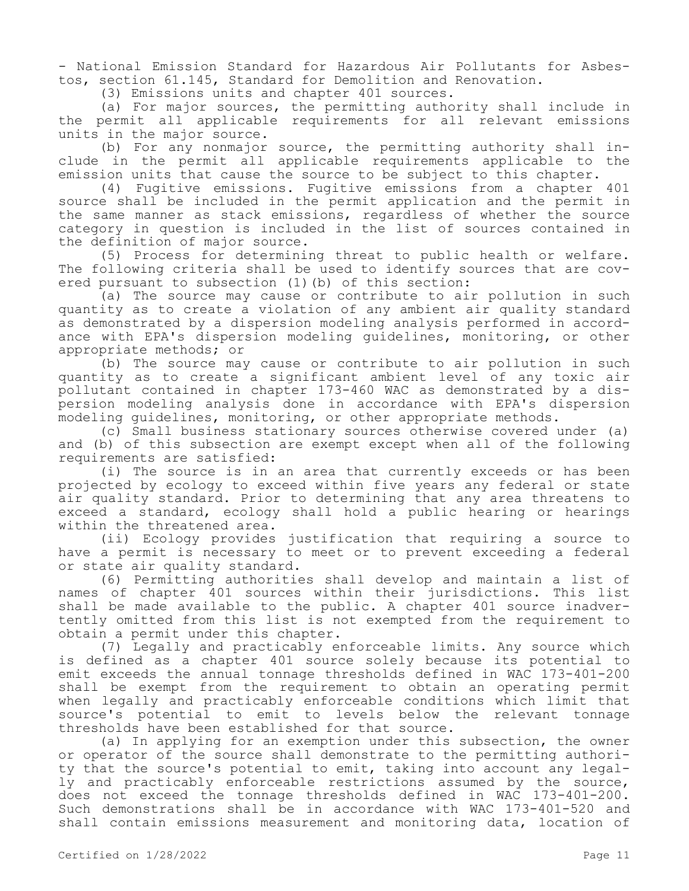- National Emission Standard for Hazardous Air Pollutants for Asbestos, section 61.145, Standard for Demolition and Renovation.

(3) Emissions units and chapter 401 sources.

(a) For major sources, the permitting authority shall include in the permit all applicable requirements for all relevant emissions units in the major source.

(b) For any nonmajor source, the permitting authority shall include in the permit all applicable requirements applicable to the emission units that cause the source to be subject to this chapter.

(4) Fugitive emissions. Fugitive emissions from a chapter 401 source shall be included in the permit application and the permit in the same manner as stack emissions, regardless of whether the source category in question is included in the list of sources contained in the definition of major source.

(5) Process for determining threat to public health or welfare. The following criteria shall be used to identify sources that are covered pursuant to subsection (1)(b) of this section:

(a) The source may cause or contribute to air pollution in such quantity as to create a violation of any ambient air quality standard as demonstrated by a dispersion modeling analysis performed in accordance with EPA's dispersion modeling guidelines, monitoring, or other appropriate methods; or

(b) The source may cause or contribute to air pollution in such quantity as to create a significant ambient level of any toxic air pollutant contained in chapter 173-460 WAC as demonstrated by a dispersion modeling analysis done in accordance with EPA's dispersion modeling guidelines, monitoring, or other appropriate methods.

(c) Small business stationary sources otherwise covered under (a) and (b) of this subsection are exempt except when all of the following requirements are satisfied:

(i) The source is in an area that currently exceeds or has been projected by ecology to exceed within five years any federal or state air quality standard. Prior to determining that any area threatens to exceed a standard, ecology shall hold a public hearing or hearings within the threatened area.

(ii) Ecology provides justification that requiring a source to have a permit is necessary to meet or to prevent exceeding a federal or state air quality standard.

(6) Permitting authorities shall develop and maintain a list of names of chapter 401 sources within their jurisdictions. This list shall be made available to the public. A chapter 401 source inadvertently omitted from this list is not exempted from the requirement to obtain a permit under this chapter.

(7) Legally and practicably enforceable limits. Any source which is defined as a chapter 401 source solely because its potential to emit exceeds the annual tonnage thresholds defined in WAC 173-401-200 shall be exempt from the requirement to obtain an operating permit when legally and practicably enforceable conditions which limit that source's potential to emit to levels below the relevant tonnage thresholds have been established for that source.

(a) In applying for an exemption under this subsection, the owner or operator of the source shall demonstrate to the permitting authority that the source's potential to emit, taking into account any legally and practicably enforceable restrictions assumed by the source, does not exceed the tonnage thresholds defined in WAC 173-401-200. Such demonstrations shall be in accordance with WAC 173-401-520 and shall contain emissions measurement and monitoring data, location of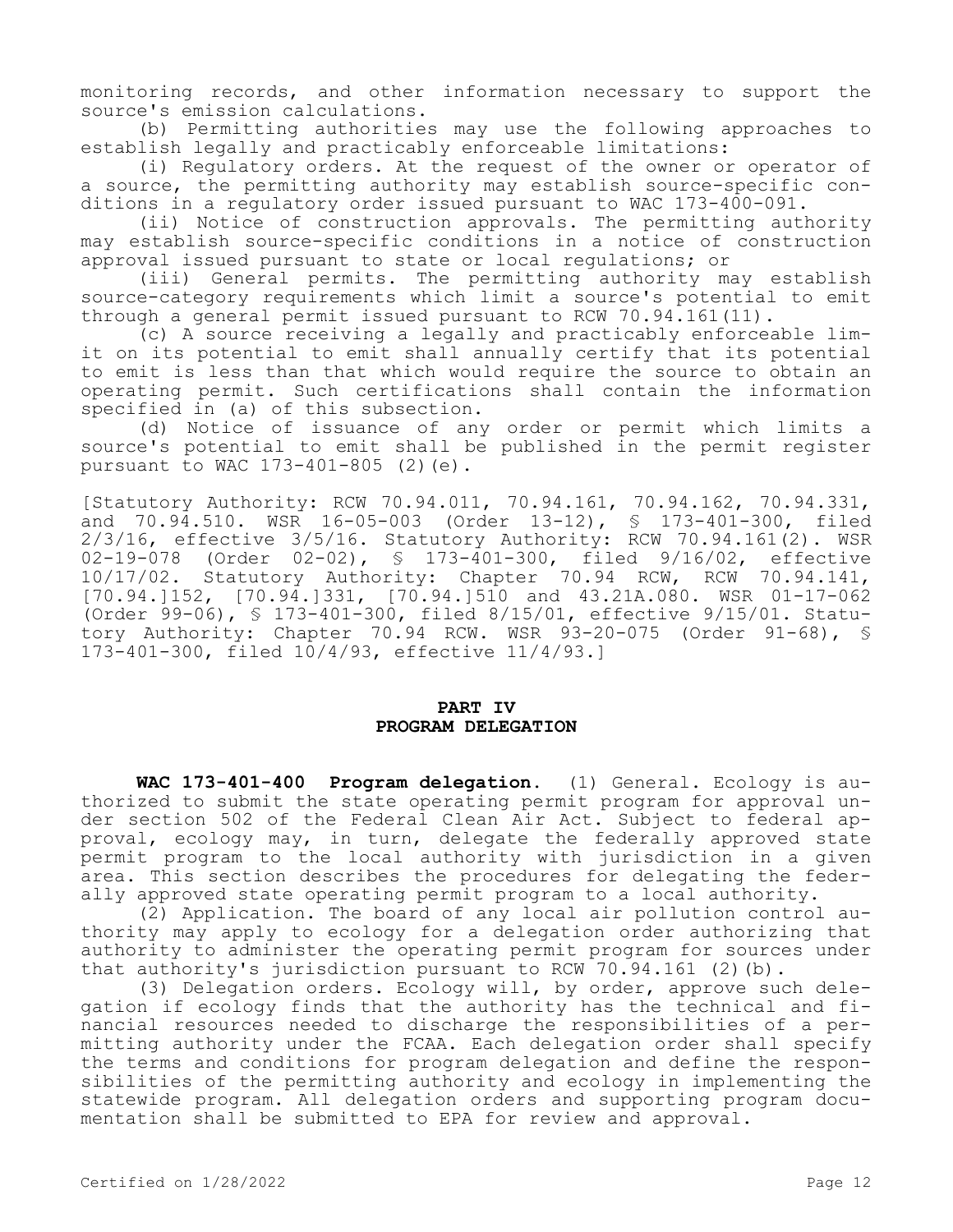monitoring records, and other information necessary to support the source's emission calculations.

(b) Permitting authorities may use the following approaches to establish legally and practicably enforceable limitations:

(i) Regulatory orders. At the request of the owner or operator of a source, the permitting authority may establish source-specific conditions in a regulatory order issued pursuant to WAC 173-400-091.

(ii) Notice of construction approvals. The permitting authority may establish source-specific conditions in a notice of construction approval issued pursuant to state or local regulations; or

(iii) General permits. The permitting authority may establish source-category requirements which limit a source's potential to emit through a general permit issued pursuant to RCW 70.94.161(11).

(c) A source receiving a legally and practicably enforceable limit on its potential to emit shall annually certify that its potential to emit is less than that which would require the source to obtain an operating permit. Such certifications shall contain the information specified in (a) of this subsection.

(d) Notice of issuance of any order or permit which limits a source's potential to emit shall be published in the permit register pursuant to WAC 173-401-805 (2)(e).

[Statutory Authority: RCW 70.94.011, 70.94.161, 70.94.162, 70.94.331, and 70.94.510. WSR 16-05-003 (Order 13-12), § 173-401-300, filed 2/3/16, effective 3/5/16. Statutory Authority: RCW 70.94.161(2). WSR 02-19-078 (Order 02-02), § 173-401-300, filed 9/16/02, effective 10/17/02. Statutory Authority: Chapter 70.94 RCW, RCW 70.94.141, [70.94.]152, [70.94.]331, [70.94.]510 and 43.21A.080. WSR 01-17-062 (Order 99-06), § 173-401-300, filed 8/15/01, effective 9/15/01. Statutory Authority: Chapter 70.94 RCW. WSR 93-20-075 (Order 91-68), § 173-401-300, filed 10/4/93, effective 11/4/93.]

## PART IV
## PROGRAM DELEGATION

**WAC 173-401-400 Program delegation.** (1) General. Ecology is authorized to submit the state operating permit program for approval under section 502 of the Federal Clean Air Act. Subject to federal approval, ecology may, in turn, delegate the federally approved state permit program to the local authority with jurisdiction in a given area. This section describes the procedures for delegating the federally approved state operating permit program to a local authority.

(2) Application. The board of any local air pollution control authority may apply to ecology for a delegation order authorizing that authority to administer the operating permit program for sources under that authority's jurisdiction pursuant to RCW 70.94.161 (2)(b).

(3) Delegation orders. Ecology will, by order, approve such delegation if ecology finds that the authority has the technical and financial resources needed to discharge the responsibilities of a permitting authority under the FCAA. Each delegation order shall specify the terms and conditions for program delegation and define the responsibilities of the permitting authority and ecology in implementing the statewide program. All delegation orders and supporting program documentation shall be submitted to EPA for review and approval.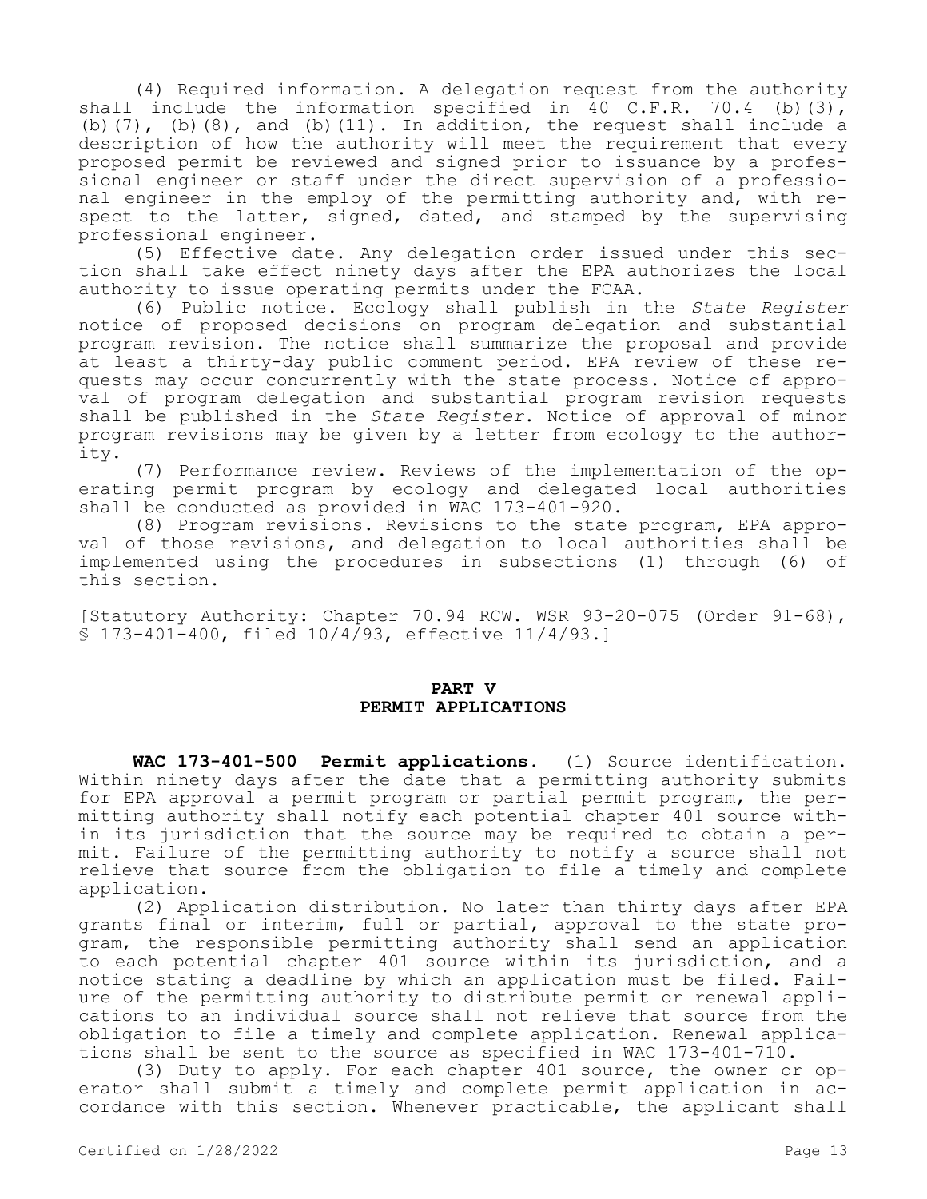(4) Required information. A delegation request from the authority shall include the information specified in 40 C.F.R. 70.4 (b)(3), (b)(7), (b)(8), and (b)(11). In addition, the request shall include a description of how the authority will meet the requirement that every proposed permit be reviewed and signed prior to issuance by a professional engineer or staff under the direct supervision of a professional engineer in the employ of the permitting authority and, with respect to the latter, signed, dated, and stamped by the supervising professional engineer.

(5) Effective date. Any delegation order issued under this section shall take effect ninety days after the EPA authorizes the local authority to issue operating permits under the FCAA.

(6) Public notice. Ecology shall publish in the *State Register* notice of proposed decisions on program delegation and substantial program revision. The notice shall summarize the proposal and provide at least a thirty-day public comment period. EPA review of these requests may occur concurrently with the state process. Notice of approval of program delegation and substantial program revision requests shall be published in the *State Register*. Notice of approval of minor program revisions may be given by a letter from ecology to the authority.

(7) Performance review. Reviews of the implementation of the operating permit program by ecology and delegated local authorities shall be conducted as provided in WAC 173-401-920.

(8) Program revisions. Revisions to the state program, EPA approval of those revisions, and delegation to local authorities shall be implemented using the procedures in subsections (1) through (6) of this section.

[Statutory Authority: Chapter 70.94 RCW. WSR 93-20-075 (Order 91-68), § 173-401-400, filed 10/4/93, effective 11/4/93.]

## PART V
## PERMIT APPLICATIONS

**WAC 173-401-500 Permit applications.** (1) Source identification. Within ninety days after the date that a permitting authority submits for EPA approval a permit program or partial permit program, the permitting authority shall notify each potential chapter 401 source within its jurisdiction that the source may be required to obtain a permit. Failure of the permitting authority to notify a source shall not relieve that source from the obligation to file a timely and complete application.

(2) Application distribution. No later than thirty days after EPA grants final or interim, full or partial, approval to the state program, the responsible permitting authority shall send an application to each potential chapter 401 source within its jurisdiction, and a notice stating a deadline by which an application must be filed. Failure of the permitting authority to distribute permit or renewal applications to an individual source shall not relieve that source from the obligation to file a timely and complete application. Renewal applications shall be sent to the source as specified in WAC 173-401-710.

(3) Duty to apply. For each chapter 401 source, the owner or operator shall submit a timely and complete permit application in accordance with this section. Whenever practicable, the applicant shall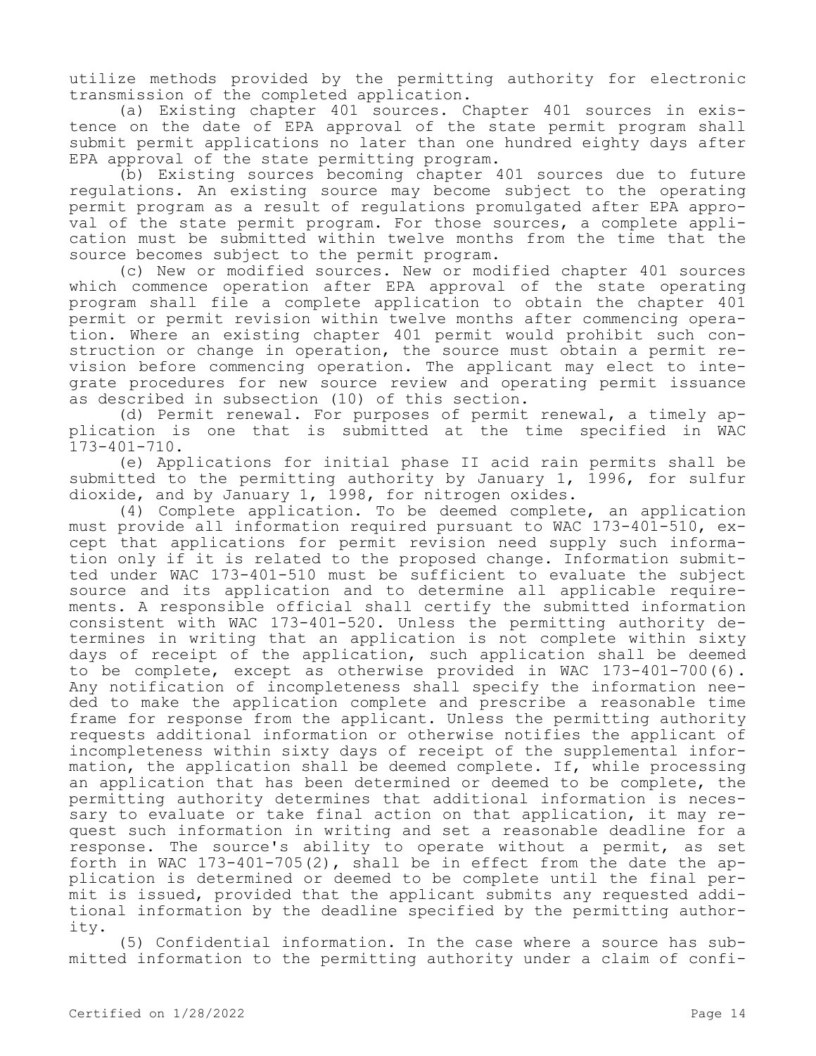utilize methods provided by the permitting authority for electronic transmission of the completed application.

(a) Existing chapter 401 sources. Chapter 401 sources in existence on the date of EPA approval of the state permit program shall submit permit applications no later than one hundred eighty days after EPA approval of the state permitting program.

(b) Existing sources becoming chapter 401 sources due to future regulations. An existing source may become subject to the operating permit program as a result of regulations promulgated after EPA approval of the state permit program. For those sources, a complete application must be submitted within twelve months from the time that the source becomes subject to the permit program.

(c) New or modified sources. New or modified chapter 401 sources which commence operation after EPA approval of the state operating program shall file a complete application to obtain the chapter 401 permit or permit revision within twelve months after commencing operation. Where an existing chapter 401 permit would prohibit such construction or change in operation, the source must obtain a permit revision before commencing operation. The applicant may elect to integrate procedures for new source review and operating permit issuance as described in subsection (10) of this section.

(d) Permit renewal. For purposes of permit renewal, a timely application is one that is submitted at the time specified in WAC 173-401-710.

(e) Applications for initial phase II acid rain permits shall be submitted to the permitting authority by January 1, 1996, for sulfur dioxide, and by January 1, 1998, for nitrogen oxides.

(4) Complete application. To be deemed complete, an application must provide all information required pursuant to WAC 173-401-510, except that applications for permit revision need supply such information only if it is related to the proposed change. Information submitted under WAC 173-401-510 must be sufficient to evaluate the subject source and its application and to determine all applicable requirements. A responsible official shall certify the submitted information consistent with WAC 173-401-520. Unless the permitting authority determines in writing that an application is not complete within sixty days of receipt of the application, such application shall be deemed to be complete, except as otherwise provided in WAC 173-401-700(6). Any notification of incompleteness shall specify the information needed to make the application complete and prescribe a reasonable time frame for response from the applicant. Unless the permitting authority requests additional information or otherwise notifies the applicant of incompleteness within sixty days of receipt of the supplemental information, the application shall be deemed complete. If, while processing an application that has been determined or deemed to be complete, the permitting authority determines that additional information is necessary to evaluate or take final action on that application, it may request such information in writing and set a reasonable deadline for a response. The source's ability to operate without a permit, as set forth in WAC 173-401-705(2), shall be in effect from the date the application is determined or deemed to be complete until the final permit is issued, provided that the applicant submits any requested additional information by the deadline specified by the permitting authority.

(5) Confidential information. In the case where a source has submitted information to the permitting authority under a claim of confi-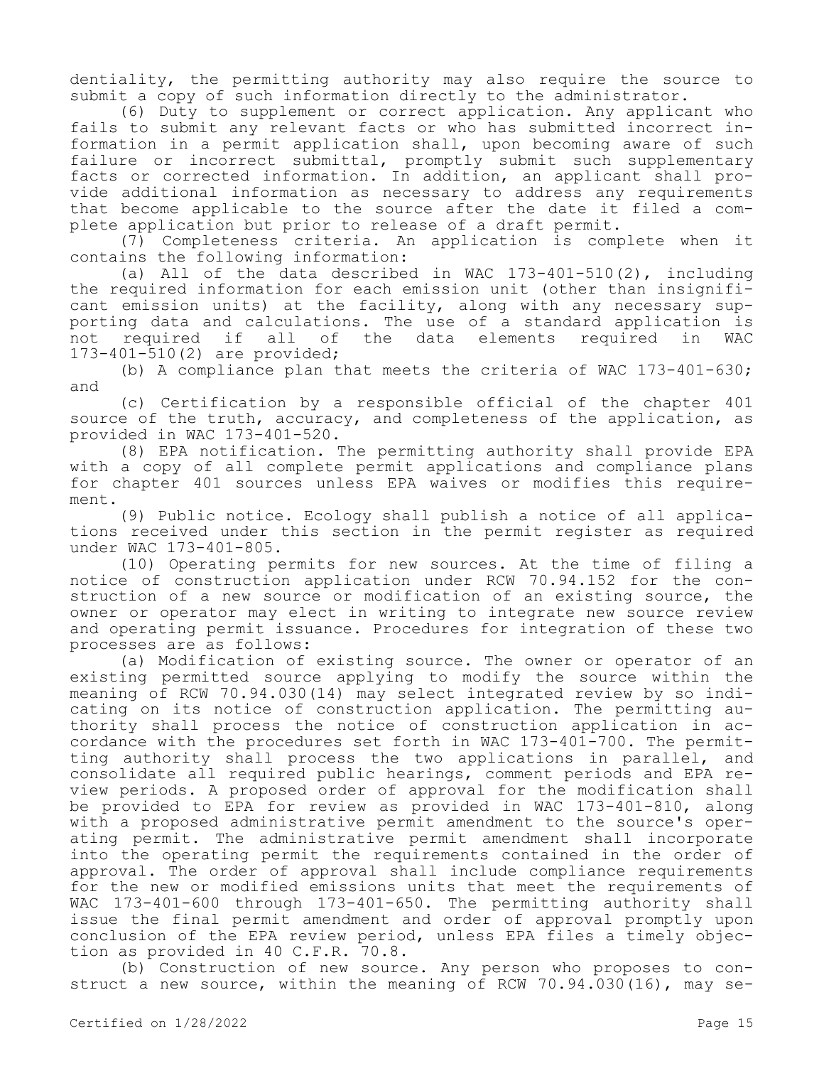dentiality, the permitting authority may also require the source to submit a copy of such information directly to the administrator.

(6) Duty to supplement or correct application. Any applicant who fails to submit any relevant facts or who has submitted incorrect information in a permit application shall, upon becoming aware of such failure or incorrect submittal, promptly submit such supplementary facts or corrected information. In addition, an applicant shall provide additional information as necessary to address any requirements that become applicable to the source after the date it filed a complete application but prior to release of a draft permit.

(7) Completeness criteria. An application is complete when it contains the following information:

(a) All of the data described in WAC 173-401-510(2), including the required information for each emission unit (other than insignificant emission units) at the facility, along with any necessary supporting data and calculations. The use of a standard application is not required if all of the data elements required in WAC 173-401-510(2) are provided;

(b) A compliance plan that meets the criteria of WAC 173-401-630; and

(c) Certification by a responsible official of the chapter 401 source of the truth, accuracy, and completeness of the application, as provided in WAC 173-401-520.

(8) EPA notification. The permitting authority shall provide EPA with a copy of all complete permit applications and compliance plans for chapter 401 sources unless EPA waives or modifies this requirement.

(9) Public notice. Ecology shall publish a notice of all applications received under this section in the permit register as required under WAC 173-401-805.

(10) Operating permits for new sources. At the time of filing a notice of construction application under RCW 70.94.152 for the construction of a new source or modification of an existing source, the owner or operator may elect in writing to integrate new source review and operating permit issuance. Procedures for integration of these two processes are as follows:

(a) Modification of existing source. The owner or operator of an existing permitted source applying to modify the source within the meaning of RCW 70.94.030(14) may select integrated review by so indicating on its notice of construction application. The permitting authority shall process the notice of construction application in accordance with the procedures set forth in WAC 173-401-700. The permitting authority shall process the two applications in parallel, and consolidate all required public hearings, comment periods and EPA review periods. A proposed order of approval for the modification shall be provided to EPA for review as provided in WAC 173-401-810, along with a proposed administrative permit amendment to the source's operating permit. The administrative permit amendment shall incorporate into the operating permit the requirements contained in the order of approval. The order of approval shall include compliance requirements for the new or modified emissions units that meet the requirements of WAC 173-401-600 through 173-401-650. The permitting authority shall issue the final permit amendment and order of approval promptly upon conclusion of the EPA review period, unless EPA files a timely objection as provided in 40 C.F.R. 70.8.

(b) Construction of new source. Any person who proposes to construct a new source, within the meaning of RCW 70.94.030(16), may se-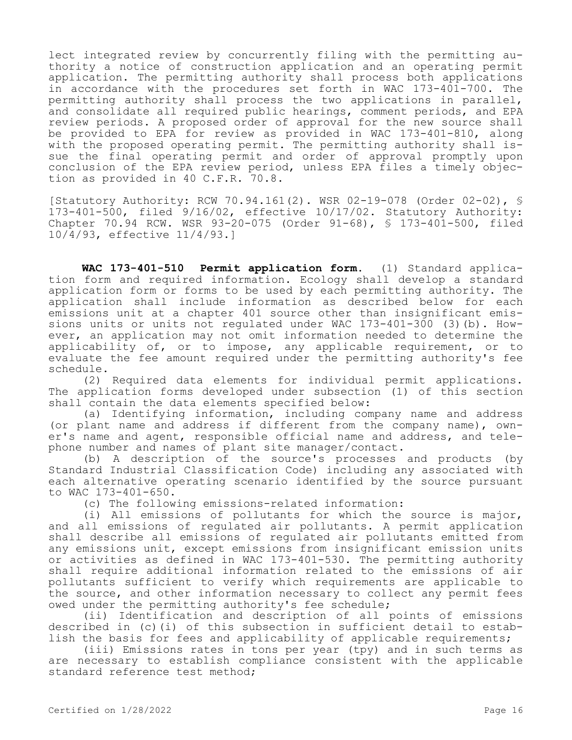lect integrated review by concurrently filing with the permitting authority a notice of construction application and an operating permit application. The permitting authority shall process both applications in accordance with the procedures set forth in WAC 173-401-700. The permitting authority shall process the two applications in parallel, and consolidate all required public hearings, comment periods, and EPA review periods. A proposed order of approval for the new source shall be provided to EPA for review as provided in WAC 173-401-810, along with the proposed operating permit. The permitting authority shall issue the final operating permit and order of approval promptly upon conclusion of the EPA review period, unless EPA files a timely objection as provided in 40 C.F.R. 70.8.

[Statutory Authority: RCW 70.94.161(2). WSR 02-19-078 (Order 02-02), § 173-401-500, filed 9/16/02, effective 10/17/02. Statutory Authority: Chapter 70.94 RCW. WSR 93-20-075 (Order 91-68), § 173-401-500, filed 10/4/93, effective 11/4/93.]

**WAC 173-401-510 Permit application form.** (1) Standard application form and required information. Ecology shall develop a standard application form or forms to be used by each permitting authority. The application shall include information as described below for each emissions unit at a chapter 401 source other than insignificant emissions units or units not regulated under WAC 173-401-300 (3)(b). However, an application may not omit information needed to determine the applicability of, or to impose, any applicable requirement, or to evaluate the fee amount required under the permitting authority's fee schedule.

(2) Required data elements for individual permit applications. The application forms developed under subsection (1) of this section shall contain the data elements specified below:

(a) Identifying information, including company name and address (or plant name and address if different from the company name), owner's name and agent, responsible official name and address, and telephone number and names of plant site manager/contact.

(b) A description of the source's processes and products (by Standard Industrial Classification Code) including any associated with each alternative operating scenario identified by the source pursuant to WAC 173-401-650.

(c) The following emissions-related information:

(i) All emissions of pollutants for which the source is major, and all emissions of regulated air pollutants. A permit application shall describe all emissions of regulated air pollutants emitted from any emissions unit, except emissions from insignificant emission units or activities as defined in WAC 173-401-530. The permitting authority shall require additional information related to the emissions of air pollutants sufficient to verify which requirements are applicable to the source, and other information necessary to collect any permit fees owed under the permitting authority's fee schedule;

(ii) Identification and description of all points of emissions described in (c)(i) of this subsection in sufficient detail to establish the basis for fees and applicability of applicable requirements;

(iii) Emissions rates in tons per year (tpy) and in such terms as are necessary to establish compliance consistent with the applicable standard reference test method;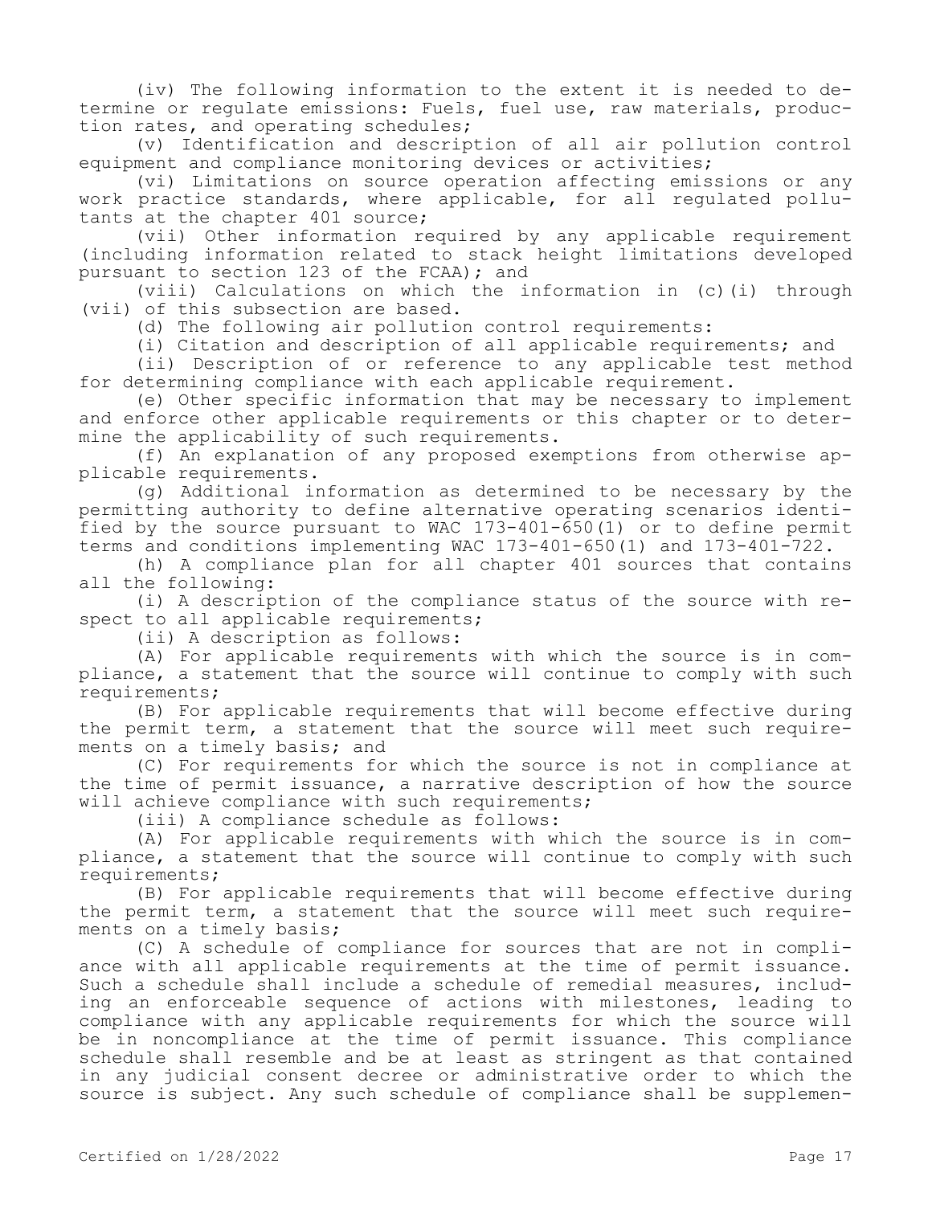(iv) The following information to the extent it is needed to determine or regulate emissions: Fuels, fuel use, raw materials, production rates, and operating schedules;

(v) Identification and description of all air pollution control equipment and compliance monitoring devices or activities;

(vi) Limitations on source operation affecting emissions or any work practice standards, where applicable, for all regulated pollutants at the chapter 401 source;

(vii) Other information required by any applicable requirement (including information related to stack height limitations developed pursuant to section 123 of the FCAA); and

(viii) Calculations on which the information in (c)(i) through (vii) of this subsection are based.

(d) The following air pollution control requirements:

(i) Citation and description of all applicable requirements; and

(ii) Description of or reference to any applicable test method for determining compliance with each applicable requirement.

(e) Other specific information that may be necessary to implement and enforce other applicable requirements or this chapter or to determine the applicability of such requirements.

(f) An explanation of any proposed exemptions from otherwise applicable requirements.

(g) Additional information as determined to be necessary by the permitting authority to define alternative operating scenarios identified by the source pursuant to WAC 173-401-650(1) or to define permit terms and conditions implementing WAC 173-401-650(1) and 173-401-722.

(h) A compliance plan for all chapter 401 sources that contains all the following:

(i) A description of the compliance status of the source with respect to all applicable requirements;

(ii) A description as follows:

(A) For applicable requirements with which the source is in compliance, a statement that the source will continue to comply with such requirements;

(B) For applicable requirements that will become effective during the permit term, a statement that the source will meet such requirements on a timely basis; and

(C) For requirements for which the source is not in compliance at the time of permit issuance, a narrative description of how the source will achieve compliance with such requirements;

(iii) A compliance schedule as follows:

(A) For applicable requirements with which the source is in compliance, a statement that the source will continue to comply with such requirements;

(B) For applicable requirements that will become effective during the permit term, a statement that the source will meet such requirements on a timely basis;

(C) A schedule of compliance for sources that are not in compliance with all applicable requirements at the time of permit issuance. Such a schedule shall include a schedule of remedial measures, including an enforceable sequence of actions with milestones, leading to compliance with any applicable requirements for which the source will be in noncompliance at the time of permit issuance. This compliance schedule shall resemble and be at least as stringent as that contained in any judicial consent decree or administrative order to which the source is subject. Any such schedule of compliance shall be supplemen-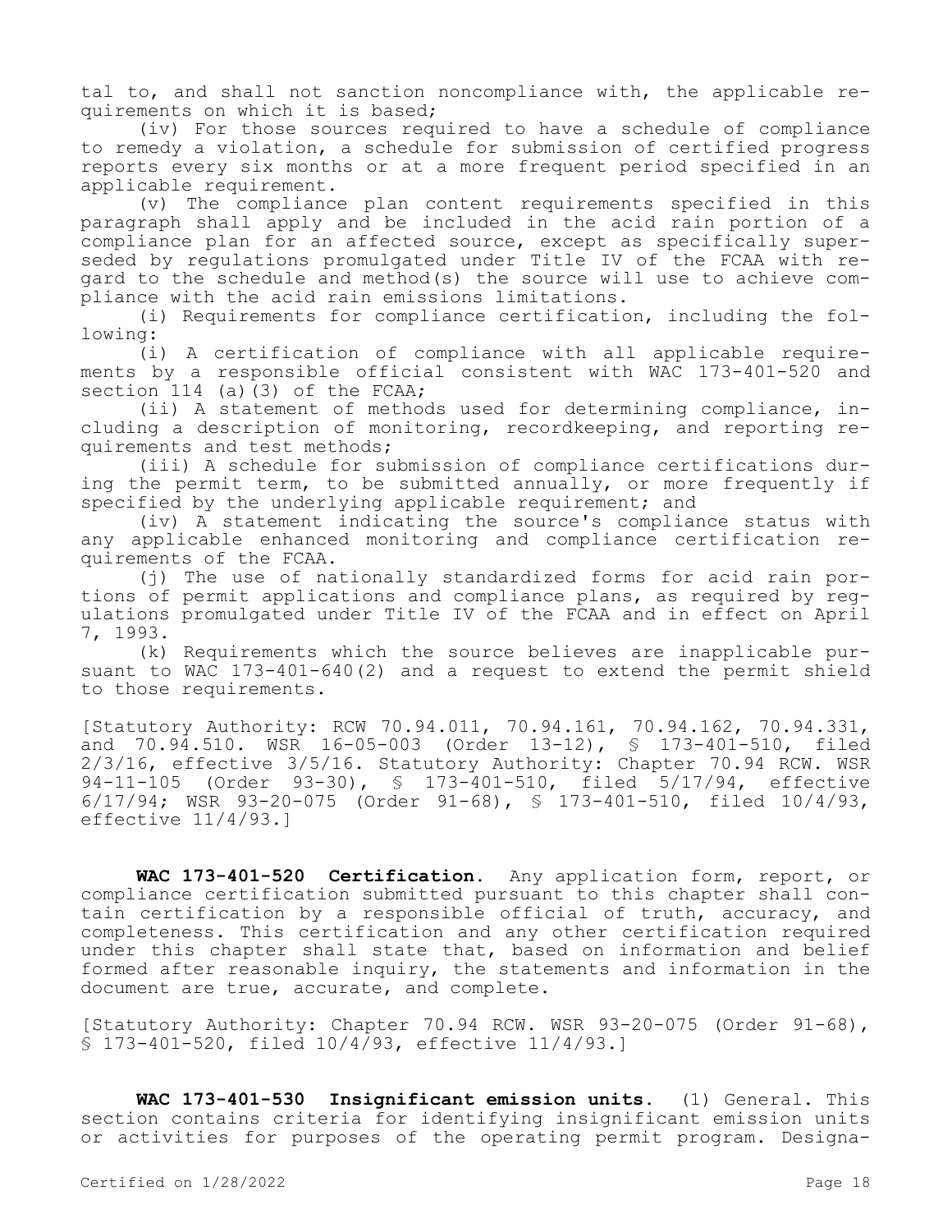tal to, and shall not sanction noncompliance with, the applicable requirements on which it is based;

(iv) For those sources required to have a schedule of compliance to remedy a violation, a schedule for submission of certified progress reports every six months or at a more frequent period specified in an applicable requirement.

(v) The compliance plan content requirements specified in this paragraph shall apply and be included in the acid rain portion of a compliance plan for an affected source, except as specifically superseded by regulations promulgated under Title IV of the FCAA with regard to the schedule and method(s) the source will use to achieve compliance with the acid rain emissions limitations.

(i) Requirements for compliance certification, including the following:

(i) A certification of compliance with all applicable requirements by a responsible official consistent with WAC 173-401-520 and section 114 (a)(3) of the FCAA;

(ii) A statement of methods used for determining compliance, including a description of monitoring, recordkeeping, and reporting requirements and test methods;

(iii) A schedule for submission of compliance certifications during the permit term, to be submitted annually, or more frequently if specified by the underlying applicable requirement; and

(iv) A statement indicating the source's compliance status with any applicable enhanced monitoring and compliance certification requirements of the FCAA.

(j) The use of nationally standardized forms for acid rain portions of permit applications and compliance plans, as required by regulations promulgated under Title IV of the FCAA and in effect on April 7, 1993.

(k) Requirements which the source believes are inapplicable pursuant to WAC 173-401-640(2) and a request to extend the permit shield to those requirements.

[Statutory Authority: RCW 70.94.011, 70.94.161, 70.94.162, 70.94.331, and 70.94.510. WSR 16-05-003 (Order 13-12), § 173-401-510, filed 2/3/16, effective 3/5/16. Statutory Authority: Chapter 70.94 RCW. WSR 94-11-105 (Order 93-30), § 173-401-510, filed 5/17/94, effective 6/17/94; WSR 93-20-075 (Order 91-68), § 173-401-510, filed 10/4/93, effective 11/4/93.]

**WAC 173-401-520 Certification.** Any application form, report, or compliance certification submitted pursuant to this chapter shall contain certification by a responsible official of truth, accuracy, and completeness. This certification and any other certification required under this chapter shall state that, based on information and belief formed after reasonable inquiry, the statements and information in the document are true, accurate, and complete.

[Statutory Authority: Chapter 70.94 RCW. WSR 93-20-075 (Order 91-68), § 173-401-520, filed 10/4/93, effective 11/4/93.]

**WAC 173-401-530 Insignificant emission units.** (1) General. This section contains criteria for identifying insignificant emission units or activities for purposes of the operating permit program. Designa-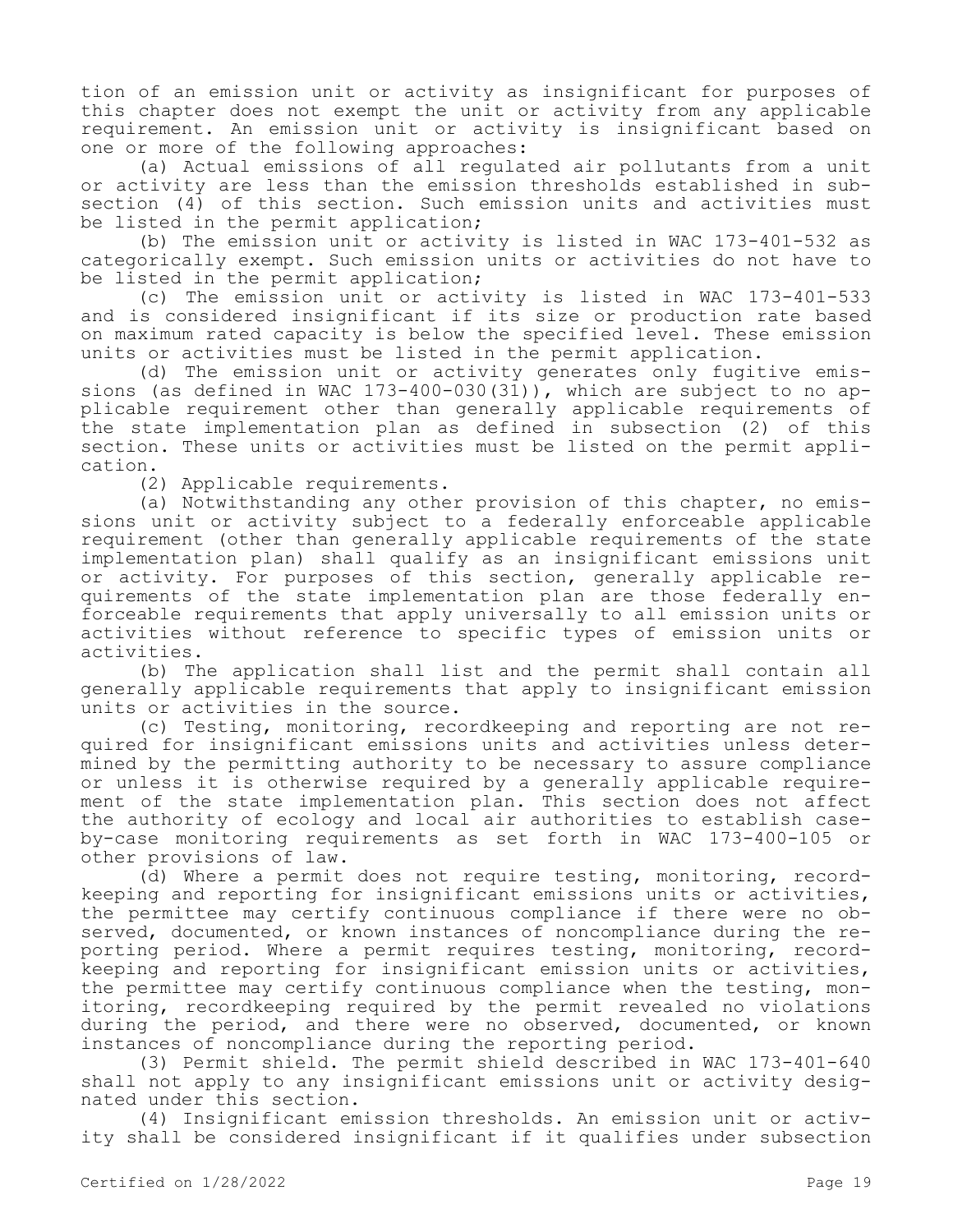tion of an emission unit or activity as insignificant for purposes of this chapter does not exempt the unit or activity from any applicable requirement. An emission unit or activity is insignificant based on one or more of the following approaches:

(a) Actual emissions of all regulated air pollutants from a unit or activity are less than the emission thresholds established in subsection (4) of this section. Such emission units and activities must be listed in the permit application;

(b) The emission unit or activity is listed in WAC 173-401-532 as categorically exempt. Such emission units or activities do not have to be listed in the permit application;

(c) The emission unit or activity is listed in WAC 173-401-533 and is considered insignificant if its size or production rate based on maximum rated capacity is below the specified level. These emission units or activities must be listed in the permit application.

(d) The emission unit or activity generates only fugitive emissions (as defined in WAC 173-400-030(31)), which are subject to no applicable requirement other than generally applicable requirements of the state implementation plan as defined in subsection (2) of this section. These units or activities must be listed on the permit application.

(2) Applicable requirements.

(a) Notwithstanding any other provision of this chapter, no emissions unit or activity subject to a federally enforceable applicable requirement (other than generally applicable requirements of the state implementation plan) shall qualify as an insignificant emissions unit or activity. For purposes of this section, generally applicable requirements of the state implementation plan are those federally enforceable requirements that apply universally to all emission units or activities without reference to specific types of emission units or activities.

(b) The application shall list and the permit shall contain all generally applicable requirements that apply to insignificant emission units or activities in the source.

(c) Testing, monitoring, recordkeeping and reporting are not required for insignificant emissions units and activities unless determined by the permitting authority to be necessary to assure compliance or unless it is otherwise required by a generally applicable requirement of the state implementation plan. This section does not affect the authority of ecology and local air authorities to establish case-by-case monitoring requirements as set forth in WAC 173-400-105 or other provisions of law.

(d) Where a permit does not require testing, monitoring, recordkeeping and reporting for insignificant emissions units or activities, the permittee may certify continuous compliance if there were no observed, documented, or known instances of noncompliance during the reporting period. Where a permit requires testing, monitoring, recordkeeping and reporting for insignificant emission units or activities, the permittee may certify continuous compliance when the testing, monitoring, recordkeeping required by the permit revealed no violations during the period, and there were no observed, documented, or known instances of noncompliance during the reporting period.

(3) Permit shield. The permit shield described in WAC 173-401-640 shall not apply to any insignificant emissions unit or activity designated under this section.

(4) Insignificant emission thresholds. An emission unit or activity shall be considered insignificant if it qualifies under subsection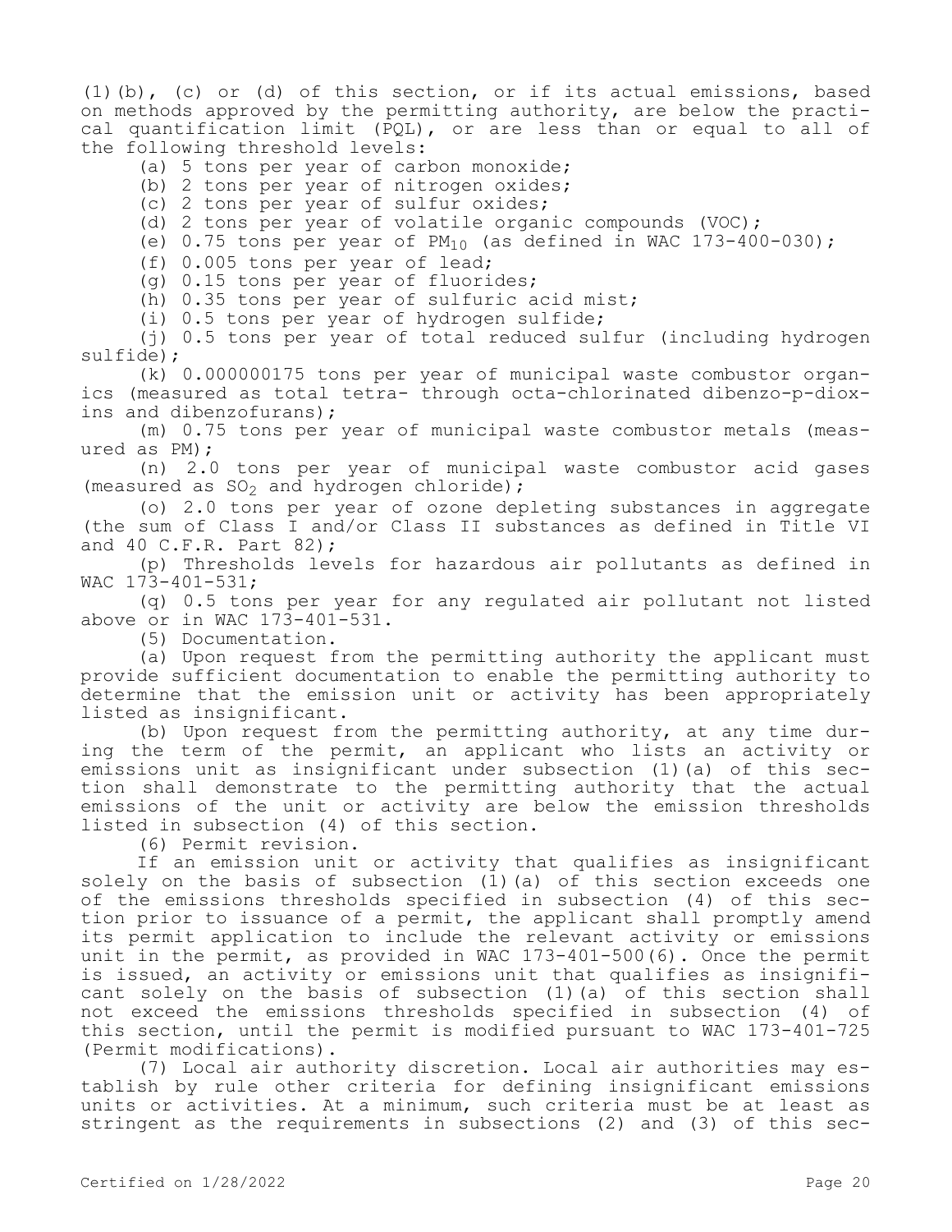(1)(b), (c) or (d) of this section, or if its actual emissions, based on methods approved by the permitting authority, are below the practical quantification limit (PQL), or are less than or equal to all of the following threshold levels:

(a) 5 tons per year of carbon monoxide;

(b) 2 tons per year of nitrogen oxides;

(c) 2 tons per year of sulfur oxides;

(d) 2 tons per year of volatile organic compounds (VOC);

(e) 0.75 tons per year of $PM_{10}$ (as defined in WAC 173-400-030);

(f) 0.005 tons per year of lead;

(g) 0.15 tons per year of fluorides;

(h) 0.35 tons per year of sulfuric acid mist;

(i) 0.5 tons per year of hydrogen sulfide;

(j) 0.5 tons per year of total reduced sulfur (including hydrogen sulfide);

(k) 0.000000175 tons per year of municipal waste combustor organics (measured as total tetra- through octa-chlorinated dibenzo-p-dioxins and dibenzofurans);

(m) 0.75 tons per year of municipal waste combustor metals (measured as PM);

(n) 2.0 tons per year of municipal waste combustor acid gases (measured as $SO_2$ and hydrogen chloride);

(o) 2.0 tons per year of ozone depleting substances in aggregate (the sum of Class I and/or Class II substances as defined in Title VI and 40 C.F.R. Part 82);

(p) Thresholds levels for hazardous air pollutants as defined in WAC 173-401-531;

(q) 0.5 tons per year for any regulated air pollutant not listed above or in WAC 173-401-531.

(5) Documentation.

(a) Upon request from the permitting authority the applicant must provide sufficient documentation to enable the permitting authority to determine that the emission unit or activity has been appropriately listed as insignificant.

(b) Upon request from the permitting authority, at any time during the term of the permit, an applicant who lists an activity or emissions unit as insignificant under subsection (1)(a) of this section shall demonstrate to the permitting authority that the actual emissions of the unit or activity are below the emission thresholds listed in subsection (4) of this section.

(6) Permit revision.

If an emission unit or activity that qualifies as insignificant solely on the basis of subsection (1)(a) of this section exceeds one of the emissions thresholds specified in subsection (4) of this section prior to issuance of a permit, the applicant shall promptly amend its permit application to include the relevant activity or emissions unit in the permit, as provided in WAC 173-401-500(6). Once the permit is issued, an activity or emissions unit that qualifies as insignificant solely on the basis of subsection (1)(a) of this section shall not exceed the emissions thresholds specified in subsection (4) of this section, until the permit is modified pursuant to WAC 173-401-725 (Permit modifications).

(7) Local air authority discretion. Local air authorities may establish by rule other criteria for defining insignificant emissions units or activities. At a minimum, such criteria must be at least as stringent as the requirements in subsections (2) and (3) of this sec-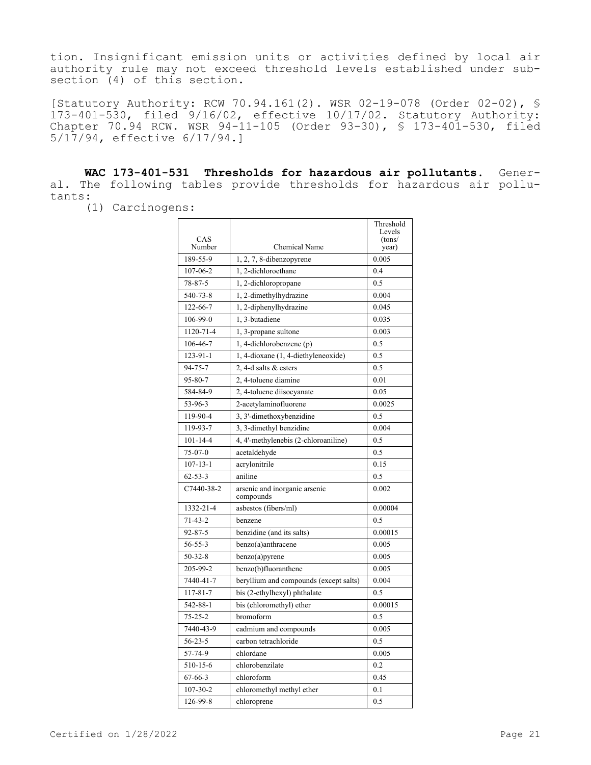tion. Insignificant emission units or activities defined by local air authority rule may not exceed threshold levels established under subsection (4) of this section.

[Statutory Authority: RCW 70.94.161(2). WSR 02-19-078 (Order 02-02), § 173-401-530, filed 9/16/02, effective 10/17/02. Statutory Authority: Chapter 70.94 RCW. WSR 94-11-105 (Order 93-30), § 173-401-530, filed 5/17/94, effective 6/17/94.]

**WAC 173-401-531 Thresholds for hazardous air pollutants.** General. The following tables provide thresholds for hazardous air pollutants:

(1) Carcinogens:

| CAS Number | Chemical Name | Threshold Levels (tons/ year) |
|---|---|---|
| 189-55-9 | 1, 2, 7, 8-dibenzopyrene | 0.005 |
| 107-06-2 | 1, 2-dichloroethane | 0.4 |
| 78-87-5 | 1, 2-dichloropropane | 0.5 |
| 540-73-8 | 1, 2-dimethylhydrazine | 0.004 |
| 122-66-7 | 1, 2-diphenylhydrazine | 0.045 |
| 106-99-0 | 1, 3-butadiene | 0.035 |
| 1120-71-4 | 1, 3-propane sultone | 0.003 |
| 106-46-7 | 1, 4-dichlorobenzene (p) | 0.5 |
| 123-91-1 | 1, 4-dioxane (1, 4-diethyleneoxide) | 0.5 |
| 94-75-7 | 2, 4-d salts & esters | 0.5 |
| 95-80-7 | 2, 4-toluene diamine | 0.01 |
| 584-84-9 | 2, 4-toluene diisocyanate | 0.05 |
| 53-96-3 | 2-acetylaminofluorene | 0.0025 |
| 119-90-4 | 3, 3'-dimethoxybenzidine | 0.5 |
| 119-93-7 | 3, 3-dimethyl benzidine | 0.004 |
| 101-14-4 | 4, 4'-methylenebis (2-chloroaniline) | 0.5 |
| 75-07-0 | acetaldehyde | 0.5 |
| 107-13-1 | acrylonitrile | 0.15 |
| 62-53-3 | aniline | 0.5 |
| C7440-38-2 | arsenic and inorganic arsenic compounds | 0.002 |
| 1332-21-4 | asbestos (fibers/ml) | 0.00004 |
| 71-43-2 | benzene | 0.5 |
| 92-87-5 | benzidine (and its salts) | 0.00015 |
| 56-55-3 | benzo(a)anthracene | 0.005 |
| 50-32-8 | benzo(a)pyrene | 0.005 |
| 205-99-2 | benzo(b)fluoranthene | 0.005 |
| 7440-41-7 | beryllium and compounds (except salts) | 0.004 |
| 117-81-7 | bis (2-ethylhexyl) phthalate | 0.5 |
| 542-88-1 | bis (chloromethyl) ether | 0.00015 |
| 75-25-2 | bromoform | 0.5 |
| 7440-43-9 | cadmium and compounds | 0.005 |
| 56-23-5 | carbon tetrachloride | 0.5 |
| 57-74-9 | chlordane | 0.005 |
| 510-15-6 | chlorobenzilate | 0.2 |
| 67-66-3 | chloroform | 0.45 |
| 107-30-2 | chloromethyl methyl ether | 0.1 |
| 126-99-8 | chloroprene | 0.5 |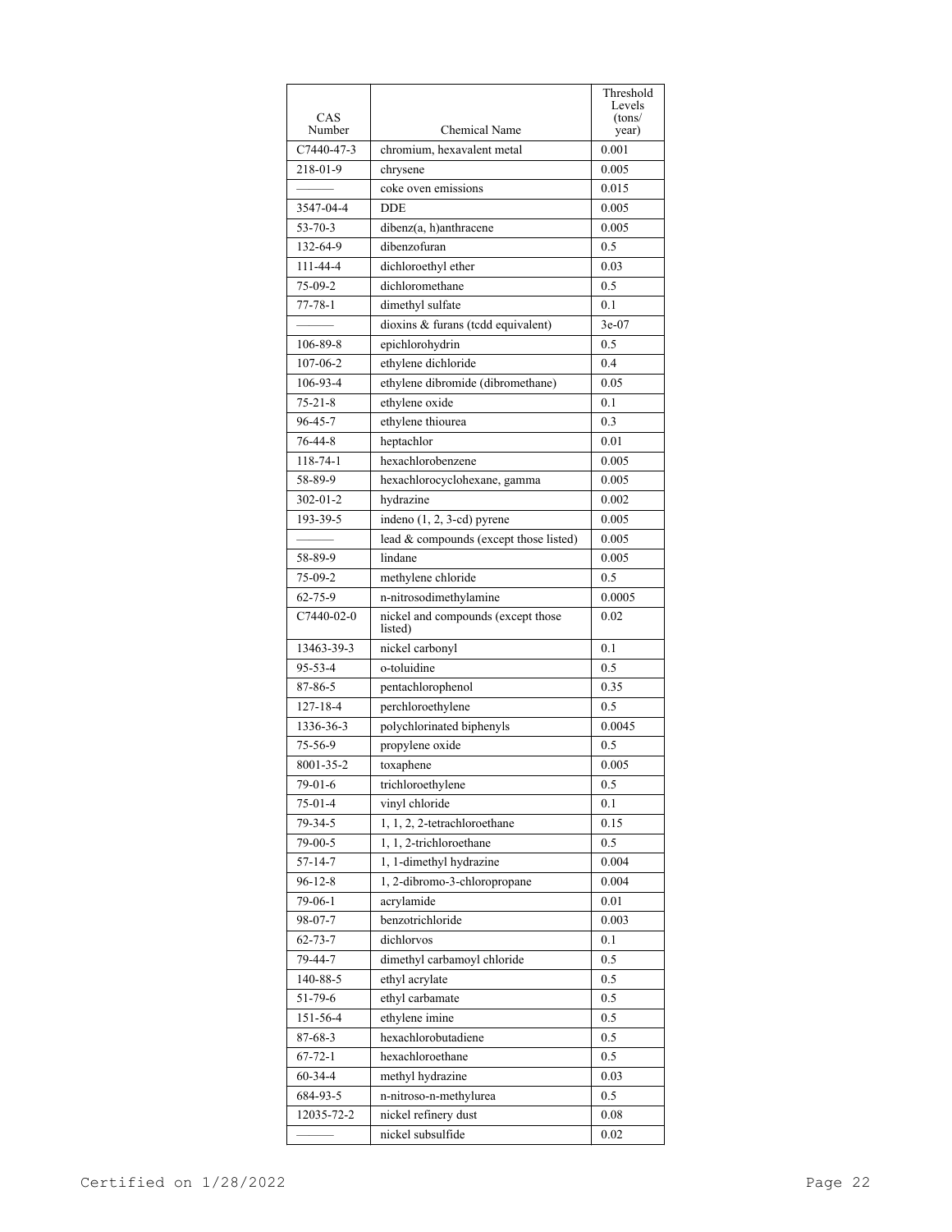| CAS Number | Chemical Name | Threshold Levels (tons/ year) |
|---|---|---|
| C7440-47-3 | chromium, hexavalent metal | 0.001 |
| 218-01-9 | chrysene | 0.005 |
| ——— | coke oven emissions | 0.015 |
| 3547-04-4 | DDE | 0.005 |
| 53-70-3 | dibenz(a, h)anthracene | 0.005 |
| 132-64-9 | dibenzofuran | 0.5 |
| 111-44-4 | dichloroethyl ether | 0.03 |
| 75-09-2 | dichloromethane | 0.5 |
| 77-78-1 | dimethyl sulfate | 0.1 |
| ——— | dioxins & furans (tcdd equivalent) | 3e-07 |
| 106-89-8 | epichlorohydrin | 0.5 |
| 107-06-2 | ethylene dichloride | 0.4 |
| 106-93-4 | ethylene dibromide (dibromethane) | 0.05 |
| 75-21-8 | ethylene oxide | 0.1 |
| 96-45-7 | ethylene thiourea | 0.3 |
| 76-44-8 | heptachlor | 0.01 |
| 118-74-1 | hexachlorobenzene | 0.005 |
| 58-89-9 | hexachlorocyclohexane, gamma | 0.005 |
| 302-01-2 | hydrazine | 0.002 |
| 193-39-5 | indeno (1, 2, 3-cd) pyrene | 0.005 |
| ——— | lead & compounds (except those listed) | 0.005 |
| 58-89-9 | lindane | 0.005 |
| 75-09-2 | methylene chloride | 0.5 |
| 62-75-9 | n-nitrosodimethylamine | 0.0005 |
| C7440-02-0 | nickel and compounds (except those listed) | 0.02 |
| 13463-39-3 | nickel carbonyl | 0.1 |
| 95-53-4 | o-toluidine | 0.5 |
| 87-86-5 | pentachlorophenol | 0.35 |
| 127-18-4 | perchloroethylene | 0.5 |
| 1336-36-3 | polychlorinated biphenyls | 0.0045 |
| 75-56-9 | propylene oxide | 0.5 |
| 8001-35-2 | toxaphene | 0.005 |
| 79-01-6 | trichloroethylene | 0.5 |
| 75-01-4 | vinyl chloride | 0.1 |
| 79-34-5 | 1, 1, 2, 2-tetrachloroethane | 0.15 |
| 79-00-5 | 1, 1, 2-trichloroethane | 0.5 |
| 57-14-7 | 1, 1-dimethyl hydrazine | 0.004 |
| 96-12-8 | 1, 2-dibromo-3-chloropropane | 0.004 |
| 79-06-1 | acrylamide | 0.01 |
| 98-07-7 | benzotrichloride | 0.003 |
| 62-73-7 | dichlorvos | 0.1 |
| 79-44-7 | dimethyl carbamoyl chloride | 0.5 |
| 140-88-5 | ethyl acrylate | 0.5 |
| 51-79-6 | ethyl carbamate | 0.5 |
| 151-56-4 | ethylene imine | 0.5 |
| 87-68-3 | hexachlorobutadiene | 0.5 |
| 67-72-1 | hexachloroethane | 0.5 |
| 60-34-4 | methyl hydrazine | 0.03 |
| 684-93-5 | n-nitroso-n-methylurea | 0.5 |
| 12035-72-2 | nickel refinery dust | 0.08 |
| ——— | nickel subsulfide | 0.02 |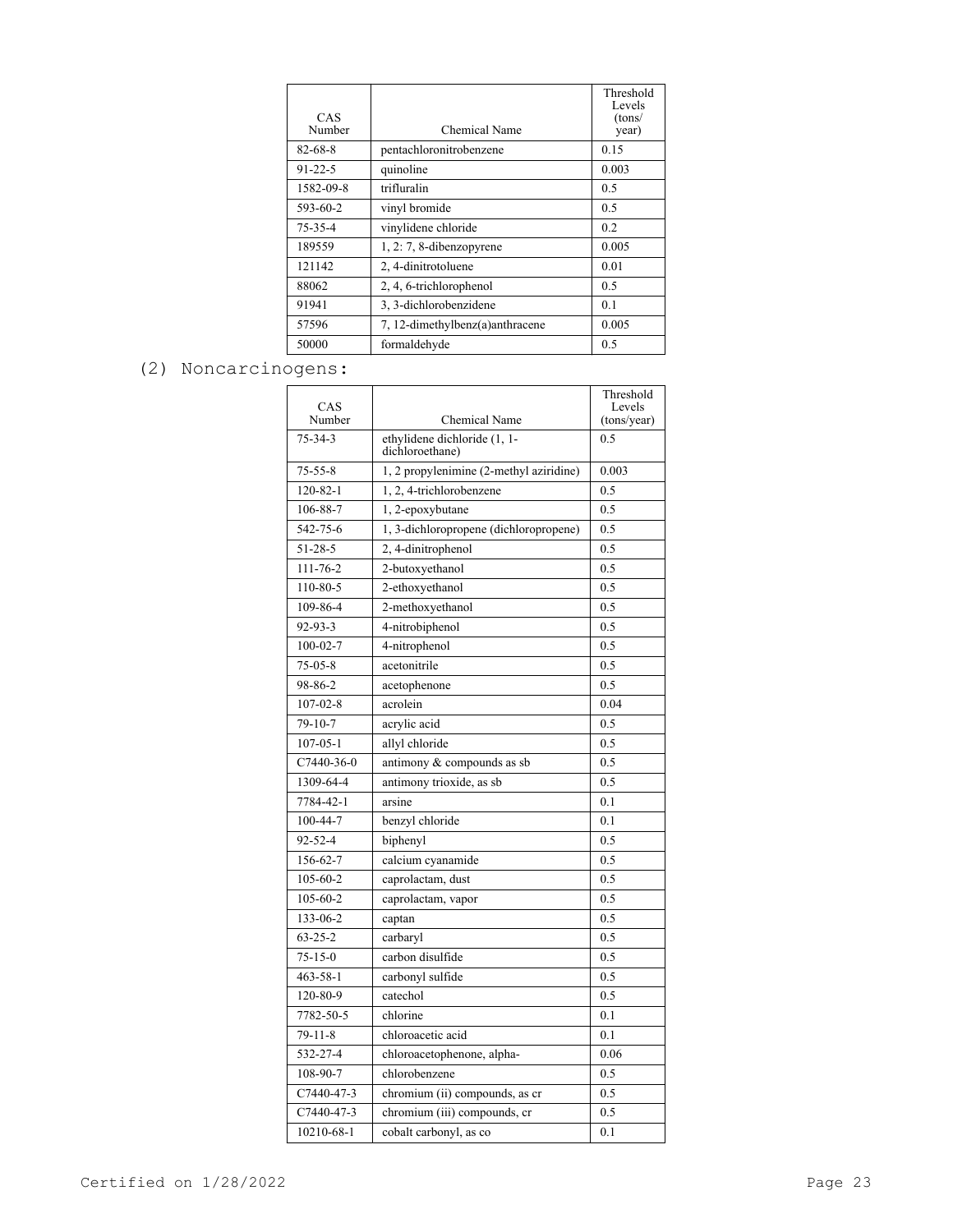| CAS Number | Chemical Name | Threshold Levels (tons/ year) |
|---|---|---|
| 82-68-8 | pentachloronitrobenzene | 0.15 |
| 91-22-5 | quinoline | 0.003 |
| 1582-09-8 | trifluralin | 0.5 |
| 593-60-2 | vinyl bromide | 0.5 |
| 75-35-4 | vinylidene chloride | 0.2 |
| 189559 | 1, 2: 7, 8-dibenzopyrene | 0.005 |
| 121142 | 2, 4-dinitrotoluene | 0.01 |
| 88062 | 2, 4, 6-trichlorophenol | 0.5 |
| 91941 | 3, 3-dichlorobenzidene | 0.1 |
| 57596 | 7, 12-dimethylbenz(a)anthracene | 0.005 |
| 50000 | formaldehyde | 0.5 |

(2) Noncarcinogens:

| CAS Number | Chemical Name | Threshold Levels (tons/year) |
|---|---|---|
| 75-34-3 | ethylidene dichloride (1, 1-dichloroethane) | 0.5 |
| 75-55-8 | 1, 2 propylenimine (2-methyl aziridine) | 0.003 |
| 120-82-1 | 1, 2, 4-trichlorobenzene | 0.5 |
| 106-88-7 | 1, 2-epoxybutane | 0.5 |
| 542-75-6 | 1, 3-dichloropropene (dichloropropene) | 0.5 |
| 51-28-5 | 2, 4-dinitrophenol | 0.5 |
| 111-76-2 | 2-butoxyethanol | 0.5 |
| 110-80-5 | 2-ethoxyethanol | 0.5 |
| 109-86-4 | 2-methoxyethanol | 0.5 |
| 92-93-3 | 4-nitrobiphenol | 0.5 |
| 100-02-7 | 4-nitrophenol | 0.5 |
| 75-05-8 | acetonitrile | 0.5 |
| 98-86-2 | acetophenone | 0.5 |
| 107-02-8 | acrolein | 0.04 |
| 79-10-7 | acrylic acid | 0.5 |
| 107-05-1 | allyl chloride | 0.5 |
| C7440-36-0 | antimony & compounds as sb | 0.5 |
| 1309-64-4 | antimony trioxide, as sb | 0.5 |
| 7784-42-1 | arsine | 0.1 |
| 100-44-7 | benzyl chloride | 0.1 |
| 92-52-4 | biphenyl | 0.5 |
| 156-62-7 | calcium cyanamide | 0.5 |
| 105-60-2 | caprolactam, dust | 0.5 |
| 105-60-2 | caprolactam, vapor | 0.5 |
| 133-06-2 | captan | 0.5 |
| 63-25-2 | carbaryl | 0.5 |
| 75-15-0 | carbon disulfide | 0.5 |
| 463-58-1 | carbonyl sulfide | 0.5 |
| 120-80-9 | catechol | 0.5 |
| 7782-50-5 | chlorine | 0.1 |
| 79-11-8 | chloroacetic acid | 0.1 |
| 532-27-4 | chloroacetophenone, alpha- | 0.06 |
| 108-90-7 | chlorobenzene | 0.5 |
| C7440-47-3 | chromium (ii) compounds, as cr | 0.5 |
| C7440-47-3 | chromium (iii) compounds, cr | 0.5 |
| 10210-68-1 | cobalt carbonyl, as co | 0.1 |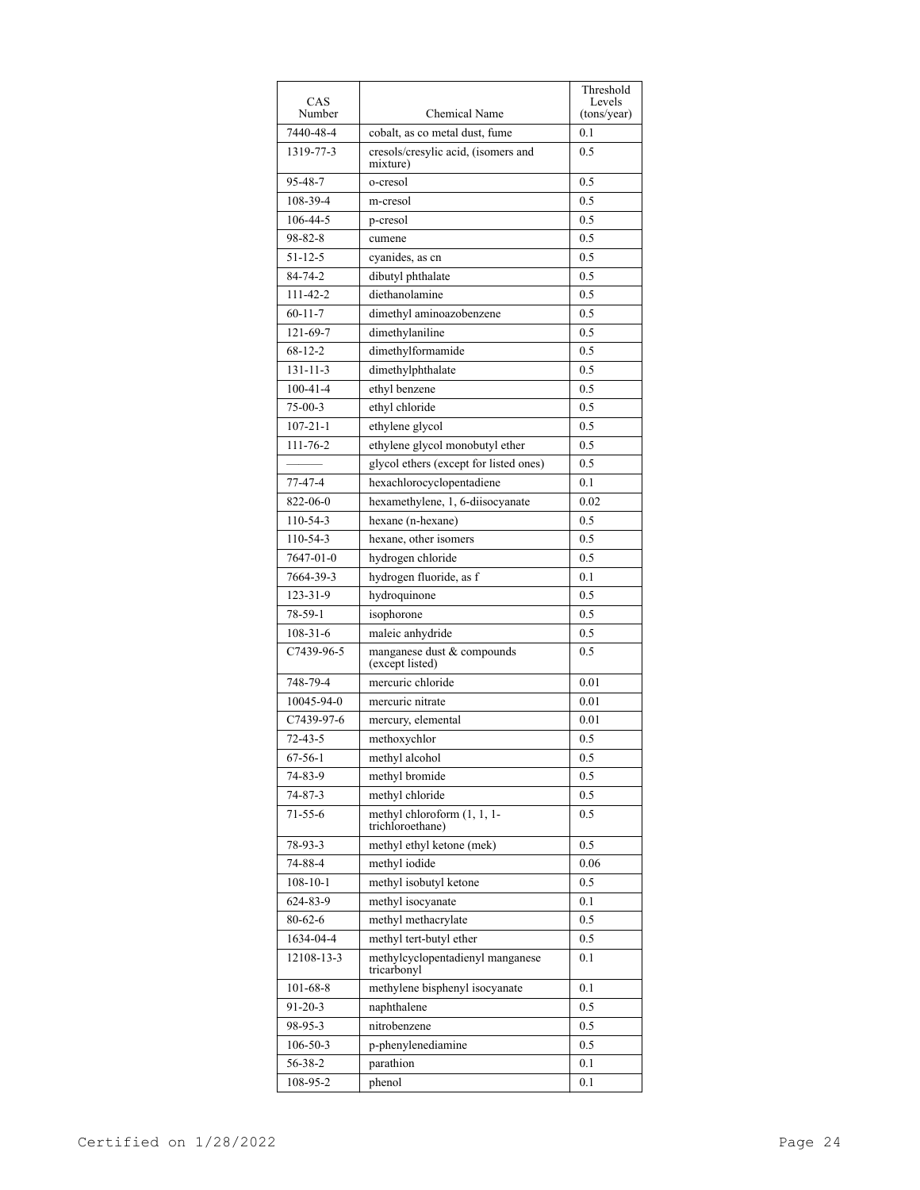| CAS Number | Chemical Name | Threshold Levels (tons/year) |
|---|---|---|
| 7440-48-4 | cobalt, as co metal dust, fume | 0.1 |
| 1319-77-3 | cresols/cresylic acid, (isomers and mixture) | 0.5 |
| 95-48-7 | o-cresol | 0.5 |
| 108-39-4 | m-cresol | 0.5 |
| 106-44-5 | p-cresol | 0.5 |
| 98-82-8 | cumene | 0.5 |
| 51-12-5 | cyanides, as cn | 0.5 |
| 84-74-2 | dibutyl phthalate | 0.5 |
| 111-42-2 | diethanolamine | 0.5 |
| 60-11-7 | dimethyl aminoazobenzene | 0.5 |
| 121-69-7 | dimethylaniline | 0.5 |
| 68-12-2 | dimethylformamide | 0.5 |
| 131-11-3 | dimethylphthalate | 0.5 |
| 100-41-4 | ethyl benzene | 0.5 |
| 75-00-3 | ethyl chloride | 0.5 |
| 107-21-1 | ethylene glycol | 0.5 |
| 111-76-2 | ethylene glycol monobutyl ether | 0.5 |
| ——— | glycol ethers (except for listed ones) | 0.5 |
| 77-47-4 | hexachlorocyclopentadiene | 0.1 |
| 822-06-0 | hexamethylene, 1, 6-diisocyanate | 0.02 |
| 110-54-3 | hexane (n-hexane) | 0.5 |
| 110-54-3 | hexane, other isomers | 0.5 |
| 7647-01-0 | hydrogen chloride | 0.5 |
| 7664-39-3 | hydrogen fluoride, as f | 0.1 |
| 123-31-9 | hydroquinone | 0.5 |
| 78-59-1 | isophorone | 0.5 |
| 108-31-6 | maleic anhydride | 0.5 |
| C7439-96-5 | manganese dust & compounds (except listed) | 0.5 |
| 748-79-4 | mercuric chloride | 0.01 |
| 10045-94-0 | mercuric nitrate | 0.01 |
| C7439-97-6 | mercury, elemental | 0.01 |
| 72-43-5 | methoxychlor | 0.5 |
| 67-56-1 | methyl alcohol | 0.5 |
| 74-83-9 | methyl bromide | 0.5 |
| 74-87-3 | methyl chloride | 0.5 |
| 71-55-6 | methyl chloroform (1, 1, 1-trichloroethane) | 0.5 |
| 78-93-3 | methyl ethyl ketone (mek) | 0.5 |
| 74-88-4 | methyl iodide | 0.06 |
| 108-10-1 | methyl isobutyl ketone | 0.5 |
| 624-83-9 | methyl isocyanate | 0.1 |
| 80-62-6 | methyl methacrylate | 0.5 |
| 1634-04-4 | methyl tert-butyl ether | 0.5 |
| 12108-13-3 | methylcyclopentadienyl manganese tricarbonyl | 0.1 |
| 101-68-8 | methylene bisphenyl isocyanate | 0.1 |
| 91-20-3 | naphthalene | 0.5 |
| 98-95-3 | nitrobenzene | 0.5 |
| 106-50-3 | p-phenylenediamine | 0.5 |
| 56-38-2 | parathion | 0.1 |
| 108-95-2 | phenol | 0.1 |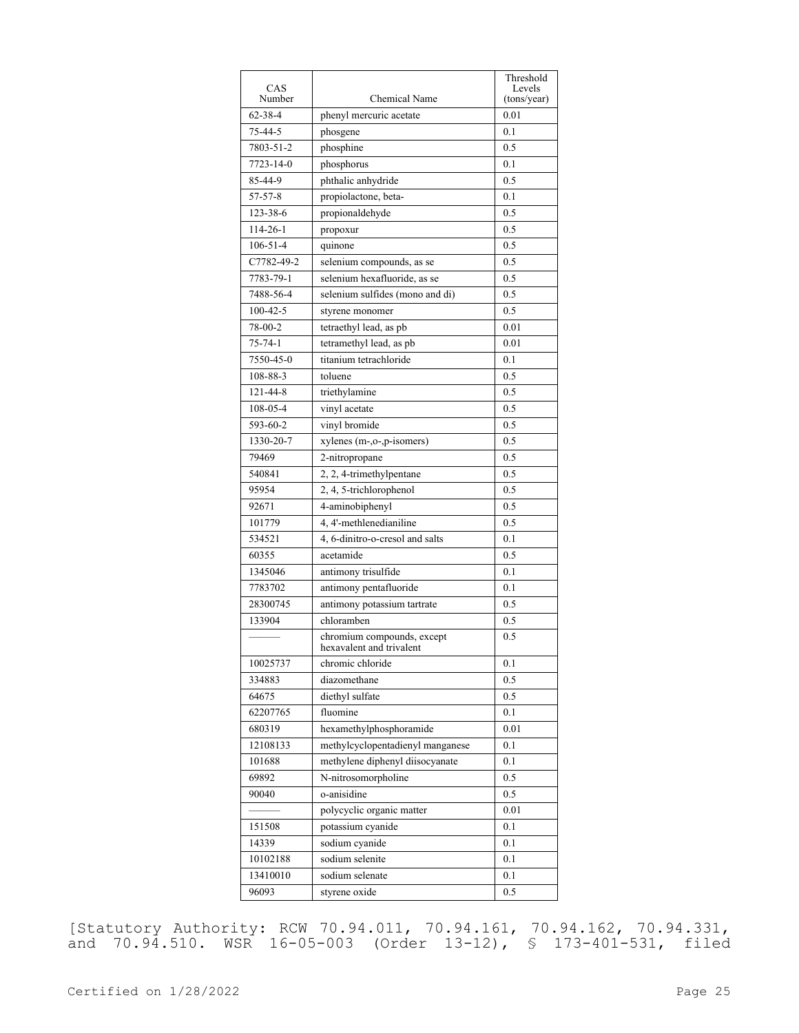| CAS Number | Chemical Name | Threshold Levels (tons/year) |
|---|---|---|
| 62-38-4 | phenyl mercuric acetate | 0.01 |
| 75-44-5 | phosgene | 0.1 |
| 7803-51-2 | phosphine | 0.5 |
| 7723-14-0 | phosphorus | 0.1 |
| 85-44-9 | phthalic anhydride | 0.5 |
| 57-57-8 | propiolactone, beta- | 0.1 |
| 123-38-6 | propionaldehyde | 0.5 |
| 114-26-1 | propoxur | 0.5 |
| 106-51-4 | quinone | 0.5 |
| C7782-49-2 | selenium compounds, as se | 0.5 |
| 7783-79-1 | selenium hexafluoride, as se | 0.5 |
| 7488-56-4 | selenium sulfides (mono and di) | 0.5 |
| 100-42-5 | styrene monomer | 0.5 |
| 78-00-2 | tetraethyl lead, as pb | 0.01 |
| 75-74-1 | tetramethyl lead, as pb | 0.01 |
| 7550-45-0 | titanium tetrachloride | 0.1 |
| 108-88-3 | toluene | 0.5 |
| 121-44-8 | triethylamine | 0.5 |
| 108-05-4 | vinyl acetate | 0.5 |
| 593-60-2 | vinyl bromide | 0.5 |
| 1330-20-7 | xylenes (m-,o-,p-isomers) | 0.5 |
| 79469 | 2-nitropropane | 0.5 |
| 540841 | 2, 2, 4-trimethylpentane | 0.5 |
| 95954 | 2, 4, 5-trichlorophenol | 0.5 |
| 92671 | 4-aminobiphenyl | 0.5 |
| 101779 | 4, 4'-methlenedianiline | 0.5 |
| 534521 | 4, 6-dinitro-o-cresol and salts | 0.1 |
| 60355 | acetamide | 0.5 |
| 1345046 | antimony trisulfide | 0.1 |
| 7783702 | antimony pentafluoride | 0.1 |
| 28300745 | antimony potassium tartrate | 0.5 |
| 133904 | chloramben | 0.5 |
| ——— | chromium compounds, except hexavalent and trivalent | 0.5 |
| 10025737 | chromic chloride | 0.1 |
| 334883 | diazomethane | 0.5 |
| 64675 | diethyl sulfate | 0.5 |
| 62207765 | fluomine | 0.1 |
| 680319 | hexamethylphosphoramide | 0.01 |
| 12108133 | methylcyclopentadienyl manganese | 0.1 |
| 101688 | methylene diphenyl diisocyanate | 0.1 |
| 69892 | N-nitrosomorpholine | 0.5 |
| 90040 | o-anisidine | 0.5 |
| ——— | polycyclic organic matter | 0.01 |
| 151508 | potassium cyanide | 0.1 |
| 14339 | sodium cyanide | 0.1 |
| 10102188 | sodium selenite | 0.1 |
| 13410010 | sodium selenate | 0.1 |
| 96093 | styrene oxide | 0.5 |

[Statutory Authority: RCW 70.94.011, 70.94.161, 70.94.162, 70.94.331, and 70.94.510. WSR 16-05-003 (Order 13-12), § 173-401-531, filed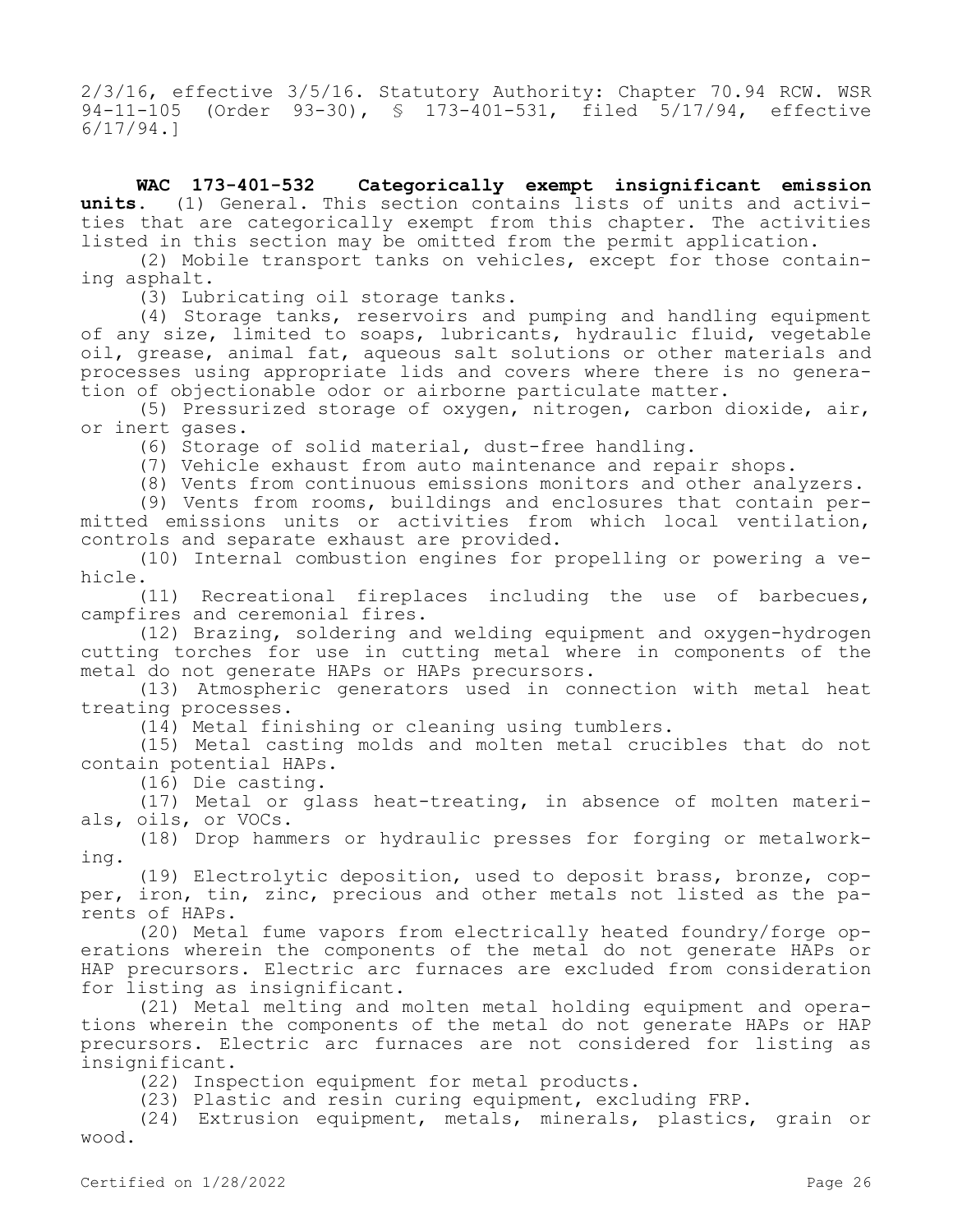2/3/16, effective 3/5/16. Statutory Authority: Chapter 70.94 RCW. WSR 94-11-105 (Order 93-30), § 173-401-531, filed 5/17/94, effective 6/17/94.]

**WAC 173-401-532 Categorically exempt insignificant emission units.** (1) General. This section contains lists of units and activities that are categorically exempt from this chapter. The activities listed in this section may be omitted from the permit application.

(2) Mobile transport tanks on vehicles, except for those containing asphalt.

(3) Lubricating oil storage tanks.

(4) Storage tanks, reservoirs and pumping and handling equipment of any size, limited to soaps, lubricants, hydraulic fluid, vegetable oil, grease, animal fat, aqueous salt solutions or other materials and processes using appropriate lids and covers where there is no generation of objectionable odor or airborne particulate matter.

(5) Pressurized storage of oxygen, nitrogen, carbon dioxide, air, or inert gases.

(6) Storage of solid material, dust-free handling.

(7) Vehicle exhaust from auto maintenance and repair shops.

(8) Vents from continuous emissions monitors and other analyzers.

(9) Vents from rooms, buildings and enclosures that contain permitted emissions units or activities from which local ventilation, controls and separate exhaust are provided.

(10) Internal combustion engines for propelling or powering a vehicle.

(11) Recreational fireplaces including the use of barbecues, campfires and ceremonial fires.

(12) Brazing, soldering and welding equipment and oxygen-hydrogen cutting torches for use in cutting metal where in components of the metal do not generate HAPs or HAPs precursors.

(13) Atmospheric generators used in connection with metal heat treating processes.

(14) Metal finishing or cleaning using tumblers.

(15) Metal casting molds and molten metal crucibles that do not contain potential HAPs.

(16) Die casting.

(17) Metal or glass heat-treating, in absence of molten materials, oils, or VOCs.

(18) Drop hammers or hydraulic presses for forging or metalworking.

(19) Electrolytic deposition, used to deposit brass, bronze, copper, iron, tin, zinc, precious and other metals not listed as the parents of HAPs.

(20) Metal fume vapors from electrically heated foundry/forge operations wherein the components of the metal do not generate HAPs or HAP precursors. Electric arc furnaces are excluded from consideration for listing as insignificant.

(21) Metal melting and molten metal holding equipment and operations wherein the components of the metal do not generate HAPs or HAP precursors. Electric arc furnaces are not considered for listing as insignificant.

(22) Inspection equipment for metal products.

(23) Plastic and resin curing equipment, excluding FRP.

(24) Extrusion equipment, metals, minerals, plastics, grain or wood.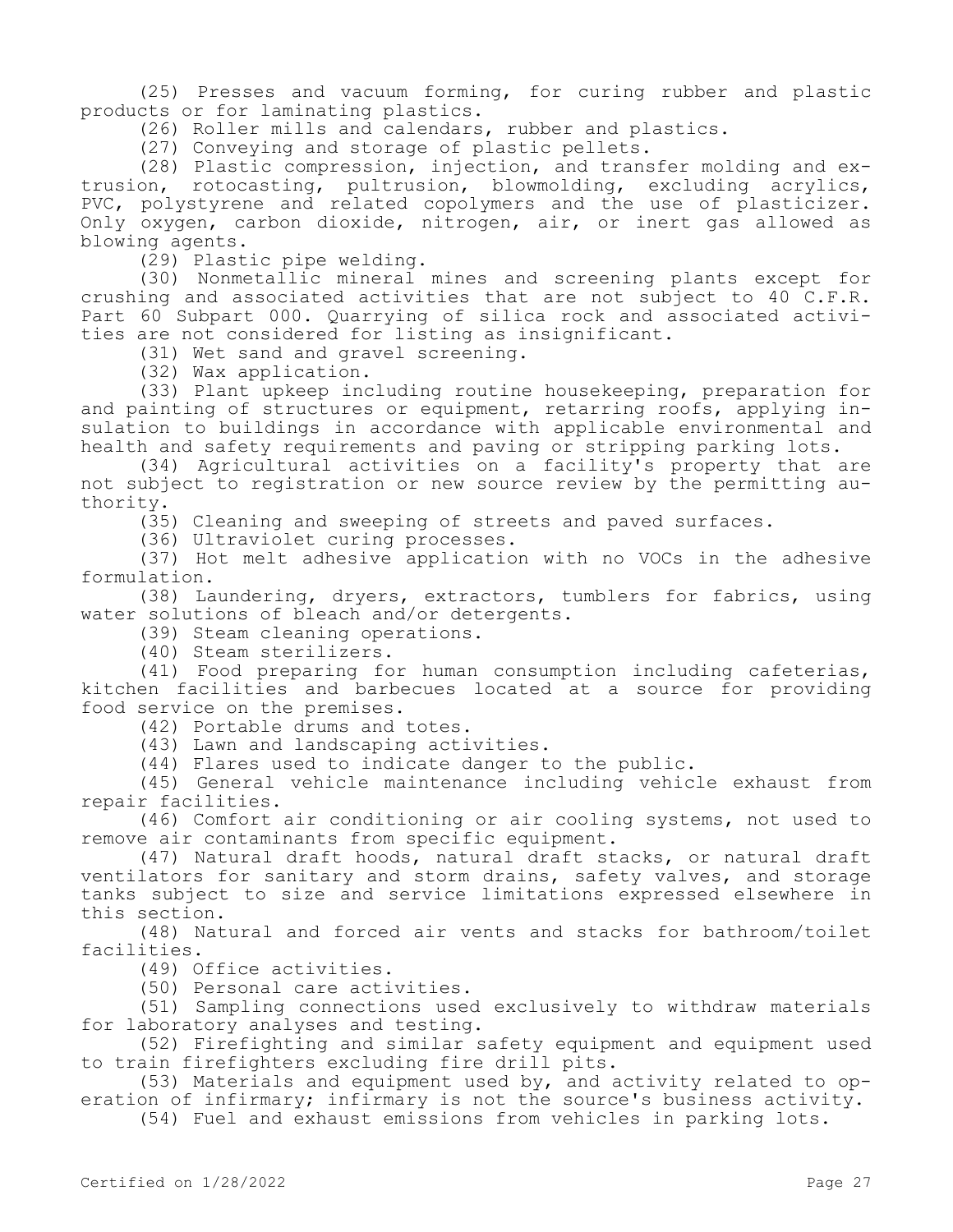(25) Presses and vacuum forming, for curing rubber and plastic products or for laminating plastics.

(26) Roller mills and calendars, rubber and plastics.

(27) Conveying and storage of plastic pellets.

(28) Plastic compression, injection, and transfer molding and extrusion, rotocasting, pultrusion, blowmolding, excluding acrylics, PVC, polystyrene and related copolymers and the use of plasticizer. Only oxygen, carbon dioxide, nitrogen, air, or inert gas allowed as blowing agents.

(29) Plastic pipe welding.

(30) Nonmetallic mineral mines and screening plants except for crushing and associated activities that are not subject to 40 C.F.R. Part 60 Subpart 000. Quarrying of silica rock and associated activities are not considered for listing as insignificant.

(31) Wet sand and gravel screening.

(32) Wax application.

(33) Plant upkeep including routine housekeeping, preparation for and painting of structures or equipment, retarring roofs, applying insulation to buildings in accordance with applicable environmental and health and safety requirements and paving or stripping parking lots.

(34) Agricultural activities on a facility's property that are not subject to registration or new source review by the permitting authority.

(35) Cleaning and sweeping of streets and paved surfaces.

(36) Ultraviolet curing processes.

(37) Hot melt adhesive application with no VOCs in the adhesive formulation.

(38) Laundering, dryers, extractors, tumblers for fabrics, using water solutions of bleach and/or detergents.

(39) Steam cleaning operations.

(40) Steam sterilizers.

(41) Food preparing for human consumption including cafeterias, kitchen facilities and barbecues located at a source for providing food service on the premises.

(42) Portable drums and totes.

(43) Lawn and landscaping activities.

(44) Flares used to indicate danger to the public.

(45) General vehicle maintenance including vehicle exhaust from repair facilities.

(46) Comfort air conditioning or air cooling systems, not used to remove air contaminants from specific equipment.

(47) Natural draft hoods, natural draft stacks, or natural draft ventilators for sanitary and storm drains, safety valves, and storage tanks subject to size and service limitations expressed elsewhere in this section.

(48) Natural and forced air vents and stacks for bathroom/toilet facilities.

(49) Office activities.

(50) Personal care activities.

(51) Sampling connections used exclusively to withdraw materials for laboratory analyses and testing.

(52) Firefighting and similar safety equipment and equipment used to train firefighters excluding fire drill pits.

(53) Materials and equipment used by, and activity related to operation of infirmary; infirmary is not the source's business activity.

(54) Fuel and exhaust emissions from vehicles in parking lots.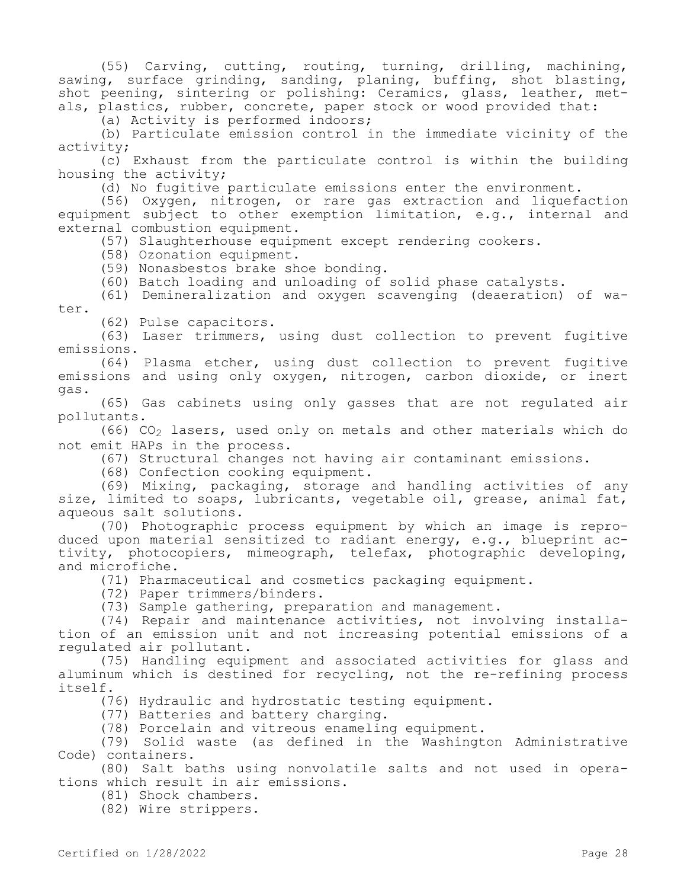(55) Carving, cutting, routing, turning, drilling, machining, sawing, surface grinding, sanding, planing, buffing, shot blasting, shot peening, sintering or polishing: Ceramics, glass, leather, metals, plastics, rubber, concrete, paper stock or wood provided that:

(a) Activity is performed indoors;

(b) Particulate emission control in the immediate vicinity of the activity;

(c) Exhaust from the particulate control is within the building housing the activity;

(d) No fugitive particulate emissions enter the environment.

(56) Oxygen, nitrogen, or rare gas extraction and liquefaction equipment subject to other exemption limitation, e.g., internal and external combustion equipment.

(57) Slaughterhouse equipment except rendering cookers.

(58) Ozonation equipment.

(59) Nonasbestos brake shoe bonding.

(60) Batch loading and unloading of solid phase catalysts.

(61) Demineralization and oxygen scavenging (deaeration) of water.

(62) Pulse capacitors.

(63) Laser trimmers, using dust collection to prevent fugitive emissions.

(64) Plasma etcher, using dust collection to prevent fugitive emissions and using only oxygen, nitrogen, carbon dioxide, or inert gas.

(65) Gas cabinets using only gasses that are not regulated air pollutants.

(66) $CO_2$ lasers, used only on metals and other materials which do not emit HAPs in the process.

(67) Structural changes not having air contaminant emissions.

(68) Confection cooking equipment.

(69) Mixing, packaging, storage and handling activities of any size, limited to soaps, lubricants, vegetable oil, grease, animal fat, aqueous salt solutions.

(70) Photographic process equipment by which an image is reproduced upon material sensitized to radiant energy, e.g., blueprint activity, photocopiers, mimeograph, telefax, photographic developing, and microfiche.

(71) Pharmaceutical and cosmetics packaging equipment.

(72) Paper trimmers/binders.

(73) Sample gathering, preparation and management.

(74) Repair and maintenance activities, not involving installation of an emission unit and not increasing potential emissions of a regulated air pollutant.

(75) Handling equipment and associated activities for glass and aluminum which is destined for recycling, not the re-refining process itself.

(76) Hydraulic and hydrostatic testing equipment.

(77) Batteries and battery charging.

(78) Porcelain and vitreous enameling equipment.

(79) Solid waste (as defined in the Washington Administrative Code) containers.

(80) Salt baths using nonvolatile salts and not used in operations which result in air emissions.

(81) Shock chambers.

(82) Wire strippers.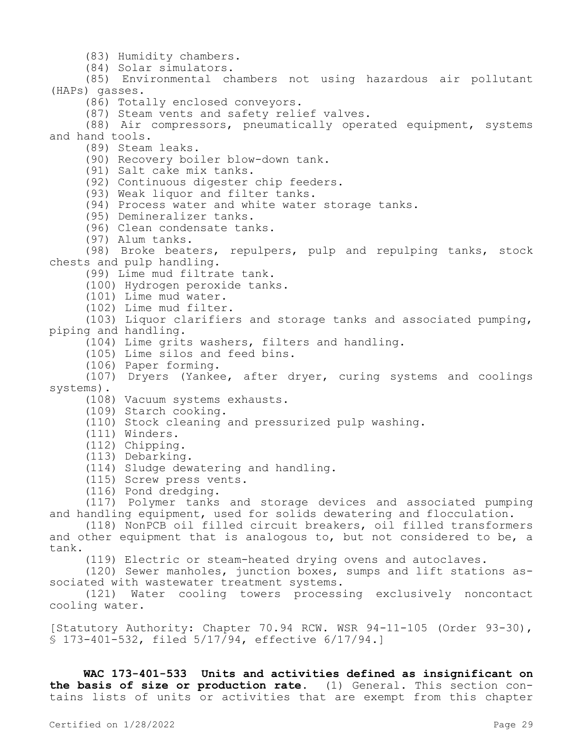(83) Humidity chambers.

(84) Solar simulators.

(85) Environmental chambers not using hazardous air pollutant (HAPs) gasses.

(86) Totally enclosed conveyors.

(87) Steam vents and safety relief valves.

(88) Air compressors, pneumatically operated equipment, systems and hand tools.

(89) Steam leaks.

(90) Recovery boiler blow-down tank.

(91) Salt cake mix tanks.

(92) Continuous digester chip feeders.

(93) Weak liquor and filter tanks.

(94) Process water and white water storage tanks.

(95) Demineralizer tanks.

(96) Clean condensate tanks.

(97) Alum tanks.

(98) Broke beaters, repulpers, pulp and repulping tanks, stock chests and pulp handling.

(99) Lime mud filtrate tank.

(100) Hydrogen peroxide tanks.

(101) Lime mud water.

(102) Lime mud filter.

(103) Liquor clarifiers and storage tanks and associated pumping, piping and handling.

(104) Lime grits washers, filters and handling.

(105) Lime silos and feed bins.

(106) Paper forming.

(107) Dryers (Yankee, after dryer, curing systems and coolings systems).

(108) Vacuum systems exhausts.

(109) Starch cooking.

(110) Stock cleaning and pressurized pulp washing.

(111) Winders.

(112) Chipping.

(113) Debarking.

(114) Sludge dewatering and handling.

(115) Screw press vents.

(116) Pond dredging.

(117) Polymer tanks and storage devices and associated pumping and handling equipment, used for solids dewatering and flocculation.

(118) NonPCB oil filled circuit breakers, oil filled transformers and other equipment that is analogous to, but not considered to be, a tank.

(119) Electric or steam-heated drying ovens and autoclaves.

(120) Sewer manholes, junction boxes, sumps and lift stations associated with wastewater treatment systems.

(121) Water cooling towers processing exclusively noncontact cooling water.

[Statutory Authority: Chapter 70.94 RCW. WSR 94-11-105 (Order 93-30), § 173-401-532, filed 5/17/94, effective 6/17/94.]

**WAC 173-401-533 Units and activities defined as insignificant on the basis of size or production rate.** (1) General. This section contains lists of units or activities that are exempt from this chapter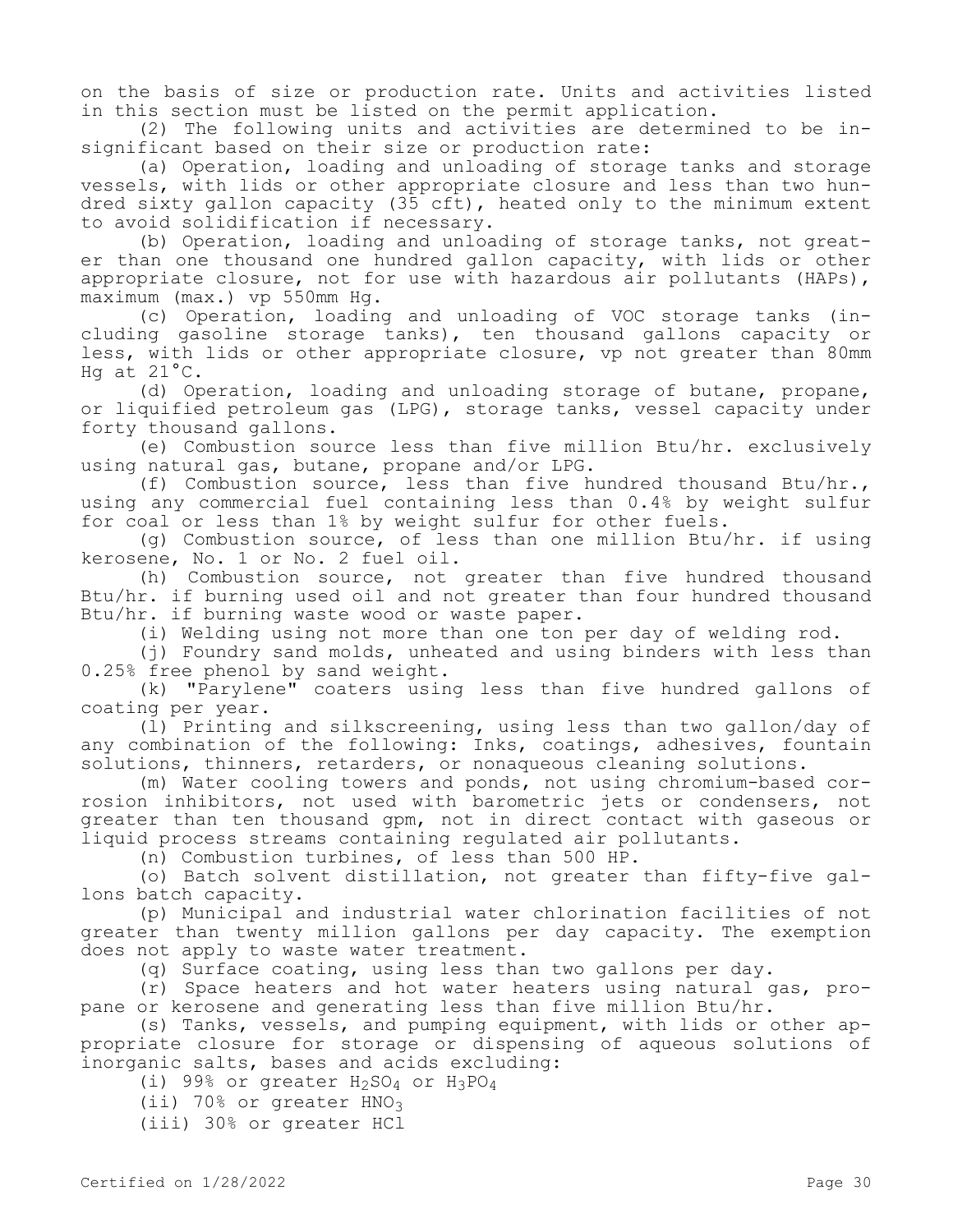on the basis of size or production rate. Units and activities listed in this section must be listed on the permit application.

(2) The following units and activities are determined to be insignificant based on their size or production rate:

(a) Operation, loading and unloading of storage tanks and storage vessels, with lids or other appropriate closure and less than two hundred sixty gallon capacity (35 cft), heated only to the minimum extent to avoid solidification if necessary.

(b) Operation, loading and unloading of storage tanks, not greater than one thousand one hundred gallon capacity, with lids or other appropriate closure, not for use with hazardous air pollutants (HAPs), maximum (max.) vp 550mm Hg.

(c) Operation, loading and unloading of VOC storage tanks (including gasoline storage tanks), ten thousand gallons capacity or less, with lids or other appropriate closure, vp not greater than 80mm Hg at 21°C.

(d) Operation, loading and unloading storage of butane, propane, or liquified petroleum gas (LPG), storage tanks, vessel capacity under forty thousand gallons.

(e) Combustion source less than five million Btu/hr. exclusively using natural gas, butane, propane and/or LPG.

(f) Combustion source, less than five hundred thousand Btu/hr., using any commercial fuel containing less than 0.4% by weight sulfur for coal or less than 1% by weight sulfur for other fuels.

(g) Combustion source, of less than one million Btu/hr. if using kerosene, No. 1 or No. 2 fuel oil.

(h) Combustion source, not greater than five hundred thousand Btu/hr. if burning used oil and not greater than four hundred thousand Btu/hr. if burning waste wood or waste paper.

(i) Welding using not more than one ton per day of welding rod.

(j) Foundry sand molds, unheated and using binders with less than 0.25% free phenol by sand weight.

(k) "Parylene" coaters using less than five hundred gallons of coating per year.

(l) Printing and silkscreening, using less than two gallon/day of any combination of the following: Inks, coatings, adhesives, fountain solutions, thinners, retarders, or nonaqueous cleaning solutions.

(m) Water cooling towers and ponds, not using chromium-based corrosion inhibitors, not used with barometric jets or condensers, not greater than ten thousand gpm, not in direct contact with gaseous or liquid process streams containing regulated air pollutants.

(n) Combustion turbines, of less than 500 HP.

(o) Batch solvent distillation, not greater than fifty-five gallons batch capacity.

(p) Municipal and industrial water chlorination facilities of not greater than twenty million gallons per day capacity. The exemption does not apply to waste water treatment.

(q) Surface coating, using less than two gallons per day.

(r) Space heaters and hot water heaters using natural gas, propane or kerosene and generating less than five million Btu/hr.

(s) Tanks, vessels, and pumping equipment, with lids or other appropriate closure for storage or dispensing of aqueous solutions of inorganic salts, bases and acids excluding:

(i) 99% or greater $H_2SO_4$ or $H_3PO_4$

(ii) 70% or greater $HNO_3$

(iii) 30% or greater HCl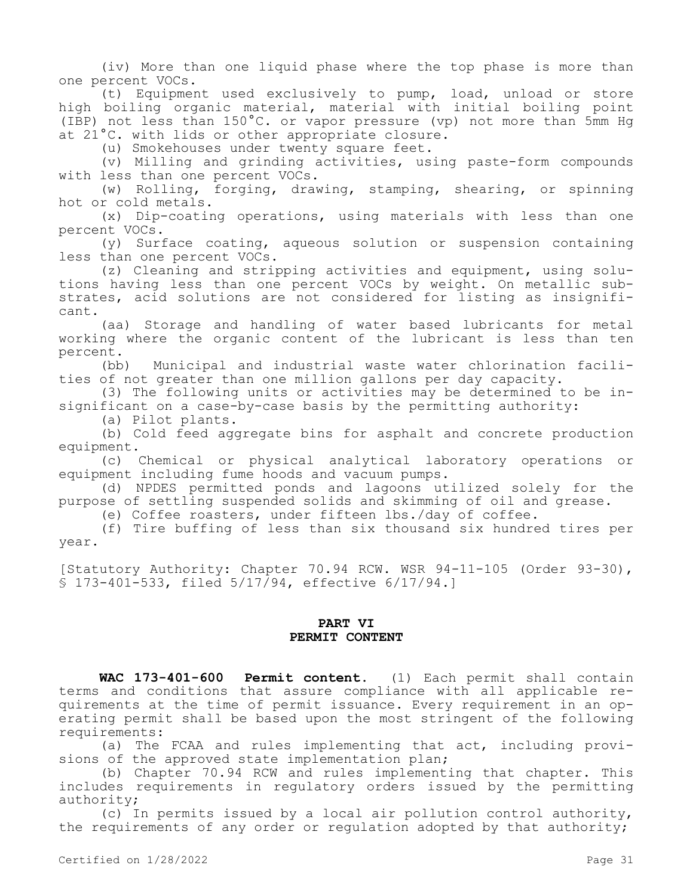(iv) More than one liquid phase where the top phase is more than one percent VOCs.

(t) Equipment used exclusively to pump, load, unload or store high boiling organic material, material with initial boiling point (IBP) not less than 150°C. or vapor pressure (vp) not more than 5mm Hg at 21°C. with lids or other appropriate closure.

(u) Smokehouses under twenty square feet.

(v) Milling and grinding activities, using paste-form compounds with less than one percent VOCs.

(w) Rolling, forging, drawing, stamping, shearing, or spinning hot or cold metals.

(x) Dip-coating operations, using materials with less than one percent VOCs.

(y) Surface coating, aqueous solution or suspension containing less than one percent VOCs.

(z) Cleaning and stripping activities and equipment, using solutions having less than one percent VOCs by weight. On metallic substrates, acid solutions are not considered for listing as insignificant.

(aa) Storage and handling of water based lubricants for metal working where the organic content of the lubricant is less than ten percent.

(bb) Municipal and industrial waste water chlorination facilities of not greater than one million gallons per day capacity.

(3) The following units or activities may be determined to be insignificant on a case-by-case basis by the permitting authority:

(a) Pilot plants.

(b) Cold feed aggregate bins for asphalt and concrete production equipment.

(c) Chemical or physical analytical laboratory operations or equipment including fume hoods and vacuum pumps.

(d) NPDES permitted ponds and lagoons utilized solely for the purpose of settling suspended solids and skimming of oil and grease.

(e) Coffee roasters, under fifteen lbs./day of coffee.

(f) Tire buffing of less than six thousand six hundred tires per year.

[Statutory Authority: Chapter 70.94 RCW. WSR 94-11-105 (Order 93-30), § 173-401-533, filed 5/17/94, effective 6/17/94.]

## PART VI
## PERMIT CONTENT

**WAC 173-401-600 Permit content.** (1) Each permit shall contain terms and conditions that assure compliance with all applicable requirements at the time of permit issuance. Every requirement in an operating permit shall be based upon the most stringent of the following requirements:

(a) The FCAA and rules implementing that act, including provisions of the approved state implementation plan;

(b) Chapter 70.94 RCW and rules implementing that chapter. This includes requirements in regulatory orders issued by the permitting authority;

(c) In permits issued by a local air pollution control authority, the requirements of any order or regulation adopted by that authority;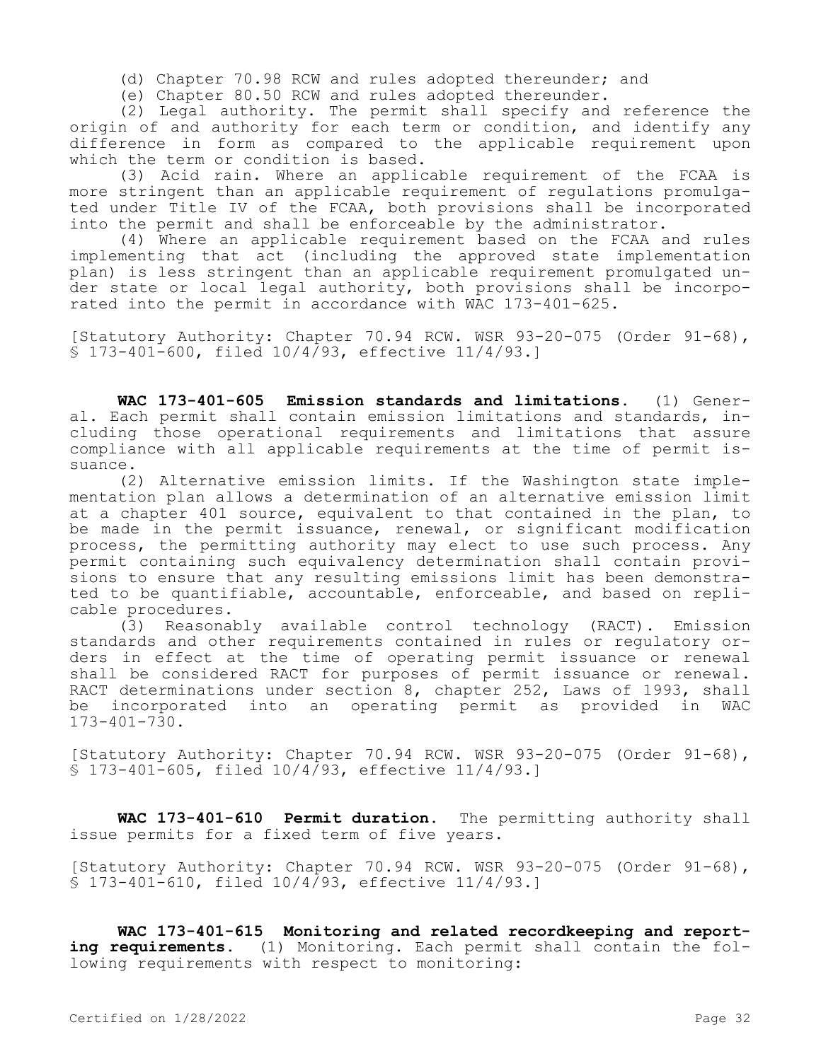(d) Chapter 70.98 RCW and rules adopted thereunder; and

(e) Chapter 80.50 RCW and rules adopted thereunder.

(2) Legal authority. The permit shall specify and reference the origin of and authority for each term or condition, and identify any difference in form as compared to the applicable requirement upon which the term or condition is based.

(3) Acid rain. Where an applicable requirement of the FCAA is more stringent than an applicable requirement of regulations promulgated under Title IV of the FCAA, both provisions shall be incorporated into the permit and shall be enforceable by the administrator.

(4) Where an applicable requirement based on the FCAA and rules implementing that act (including the approved state implementation plan) is less stringent than an applicable requirement promulgated under state or local legal authority, both provisions shall be incorporated into the permit in accordance with WAC 173-401-625.

[Statutory Authority: Chapter 70.94 RCW. WSR 93-20-075 (Order 91-68), § 173-401-600, filed 10/4/93, effective 11/4/93.]

**WAC 173-401-605 Emission standards and limitations.** (1) General. Each permit shall contain emission limitations and standards, including those operational requirements and limitations that assure compliance with all applicable requirements at the time of permit issuance.

(2) Alternative emission limits. If the Washington state implementation plan allows a determination of an alternative emission limit at a chapter 401 source, equivalent to that contained in the plan, to be made in the permit issuance, renewal, or significant modification process, the permitting authority may elect to use such process. Any permit containing such equivalency determination shall contain provisions to ensure that any resulting emissions limit has been demonstrated to be quantifiable, accountable, enforceable, and based on replicable procedures.

(3) Reasonably available control technology (RACT). Emission standards and other requirements contained in rules or regulatory orders in effect at the time of operating permit issuance or renewal shall be considered RACT for purposes of permit issuance or renewal. RACT determinations under section 8, chapter 252, Laws of 1993, shall be incorporated into an operating permit as provided in WAC 173-401-730.

[Statutory Authority: Chapter 70.94 RCW. WSR 93-20-075 (Order 91-68), § 173-401-605, filed 10/4/93, effective 11/4/93.]

**WAC 173-401-610 Permit duration.** The permitting authority shall issue permits for a fixed term of five years.

[Statutory Authority: Chapter 70.94 RCW. WSR 93-20-075 (Order 91-68), § 173-401-610, filed 10/4/93, effective 11/4/93.]

**WAC 173-401-615 Monitoring and related recordkeeping and reporting requirements.** (1) Monitoring. Each permit shall contain the following requirements with respect to monitoring: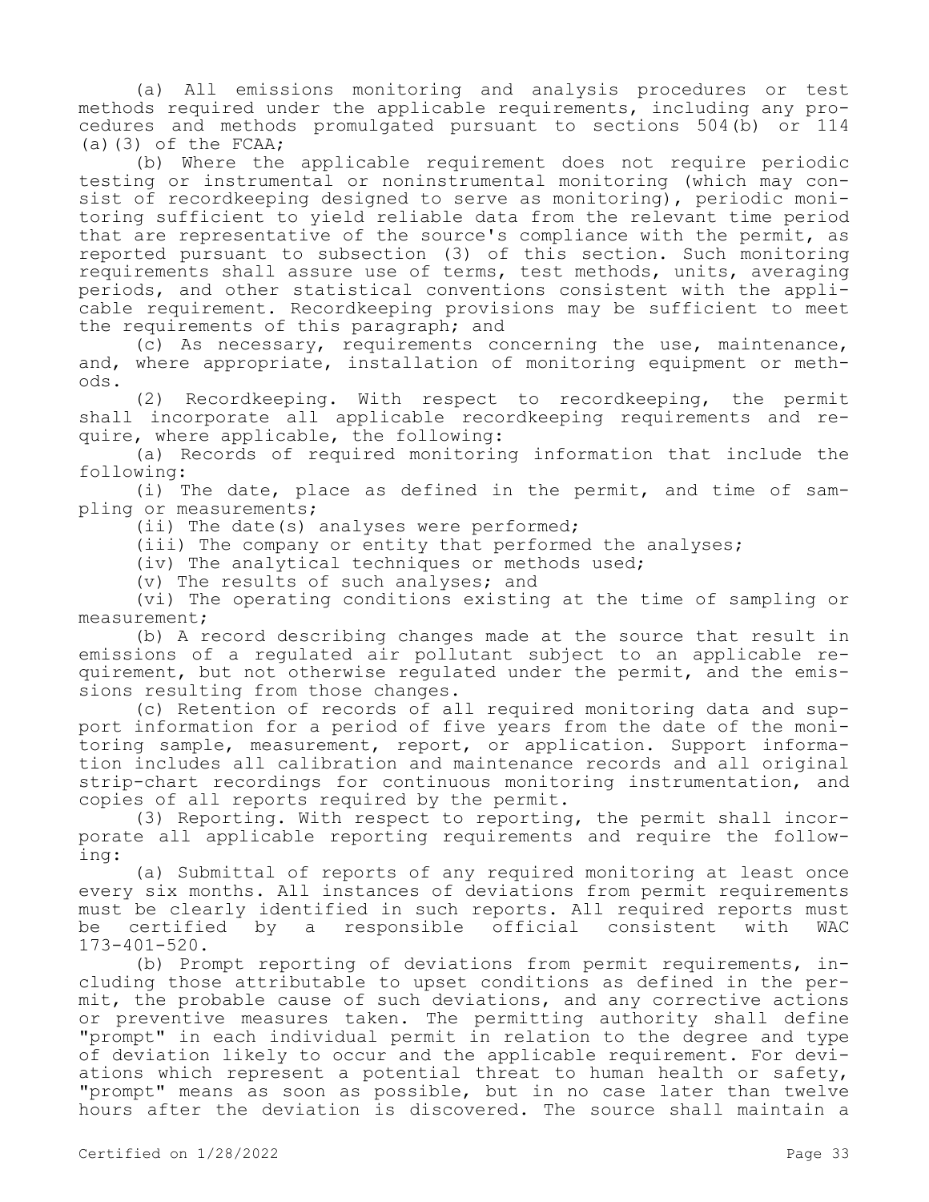(a) All emissions monitoring and analysis procedures or test methods required under the applicable requirements, including any procedures and methods promulgated pursuant to sections 504(b) or 114 (a)(3) of the FCAA;

(b) Where the applicable requirement does not require periodic testing or instrumental or noninstrumental monitoring (which may consist of recordkeeping designed to serve as monitoring), periodic monitoring sufficient to yield reliable data from the relevant time period that are representative of the source's compliance with the permit, as reported pursuant to subsection (3) of this section. Such monitoring requirements shall assure use of terms, test methods, units, averaging periods, and other statistical conventions consistent with the applicable requirement. Recordkeeping provisions may be sufficient to meet the requirements of this paragraph; and

(c) As necessary, requirements concerning the use, maintenance, and, where appropriate, installation of monitoring equipment or methods.

(2) Recordkeeping. With respect to recordkeeping, the permit shall incorporate all applicable recordkeeping requirements and require, where applicable, the following:

(a) Records of required monitoring information that include the following:

(i) The date, place as defined in the permit, and time of sampling or measurements;

(ii) The date(s) analyses were performed;

(iii) The company or entity that performed the analyses;

(iv) The analytical techniques or methods used;

(v) The results of such analyses; and

(vi) The operating conditions existing at the time of sampling or measurement;

(b) A record describing changes made at the source that result in emissions of a regulated air pollutant subject to an applicable requirement, but not otherwise regulated under the permit, and the emissions resulting from those changes.

(c) Retention of records of all required monitoring data and support information for a period of five years from the date of the monitoring sample, measurement, report, or application. Support information includes all calibration and maintenance records and all original strip-chart recordings for continuous monitoring instrumentation, and copies of all reports required by the permit.

(3) Reporting. With respect to reporting, the permit shall incorporate all applicable reporting requirements and require the following:

(a) Submittal of reports of any required monitoring at least once every six months. All instances of deviations from permit requirements must be clearly identified in such reports. All required reports must be certified by a responsible official consistent with WAC 173-401-520.

(b) Prompt reporting of deviations from permit requirements, including those attributable to upset conditions as defined in the permit, the probable cause of such deviations, and any corrective actions or preventive measures taken. The permitting authority shall define "prompt" in each individual permit in relation to the degree and type of deviation likely to occur and the applicable requirement. For deviations which represent a potential threat to human health or safety, "prompt" means as soon as possible, but in no case later than twelve hours after the deviation is discovered. The source shall maintain a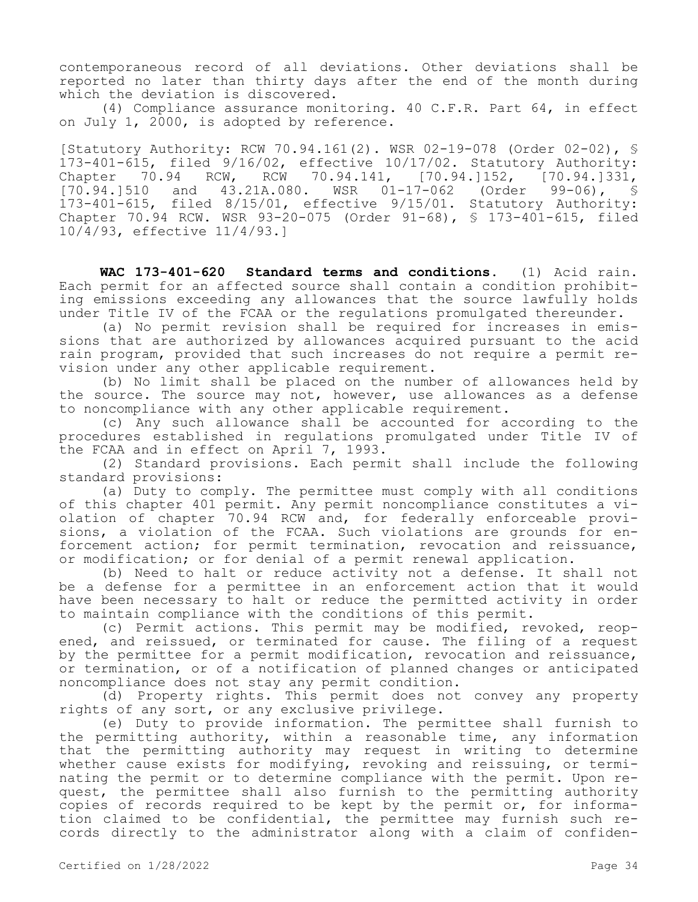contemporaneous record of all deviations. Other deviations shall be reported no later than thirty days after the end of the month during which the deviation is discovered.

(4) Compliance assurance monitoring. 40 C.F.R. Part 64, in effect on July 1, 2000, is adopted by reference.

[Statutory Authority: RCW 70.94.161(2). WSR 02-19-078 (Order 02-02), § 173-401-615, filed 9/16/02, effective 10/17/02. Statutory Authority: Chapter 70.94 RCW, RCW 70.94.141, [70.94.]152, [70.94.]331, [70.94.]510 and 43.21A.080. WSR 01-17-062 (Order 99-06), § 173-401-615, filed 8/15/01, effective 9/15/01. Statutory Authority: Chapter 70.94 RCW. WSR 93-20-075 (Order 91-68), § 173-401-615, filed 10/4/93, effective 11/4/93.]

**WAC 173-401-620 Standard terms and conditions.** (1) Acid rain. Each permit for an affected source shall contain a condition prohibiting emissions exceeding any allowances that the source lawfully holds under Title IV of the FCAA or the regulations promulgated thereunder.

(a) No permit revision shall be required for increases in emissions that are authorized by allowances acquired pursuant to the acid rain program, provided that such increases do not require a permit revision under any other applicable requirement.

(b) No limit shall be placed on the number of allowances held by the source. The source may not, however, use allowances as a defense to noncompliance with any other applicable requirement.

(c) Any such allowance shall be accounted for according to the procedures established in regulations promulgated under Title IV of the FCAA and in effect on April 7, 1993.

(2) Standard provisions. Each permit shall include the following standard provisions:

(a) Duty to comply. The permittee must comply with all conditions of this chapter 401 permit. Any permit noncompliance constitutes a violation of chapter 70.94 RCW and, for federally enforceable provisions, a violation of the FCAA. Such violations are grounds for enforcement action; for permit termination, revocation and reissuance, or modification; or for denial of a permit renewal application.

(b) Need to halt or reduce activity not a defense. It shall not be a defense for a permittee in an enforcement action that it would have been necessary to halt or reduce the permitted activity in order to maintain compliance with the conditions of this permit.

(c) Permit actions. This permit may be modified, revoked, reopened, and reissued, or terminated for cause. The filing of a request by the permittee for a permit modification, revocation and reissuance, or termination, or of a notification of planned changes or anticipated noncompliance does not stay any permit condition.

(d) Property rights. This permit does not convey any property rights of any sort, or any exclusive privilege.

(e) Duty to provide information. The permittee shall furnish to the permitting authority, within a reasonable time, any information that the permitting authority may request in writing to determine whether cause exists for modifying, revoking and reissuing, or terminating the permit or to determine compliance with the permit. Upon request, the permittee shall also furnish to the permitting authority copies of records required to be kept by the permit or, for information claimed to be confidential, the permittee may furnish such records directly to the administrator along with a claim of confiden-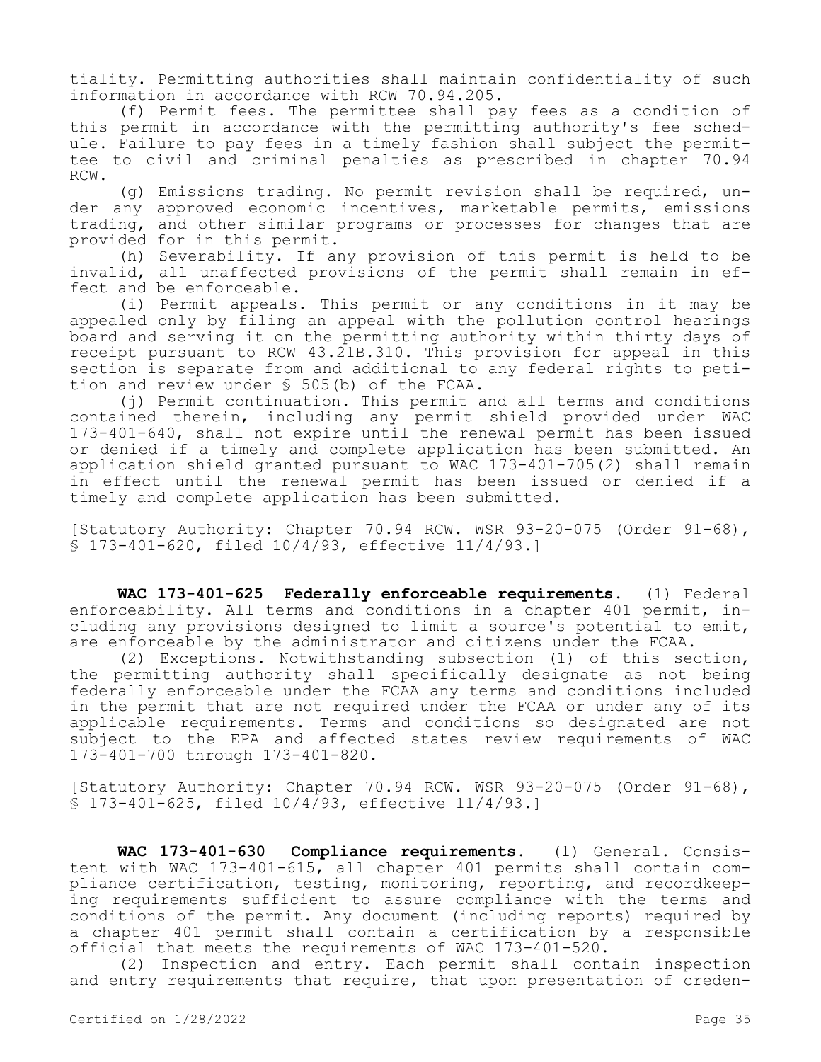tiality. Permitting authorities shall maintain confidentiality of such information in accordance with RCW 70.94.205.

(f) Permit fees. The permittee shall pay fees as a condition of this permit in accordance with the permitting authority's fee schedule. Failure to pay fees in a timely fashion shall subject the permittee to civil and criminal penalties as prescribed in chapter 70.94 RCW.

(g) Emissions trading. No permit revision shall be required, under any approved economic incentives, marketable permits, emissions trading, and other similar programs or processes for changes that are provided for in this permit.

(h) Severability. If any provision of this permit is held to be invalid, all unaffected provisions of the permit shall remain in effect and be enforceable.

(i) Permit appeals. This permit or any conditions in it may be appealed only by filing an appeal with the pollution control hearings board and serving it on the permitting authority within thirty days of receipt pursuant to RCW 43.21B.310. This provision for appeal in this section is separate from and additional to any federal rights to petition and review under § 505(b) of the FCAA.

(j) Permit continuation. This permit and all terms and conditions contained therein, including any permit shield provided under WAC 173-401-640, shall not expire until the renewal permit has been issued or denied if a timely and complete application has been submitted. An application shield granted pursuant to WAC 173-401-705(2) shall remain in effect until the renewal permit has been issued or denied if a timely and complete application has been submitted.

[Statutory Authority: Chapter 70.94 RCW. WSR 93-20-075 (Order 91-68), § 173-401-620, filed 10/4/93, effective 11/4/93.]

**WAC 173-401-625 Federally enforceable requirements.** (1) Federal enforceability. All terms and conditions in a chapter 401 permit, including any provisions designed to limit a source's potential to emit, are enforceable by the administrator and citizens under the FCAA.

(2) Exceptions. Notwithstanding subsection (1) of this section, the permitting authority shall specifically designate as not being federally enforceable under the FCAA any terms and conditions included in the permit that are not required under the FCAA or under any of its applicable requirements. Terms and conditions so designated are not subject to the EPA and affected states review requirements of WAC 173-401-700 through 173-401-820.

[Statutory Authority: Chapter 70.94 RCW. WSR 93-20-075 (Order 91-68), § 173-401-625, filed 10/4/93, effective 11/4/93.]

**WAC 173-401-630 Compliance requirements.** (1) General. Consistent with WAC 173-401-615, all chapter 401 permits shall contain compliance certification, testing, monitoring, reporting, and recordkeeping requirements sufficient to assure compliance with the terms and conditions of the permit. Any document (including reports) required by a chapter 401 permit shall contain a certification by a responsible official that meets the requirements of WAC 173-401-520.

(2) Inspection and entry. Each permit shall contain inspection and entry requirements that require, that upon presentation of creden-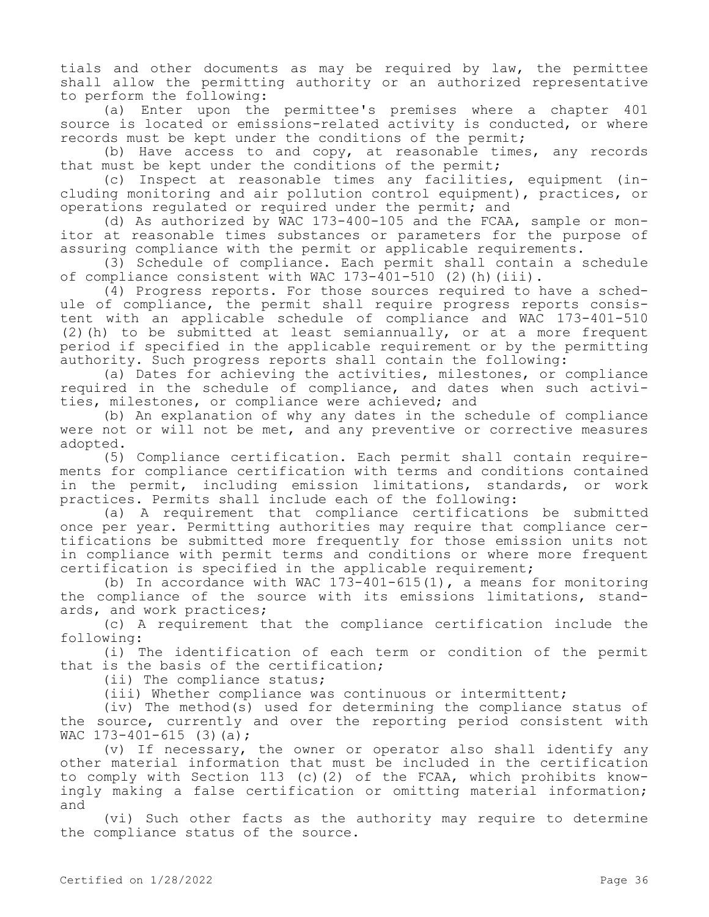tials and other documents as may be required by law, the permittee shall allow the permitting authority or an authorized representative to perform the following:

(a) Enter upon the permittee's premises where a chapter 401 source is located or emissions-related activity is conducted, or where records must be kept under the conditions of the permit;

(b) Have access to and copy, at reasonable times, any records that must be kept under the conditions of the permit;

(c) Inspect at reasonable times any facilities, equipment (including monitoring and air pollution control equipment), practices, or operations regulated or required under the permit; and

(d) As authorized by WAC 173-400-105 and the FCAA, sample or monitor at reasonable times substances or parameters for the purpose of assuring compliance with the permit or applicable requirements.

(3) Schedule of compliance. Each permit shall contain a schedule of compliance consistent with WAC 173-401-510 (2)(h)(iii).

(4) Progress reports. For those sources required to have a schedule of compliance, the permit shall require progress reports consistent with an applicable schedule of compliance and WAC 173-401-510 (2)(h) to be submitted at least semiannually, or at a more frequent period if specified in the applicable requirement or by the permitting authority. Such progress reports shall contain the following:

(a) Dates for achieving the activities, milestones, or compliance required in the schedule of compliance, and dates when such activities, milestones, or compliance were achieved; and

(b) An explanation of why any dates in the schedule of compliance were not or will not be met, and any preventive or corrective measures adopted.

(5) Compliance certification. Each permit shall contain requirements for compliance certification with terms and conditions contained in the permit, including emission limitations, standards, or work practices. Permits shall include each of the following:

(a) A requirement that compliance certifications be submitted once per year. Permitting authorities may require that compliance certifications be submitted more frequently for those emission units not in compliance with permit terms and conditions or where more frequent certification is specified in the applicable requirement;

(b) In accordance with WAC 173-401-615(1), a means for monitoring the compliance of the source with its emissions limitations, standards, and work practices;

(c) A requirement that the compliance certification include the following:

(i) The identification of each term or condition of the permit that is the basis of the certification;

(ii) The compliance status;

(iii) Whether compliance was continuous or intermittent;

(iv) The method(s) used for determining the compliance status of the source, currently and over the reporting period consistent with WAC 173-401-615 (3)(a);

(v) If necessary, the owner or operator also shall identify any other material information that must be included in the certification to comply with Section 113 (c)(2) of the FCAA, which prohibits knowingly making a false certification or omitting material information; and

(vi) Such other facts as the authority may require to determine the compliance status of the source.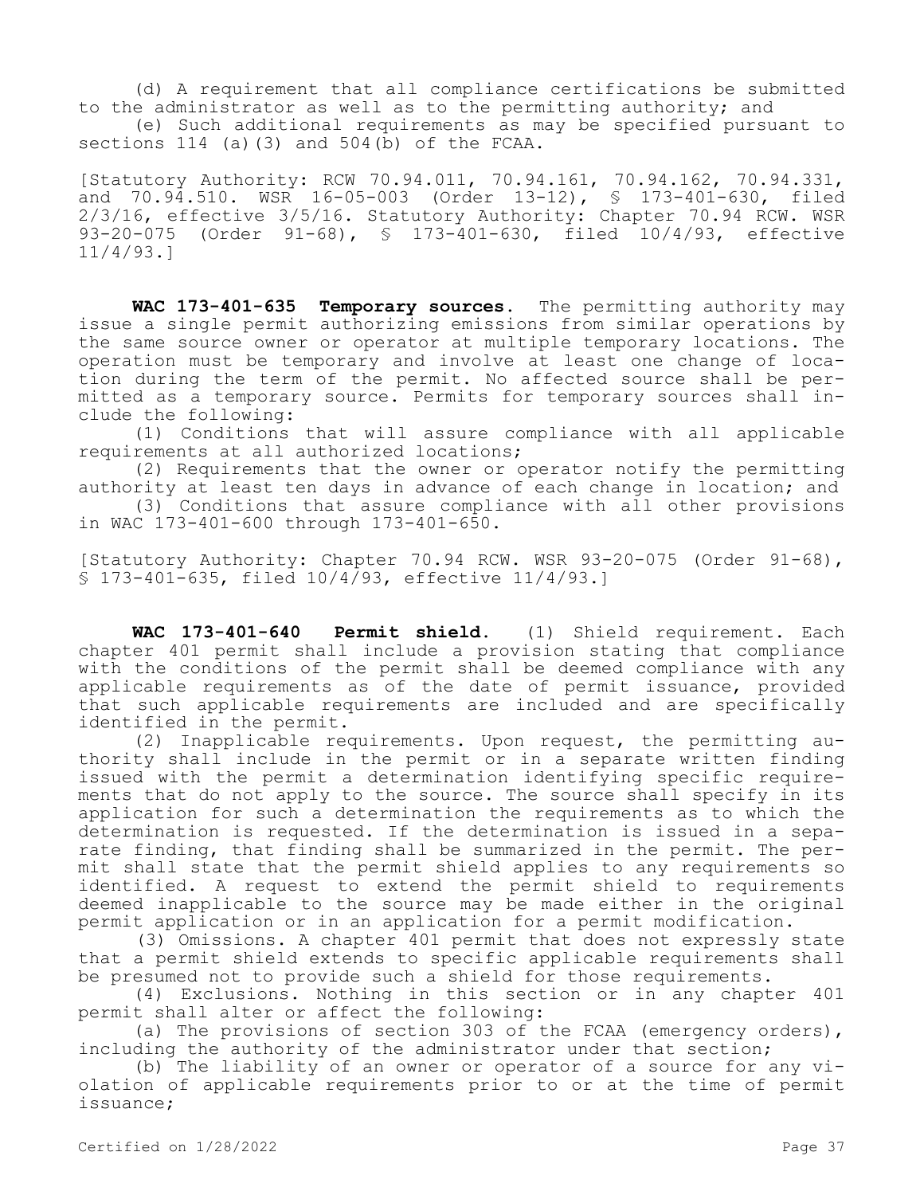(d) A requirement that all compliance certifications be submitted to the administrator as well as to the permitting authority; and

(e) Such additional requirements as may be specified pursuant to sections 114 (a)(3) and 504(b) of the FCAA.

[Statutory Authority: RCW 70.94.011, 70.94.161, 70.94.162, 70.94.331, and 70.94.510. WSR 16-05-003 (Order 13-12), § 173-401-630, filed 2/3/16, effective 3/5/16. Statutory Authority: Chapter 70.94 RCW. WSR 93-20-075 (Order 91-68), § 173-401-630, filed 10/4/93, effective 11/4/93.]

**WAC 173-401-635 Temporary sources.** The permitting authority may issue a single permit authorizing emissions from similar operations by the same source owner or operator at multiple temporary locations. The operation must be temporary and involve at least one change of location during the term of the permit. No affected source shall be permitted as a temporary source. Permits for temporary sources shall include the following:

(1) Conditions that will assure compliance with all applicable requirements at all authorized locations;

(2) Requirements that the owner or operator notify the permitting authority at least ten days in advance of each change in location; and

(3) Conditions that assure compliance with all other provisions in WAC 173-401-600 through 173-401-650.

[Statutory Authority: Chapter 70.94 RCW. WSR 93-20-075 (Order 91-68), § 173-401-635, filed 10/4/93, effective 11/4/93.]

**WAC 173-401-640 Permit shield.** (1) Shield requirement. Each chapter 401 permit shall include a provision stating that compliance with the conditions of the permit shall be deemed compliance with any applicable requirements as of the date of permit issuance, provided that such applicable requirements are included and are specifically identified in the permit.

(2) Inapplicable requirements. Upon request, the permitting authority shall include in the permit or in a separate written finding issued with the permit a determination identifying specific requirements that do not apply to the source. The source shall specify in its application for such a determination the requirements as to which the determination is requested. If the determination is issued in a separate finding, that finding shall be summarized in the permit. The permit shall state that the permit shield applies to any requirements so identified. A request to extend the permit shield to requirements deemed inapplicable to the source may be made either in the original permit application or in an application for a permit modification.

(3) Omissions. A chapter 401 permit that does not expressly state that a permit shield extends to specific applicable requirements shall be presumed not to provide such a shield for those requirements.

(4) Exclusions. Nothing in this section or in any chapter 401 permit shall alter or affect the following:

(a) The provisions of section 303 of the FCAA (emergency orders), including the authority of the administrator under that section;

(b) The liability of an owner or operator of a source for any violation of applicable requirements prior to or at the time of permit issuance;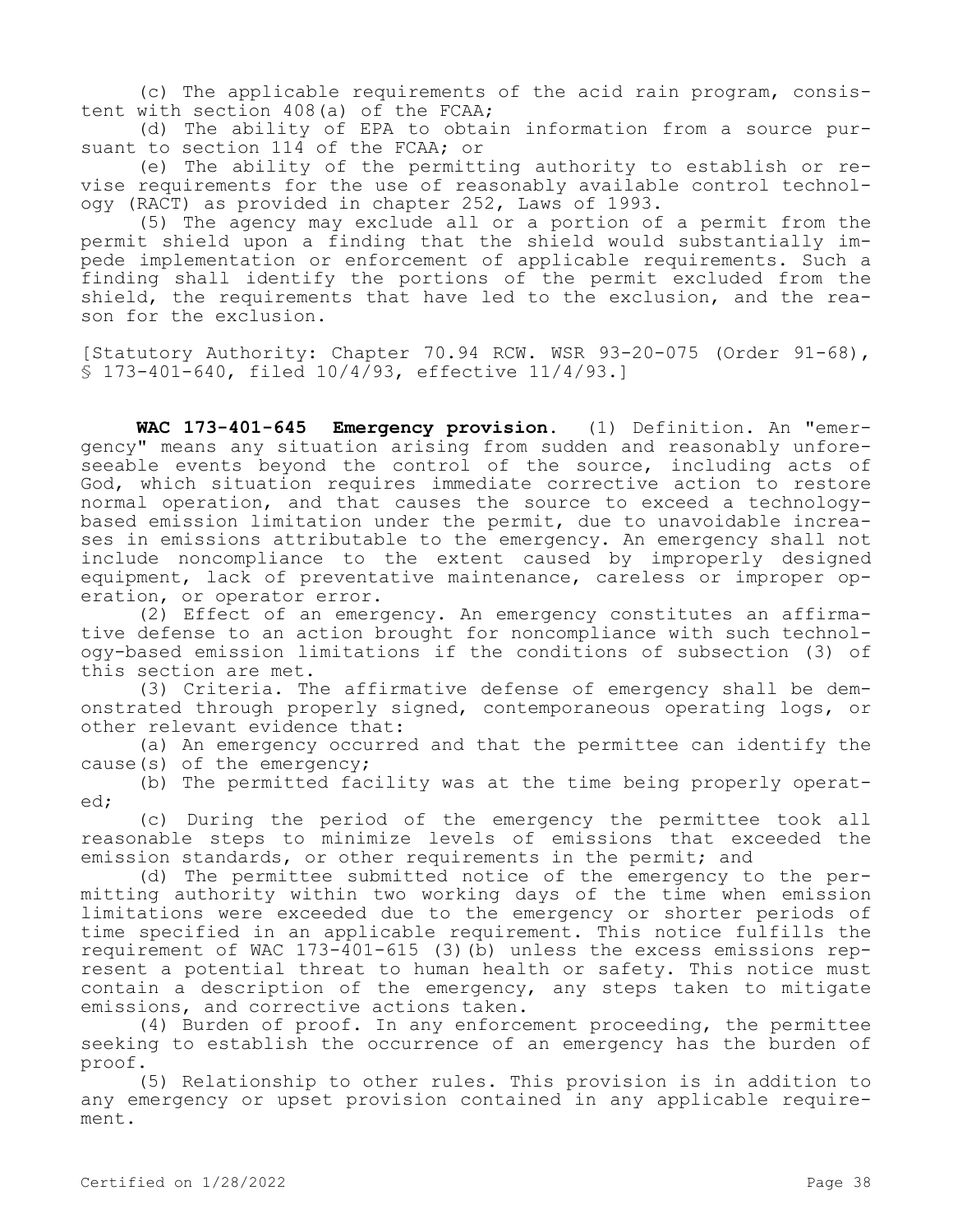(c) The applicable requirements of the acid rain program, consistent with section 408(a) of the FCAA;

(d) The ability of EPA to obtain information from a source pursuant to section 114 of the FCAA; or

(e) The ability of the permitting authority to establish or revise requirements for the use of reasonably available control technology (RACT) as provided in chapter 252, Laws of 1993.

(5) The agency may exclude all or a portion of a permit from the permit shield upon a finding that the shield would substantially impede implementation or enforcement of applicable requirements. Such a finding shall identify the portions of the permit excluded from the shield, the requirements that have led to the exclusion, and the reason for the exclusion.

[Statutory Authority: Chapter 70.94 RCW. WSR 93-20-075 (Order 91-68), § 173-401-640, filed 10/4/93, effective 11/4/93.]

**WAC 173-401-645 Emergency provision.** (1) Definition. An "emergency" means any situation arising from sudden and reasonably unforeseeable events beyond the control of the source, including acts of God, which situation requires immediate corrective action to restore normal operation, and that causes the source to exceed a technology-based emission limitation under the permit, due to unavoidable increases in emissions attributable to the emergency. An emergency shall not include noncompliance to the extent caused by improperly designed equipment, lack of preventative maintenance, careless or improper operation, or operator error.

(2) Effect of an emergency. An emergency constitutes an affirmative defense to an action brought for noncompliance with such technology-based emission limitations if the conditions of subsection (3) of this section are met.

(3) Criteria. The affirmative defense of emergency shall be demonstrated through properly signed, contemporaneous operating logs, or other relevant evidence that:

(a) An emergency occurred and that the permittee can identify the cause(s) of the emergency;

(b) The permitted facility was at the time being properly operated;

(c) During the period of the emergency the permittee took all reasonable steps to minimize levels of emissions that exceeded the emission standards, or other requirements in the permit; and

(d) The permittee submitted notice of the emergency to the permitting authority within two working days of the time when emission limitations were exceeded due to the emergency or shorter periods of time specified in an applicable requirement. This notice fulfills the requirement of WAC 173-401-615 (3)(b) unless the excess emissions represent a potential threat to human health or safety. This notice must contain a description of the emergency, any steps taken to mitigate emissions, and corrective actions taken.

(4) Burden of proof. In any enforcement proceeding, the permittee seeking to establish the occurrence of an emergency has the burden of proof.

(5) Relationship to other rules. This provision is in addition to any emergency or upset provision contained in any applicable requirement.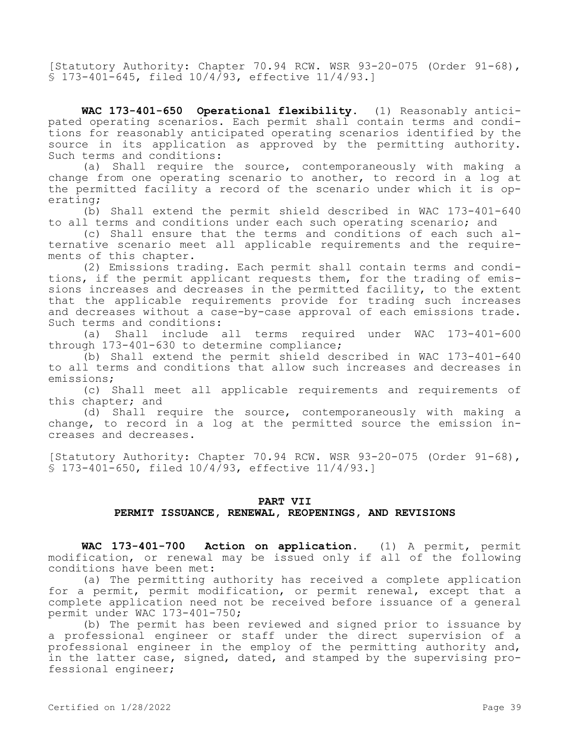[Statutory Authority: Chapter 70.94 RCW. WSR 93-20-075 (Order 91-68), § 173-401-645, filed 10/4/93, effective 11/4/93.]

**WAC 173-401-650 Operational flexibility.** (1) Reasonably anticipated operating scenarios. Each permit shall contain terms and conditions for reasonably anticipated operating scenarios identified by the source in its application as approved by the permitting authority. Such terms and conditions:

(a) Shall require the source, contemporaneously with making a change from one operating scenario to another, to record in a log at the permitted facility a record of the scenario under which it is operating;

(b) Shall extend the permit shield described in WAC 173-401-640 to all terms and conditions under each such operating scenario; and

(c) Shall ensure that the terms and conditions of each such alternative scenario meet all applicable requirements and the requirements of this chapter.

(2) Emissions trading. Each permit shall contain terms and conditions, if the permit applicant requests them, for the trading of emissions increases and decreases in the permitted facility, to the extent that the applicable requirements provide for trading such increases and decreases without a case-by-case approval of each emissions trade. Such terms and conditions:

(a) Shall include all terms required under WAC 173-401-600 through 173-401-630 to determine compliance;

(b) Shall extend the permit shield described in WAC 173-401-640 to all terms and conditions that allow such increases and decreases in emissions;

(c) Shall meet all applicable requirements and requirements of this chapter; and

(d) Shall require the source, contemporaneously with making a change, to record in a log at the permitted source the emission increases and decreases.

[Statutory Authority: Chapter 70.94 RCW. WSR 93-20-075 (Order 91-68), § 173-401-650, filed 10/4/93, effective 11/4/93.]

## PART VII
## PERMIT ISSUANCE, RENEWAL, REOPENINGS, AND REVISIONS

**WAC 173-401-700 Action on application.** (1) A permit, permit modification, or renewal may be issued only if all of the following conditions have been met:

(a) The permitting authority has received a complete application for a permit, permit modification, or permit renewal, except that a complete application need not be received before issuance of a general permit under WAC 173-401-750;

(b) The permit has been reviewed and signed prior to issuance by a professional engineer or staff under the direct supervision of a professional engineer in the employ of the permitting authority and, in the latter case, signed, dated, and stamped by the supervising professional engineer;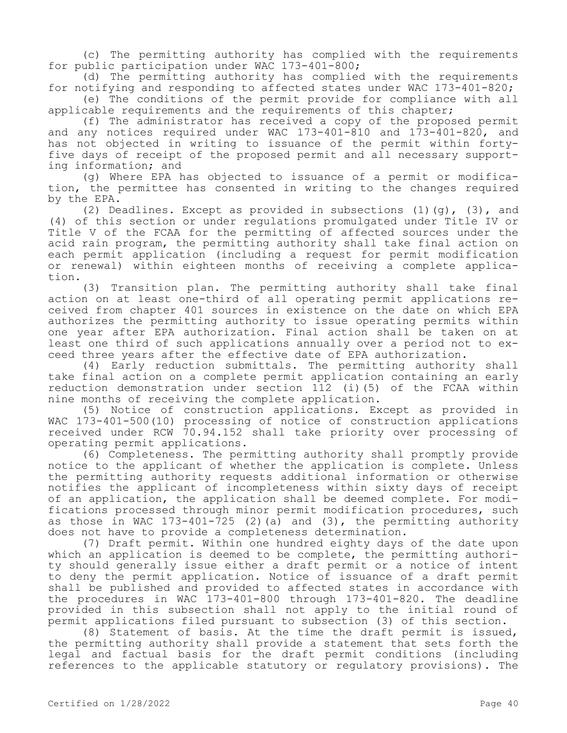(c) The permitting authority has complied with the requirements for public participation under WAC 173-401-800;

(d) The permitting authority has complied with the requirements for notifying and responding to affected states under WAC 173-401-820;

(e) The conditions of the permit provide for compliance with all applicable requirements and the requirements of this chapter;

(f) The administrator has received a copy of the proposed permit and any notices required under WAC 173-401-810 and 173-401-820, and has not objected in writing to issuance of the permit within forty-five days of receipt of the proposed permit and all necessary supporting information; and

(g) Where EPA has objected to issuance of a permit or modification, the permittee has consented in writing to the changes required by the EPA.

(2) Deadlines. Except as provided in subsections (1)(g), (3), and (4) of this section or under regulations promulgated under Title IV or Title V of the FCAA for the permitting of affected sources under the acid rain program, the permitting authority shall take final action on each permit application (including a request for permit modification or renewal) within eighteen months of receiving a complete application.

(3) Transition plan. The permitting authority shall take final action on at least one-third of all operating permit applications received from chapter 401 sources in existence on the date on which EPA authorizes the permitting authority to issue operating permits within one year after EPA authorization. Final action shall be taken on at least one third of such applications annually over a period not to exceed three years after the effective date of EPA authorization.

(4) Early reduction submittals. The permitting authority shall take final action on a complete permit application containing an early reduction demonstration under section 112 (i)(5) of the FCAA within nine months of receiving the complete application.

(5) Notice of construction applications. Except as provided in WAC 173-401-500(10) processing of notice of construction applications received under RCW 70.94.152 shall take priority over processing of operating permit applications.

(6) Completeness. The permitting authority shall promptly provide notice to the applicant of whether the application is complete. Unless the permitting authority requests additional information or otherwise notifies the applicant of incompleteness within sixty days of receipt of an application, the application shall be deemed complete. For modifications processed through minor permit modification procedures, such as those in WAC 173-401-725 (2)(a) and (3), the permitting authority does not have to provide a completeness determination.

(7) Draft permit. Within one hundred eighty days of the date upon which an application is deemed to be complete, the permitting authority should generally issue either a draft permit or a notice of intent to deny the permit application. Notice of issuance of a draft permit shall be published and provided to affected states in accordance with the procedures in WAC 173-401-800 through 173-401-820. The deadline provided in this subsection shall not apply to the initial round of permit applications filed pursuant to subsection (3) of this section.

(8) Statement of basis. At the time the draft permit is issued, the permitting authority shall provide a statement that sets forth the legal and factual basis for the draft permit conditions (including references to the applicable statutory or regulatory provisions). The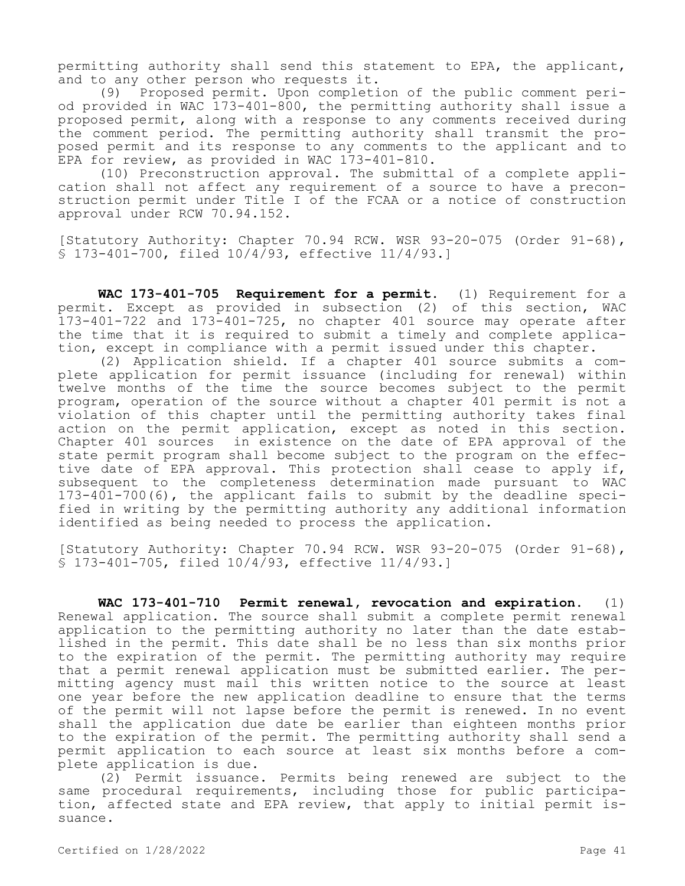permitting authority shall send this statement to EPA, the applicant, and to any other person who requests it.

(9) Proposed permit. Upon completion of the public comment period provided in WAC 173-401-800, the permitting authority shall issue a proposed permit, along with a response to any comments received during the comment period. The permitting authority shall transmit the proposed permit and its response to any comments to the applicant and to EPA for review, as provided in WAC 173-401-810.

(10) Preconstruction approval. The submittal of a complete application shall not affect any requirement of a source to have a preconstruction permit under Title I of the FCAA or a notice of construction approval under RCW 70.94.152.

[Statutory Authority: Chapter 70.94 RCW. WSR 93-20-075 (Order 91-68), § 173-401-700, filed 10/4/93, effective 11/4/93.]

**WAC 173-401-705 Requirement for a permit.** (1) Requirement for a permit. Except as provided in subsection (2) of this section, WAC 173-401-722 and 173-401-725, no chapter 401 source may operate after the time that it is required to submit a timely and complete application, except in compliance with a permit issued under this chapter.

(2) Application shield. If a chapter 401 source submits a complete application for permit issuance (including for renewal) within twelve months of the time the source becomes subject to the permit program, operation of the source without a chapter 401 permit is not a violation of this chapter until the permitting authority takes final action on the permit application, except as noted in this section. Chapter 401 sources in existence on the date of EPA approval of the state permit program shall become subject to the program on the effective date of EPA approval. This protection shall cease to apply if, subsequent to the completeness determination made pursuant to WAC 173-401-700(6), the applicant fails to submit by the deadline specified in writing by the permitting authority any additional information identified as being needed to process the application.

[Statutory Authority: Chapter 70.94 RCW. WSR 93-20-075 (Order 91-68), § 173-401-705, filed 10/4/93, effective 11/4/93.]

**WAC 173-401-710 Permit renewal, revocation and expiration.** (1) Renewal application. The source shall submit a complete permit renewal application to the permitting authority no later than the date established in the permit. This date shall be no less than six months prior to the expiration of the permit. The permitting authority may require that a permit renewal application must be submitted earlier. The permitting agency must mail this written notice to the source at least one year before the new application deadline to ensure that the terms of the permit will not lapse before the permit is renewed. In no event shall the application due date be earlier than eighteen months prior to the expiration of the permit. The permitting authority shall send a permit application to each source at least six months before a complete application is due.

(2) Permit issuance. Permits being renewed are subject to the same procedural requirements, including those for public participation, affected state and EPA review, that apply to initial permit issuance.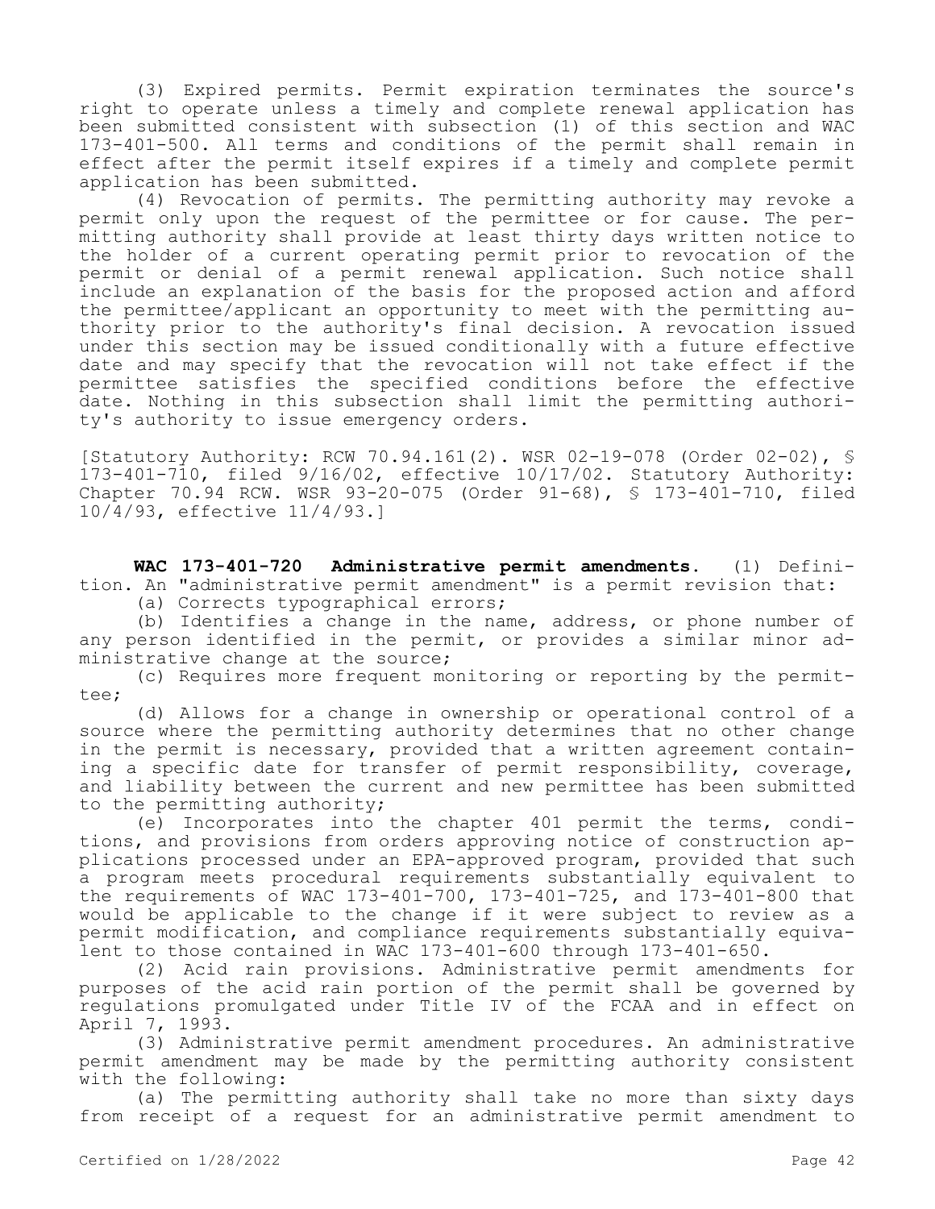(3) Expired permits. Permit expiration terminates the source's right to operate unless a timely and complete renewal application has been submitted consistent with subsection (1) of this section and WAC 173-401-500. All terms and conditions of the permit shall remain in effect after the permit itself expires if a timely and complete permit application has been submitted.

(4) Revocation of permits. The permitting authority may revoke a permit only upon the request of the permittee or for cause. The permitting authority shall provide at least thirty days written notice to the holder of a current operating permit prior to revocation of the permit or denial of a permit renewal application. Such notice shall include an explanation of the basis for the proposed action and afford the permittee/applicant an opportunity to meet with the permitting authority prior to the authority's final decision. A revocation issued under this section may be issued conditionally with a future effective date and may specify that the revocation will not take effect if the permittee satisfies the specified conditions before the effective date. Nothing in this subsection shall limit the permitting authority's authority to issue emergency orders.

[Statutory Authority: RCW 70.94.161(2). WSR 02-19-078 (Order 02-02), § 173-401-710, filed 9/16/02, effective 10/17/02. Statutory Authority: Chapter 70.94 RCW. WSR 93-20-075 (Order 91-68), § 173-401-710, filed 10/4/93, effective 11/4/93.]

**WAC 173-401-720 Administrative permit amendments.** (1) Definition. An "administrative permit amendment" is a permit revision that:

(a) Corrects typographical errors;

(b) Identifies a change in the name, address, or phone number of any person identified in the permit, or provides a similar minor administrative change at the source;

(c) Requires more frequent monitoring or reporting by the permittee;

(d) Allows for a change in ownership or operational control of a source where the permitting authority determines that no other change in the permit is necessary, provided that a written agreement containing a specific date for transfer of permit responsibility, coverage, and liability between the current and new permittee has been submitted to the permitting authority;

(e) Incorporates into the chapter 401 permit the terms, conditions, and provisions from orders approving notice of construction applications processed under an EPA-approved program, provided that such a program meets procedural requirements substantially equivalent to the requirements of WAC 173-401-700, 173-401-725, and 173-401-800 that would be applicable to the change if it were subject to review as a permit modification, and compliance requirements substantially equivalent to those contained in WAC 173-401-600 through 173-401-650.

(2) Acid rain provisions. Administrative permit amendments for purposes of the acid rain portion of the permit shall be governed by regulations promulgated under Title IV of the FCAA and in effect on April 7, 1993.

(3) Administrative permit amendment procedures. An administrative permit amendment may be made by the permitting authority consistent with the following:

(a) The permitting authority shall take no more than sixty days from receipt of a request for an administrative permit amendment to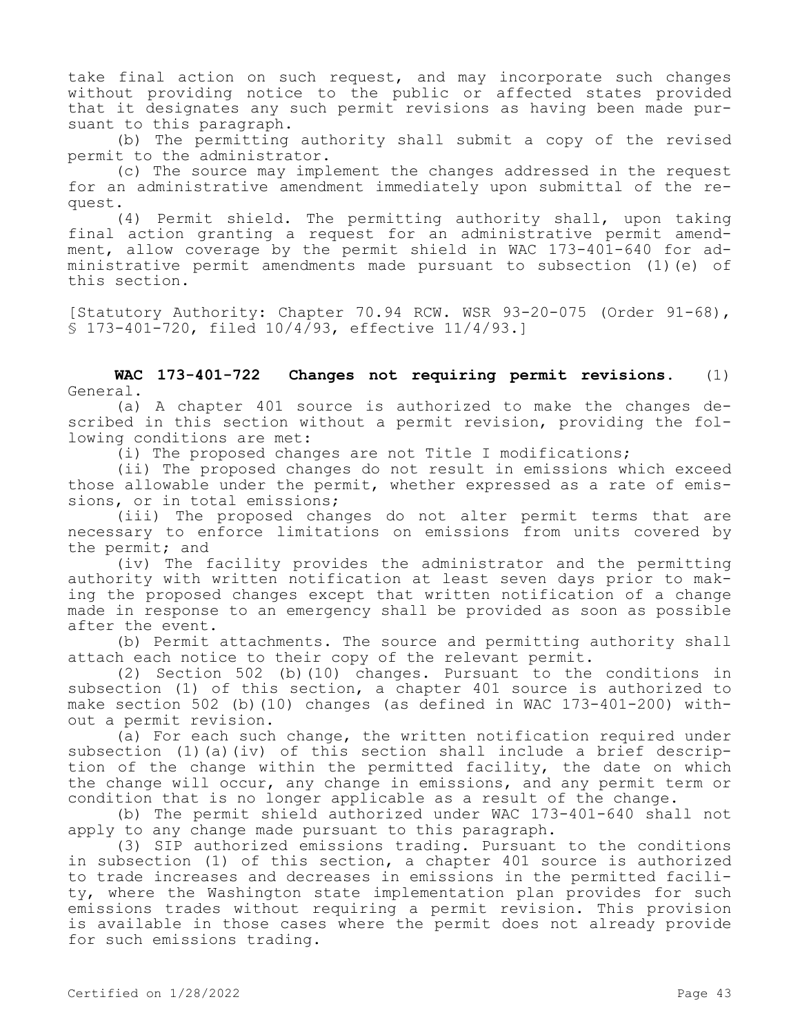take final action on such request, and may incorporate such changes without providing notice to the public or affected states provided that it designates any such permit revisions as having been made pursuant to this paragraph.

(b) The permitting authority shall submit a copy of the revised permit to the administrator.

(c) The source may implement the changes addressed in the request for an administrative amendment immediately upon submittal of the request.

(4) Permit shield. The permitting authority shall, upon taking final action granting a request for an administrative permit amendment, allow coverage by the permit shield in WAC 173-401-640 for administrative permit amendments made pursuant to subsection (1)(e) of this section.

[Statutory Authority: Chapter 70.94 RCW. WSR 93-20-075 (Order 91-68), § 173-401-720, filed 10/4/93, effective 11/4/93.]

**WAC 173-401-722 Changes not requiring permit revisions.** (1) General.

(a) A chapter 401 source is authorized to make the changes described in this section without a permit revision, providing the following conditions are met:

(i) The proposed changes are not Title I modifications;

(ii) The proposed changes do not result in emissions which exceed those allowable under the permit, whether expressed as a rate of emissions, or in total emissions;

(iii) The proposed changes do not alter permit terms that are necessary to enforce limitations on emissions from units covered by the permit; and

(iv) The facility provides the administrator and the permitting authority with written notification at least seven days prior to making the proposed changes except that written notification of a change made in response to an emergency shall be provided as soon as possible after the event.

(b) Permit attachments. The source and permitting authority shall attach each notice to their copy of the relevant permit.

(2) Section 502 (b)(10) changes. Pursuant to the conditions in subsection (1) of this section, a chapter 401 source is authorized to make section 502 (b)(10) changes (as defined in WAC 173-401-200) without a permit revision.

(a) For each such change, the written notification required under subsection (1)(a)(iv) of this section shall include a brief description of the change within the permitted facility, the date on which the change will occur, any change in emissions, and any permit term or condition that is no longer applicable as a result of the change.

(b) The permit shield authorized under WAC 173-401-640 shall not apply to any change made pursuant to this paragraph.

(3) SIP authorized emissions trading. Pursuant to the conditions in subsection (1) of this section, a chapter 401 source is authorized to trade increases and decreases in emissions in the permitted facility, where the Washington state implementation plan provides for such emissions trades without requiring a permit revision. This provision is available in those cases where the permit does not already provide for such emissions trading.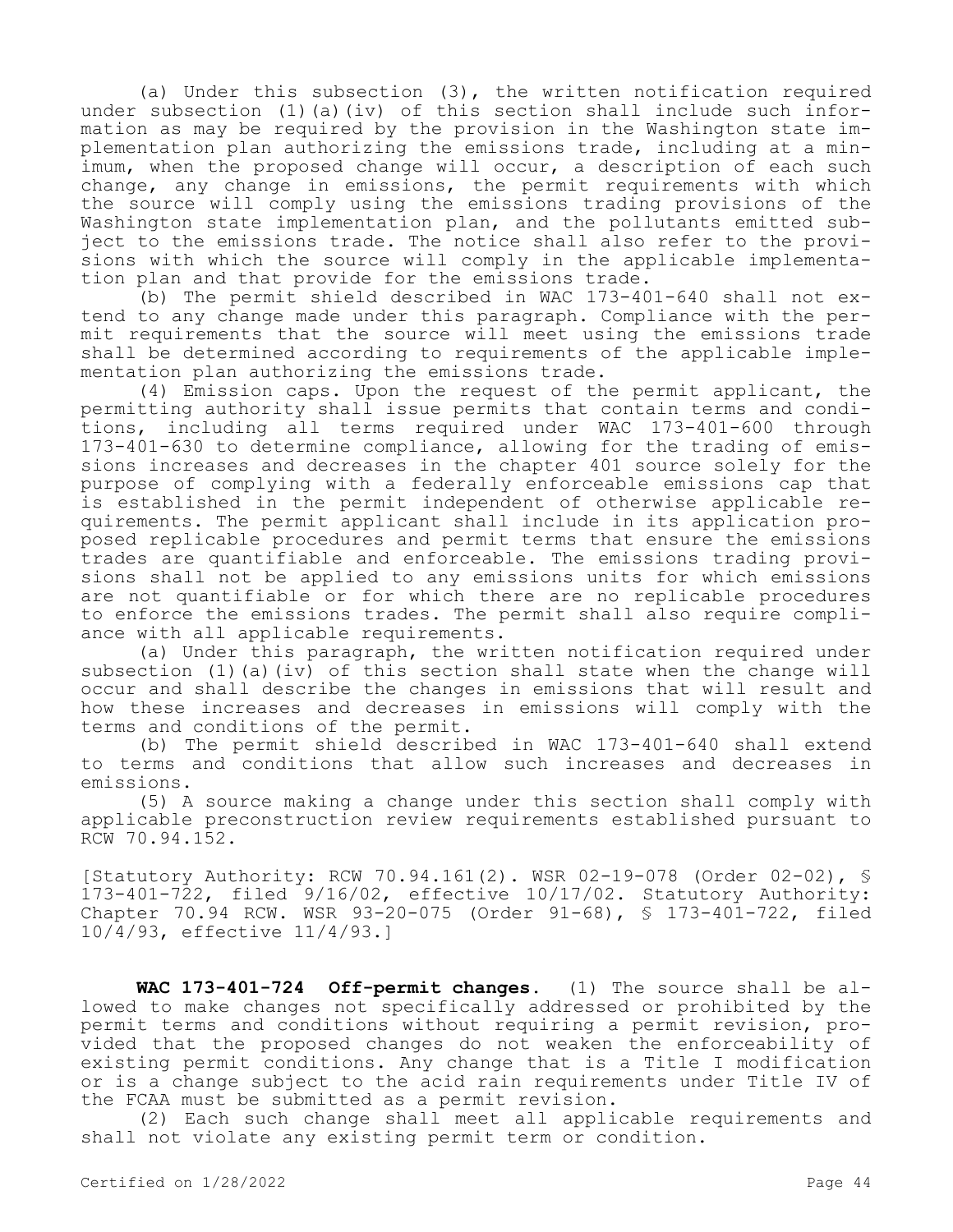(a) Under this subsection (3), the written notification required under subsection (1)(a)(iv) of this section shall include such information as may be required by the provision in the Washington state implementation plan authorizing the emissions trade, including at a minimum, when the proposed change will occur, a description of each such change, any change in emissions, the permit requirements with which the source will comply using the emissions trading provisions of the Washington state implementation plan, and the pollutants emitted subject to the emissions trade. The notice shall also refer to the provisions with which the source will comply in the applicable implementation plan and that provide for the emissions trade.

(b) The permit shield described in WAC 173-401-640 shall not extend to any change made under this paragraph. Compliance with the permit requirements that the source will meet using the emissions trade shall be determined according to requirements of the applicable implementation plan authorizing the emissions trade.

(4) Emission caps. Upon the request of the permit applicant, the permitting authority shall issue permits that contain terms and conditions, including all terms required under WAC 173-401-600 through 173-401-630 to determine compliance, allowing for the trading of emissions increases and decreases in the chapter 401 source solely for the purpose of complying with a federally enforceable emissions cap that is established in the permit independent of otherwise applicable requirements. The permit applicant shall include in its application proposed replicable procedures and permit terms that ensure the emissions trades are quantifiable and enforceable. The emissions trading provisions shall not be applied to any emissions units for which emissions are not quantifiable or for which there are no replicable procedures to enforce the emissions trades. The permit shall also require compliance with all applicable requirements.

(a) Under this paragraph, the written notification required under subsection (1)(a)(iv) of this section shall state when the change will occur and shall describe the changes in emissions that will result and how these increases and decreases in emissions will comply with the terms and conditions of the permit.

(b) The permit shield described in WAC 173-401-640 shall extend to terms and conditions that allow such increases and decreases in emissions.

(5) A source making a change under this section shall comply with applicable preconstruction review requirements established pursuant to RCW 70.94.152.

[Statutory Authority: RCW 70.94.161(2). WSR 02-19-078 (Order 02-02), § 173-401-722, filed 9/16/02, effective 10/17/02. Statutory Authority: Chapter 70.94 RCW. WSR 93-20-075 (Order 91-68), § 173-401-722, filed 10/4/93, effective 11/4/93.]

**WAC 173-401-724 Off-permit changes.** (1) The source shall be allowed to make changes not specifically addressed or prohibited by the permit terms and conditions without requiring a permit revision, provided that the proposed changes do not weaken the enforceability of existing permit conditions. Any change that is a Title I modification or is a change subject to the acid rain requirements under Title IV of the FCAA must be submitted as a permit revision.

(2) Each such change shall meet all applicable requirements and shall not violate any existing permit term or condition.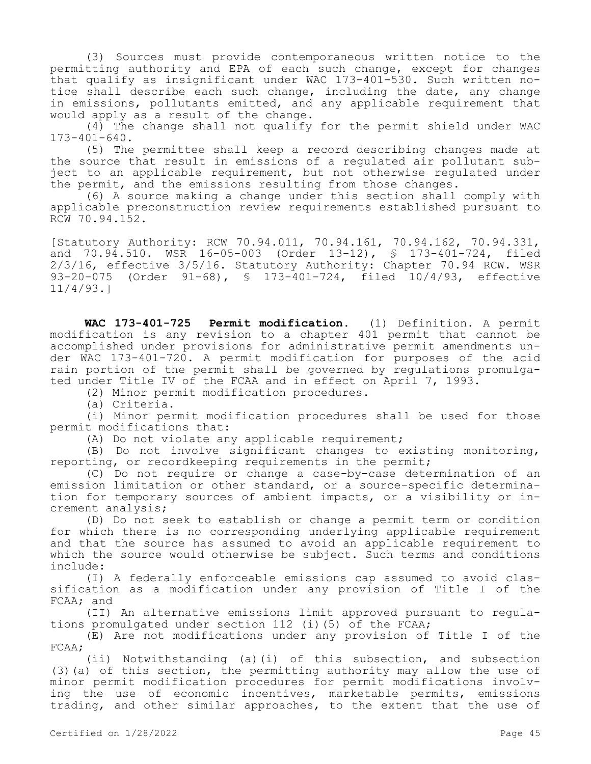(3) Sources must provide contemporaneous written notice to the permitting authority and EPA of each such change, except for changes that qualify as insignificant under WAC 173-401-530. Such written notice shall describe each such change, including the date, any change in emissions, pollutants emitted, and any applicable requirement that would apply as a result of the change.

(4) The change shall not qualify for the permit shield under WAC 173-401-640.

(5) The permittee shall keep a record describing changes made at the source that result in emissions of a regulated air pollutant subject to an applicable requirement, but not otherwise regulated under the permit, and the emissions resulting from those changes.

(6) A source making a change under this section shall comply with applicable preconstruction review requirements established pursuant to RCW 70.94.152.

[Statutory Authority: RCW 70.94.011, 70.94.161, 70.94.162, 70.94.331, and 70.94.510. WSR 16-05-003 (Order 13-12), § 173-401-724, filed 2/3/16, effective 3/5/16. Statutory Authority: Chapter 70.94 RCW. WSR 93-20-075 (Order 91-68), § 173-401-724, filed 10/4/93, effective 11/4/93.]

**WAC 173-401-725 Permit modification.** (1) Definition. A permit modification is any revision to a chapter 401 permit that cannot be accomplished under provisions for administrative permit amendments under WAC 173-401-720. A permit modification for purposes of the acid rain portion of the permit shall be governed by regulations promulgated under Title IV of the FCAA and in effect on April 7, 1993.

(2) Minor permit modification procedures.

(a) Criteria.

(i) Minor permit modification procedures shall be used for those permit modifications that:

(A) Do not violate any applicable requirement;

(B) Do not involve significant changes to existing monitoring, reporting, or recordkeeping requirements in the permit;

(C) Do not require or change a case-by-case determination of an emission limitation or other standard, or a source-specific determination for temporary sources of ambient impacts, or a visibility or increment analysis;

(D) Do not seek to establish or change a permit term or condition for which there is no corresponding underlying applicable requirement and that the source has assumed to avoid an applicable requirement to which the source would otherwise be subject. Such terms and conditions include:

(I) A federally enforceable emissions cap assumed to avoid classification as a modification under any provision of Title I of the FCAA; and

(II) An alternative emissions limit approved pursuant to regulations promulgated under section 112 (i)(5) of the FCAA;

(E) Are not modifications under any provision of Title I of the FCAA;

(ii) Notwithstanding (a)(i) of this subsection, and subsection (3)(a) of this section, the permitting authority may allow the use of minor permit modification procedures for permit modifications involving the use of economic incentives, marketable permits, emissions trading, and other similar approaches, to the extent that the use of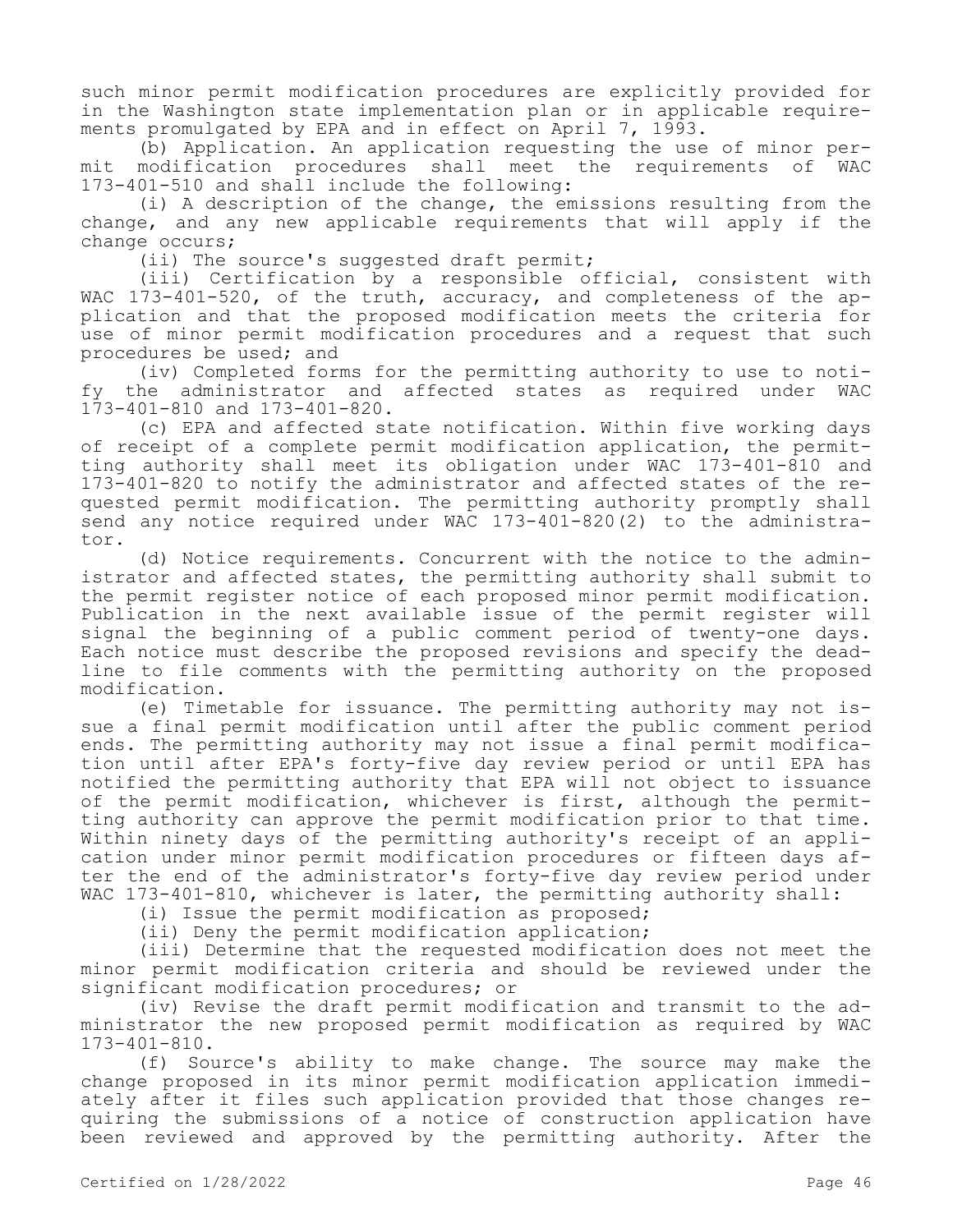such minor permit modification procedures are explicitly provided for in the Washington state implementation plan or in applicable requirements promulgated by EPA and in effect on April 7, 1993.

(b) Application. An application requesting the use of minor permit modification procedures shall meet the requirements of WAC 173-401-510 and shall include the following:

(i) A description of the change, the emissions resulting from the change, and any new applicable requirements that will apply if the change occurs;

(ii) The source's suggested draft permit;

(iii) Certification by a responsible official, consistent with WAC 173-401-520, of the truth, accuracy, and completeness of the application and that the proposed modification meets the criteria for use of minor permit modification procedures and a request that such procedures be used; and

(iv) Completed forms for the permitting authority to use to notify the administrator and affected states as required under WAC 173-401-810 and 173-401-820.

(c) EPA and affected state notification. Within five working days of receipt of a complete permit modification application, the permitting authority shall meet its obligation under WAC 173-401-810 and 173-401-820 to notify the administrator and affected states of the requested permit modification. The permitting authority promptly shall send any notice required under WAC 173-401-820(2) to the administrator.

(d) Notice requirements. Concurrent with the notice to the administrator and affected states, the permitting authority shall submit to the permit register notice of each proposed minor permit modification. Publication in the next available issue of the permit register will signal the beginning of a public comment period of twenty-one days. Each notice must describe the proposed revisions and specify the deadline to file comments with the permitting authority on the proposed modification.

(e) Timetable for issuance. The permitting authority may not issue a final permit modification until after the public comment period ends. The permitting authority may not issue a final permit modification until after EPA's forty-five day review period or until EPA has notified the permitting authority that EPA will not object to issuance of the permit modification, whichever is first, although the permitting authority can approve the permit modification prior to that time. Within ninety days of the permitting authority's receipt of an application under minor permit modification procedures or fifteen days after the end of the administrator's forty-five day review period under WAC 173-401-810, whichever is later, the permitting authority shall:

(i) Issue the permit modification as proposed;

(ii) Deny the permit modification application;

(iii) Determine that the requested modification does not meet the minor permit modification criteria and should be reviewed under the significant modification procedures; or

(iv) Revise the draft permit modification and transmit to the administrator the new proposed permit modification as required by WAC 173-401-810.

(f) Source's ability to make change. The source may make the change proposed in its minor permit modification application immediately after it files such application provided that those changes requiring the submissions of a notice of construction application have been reviewed and approved by the permitting authority. After the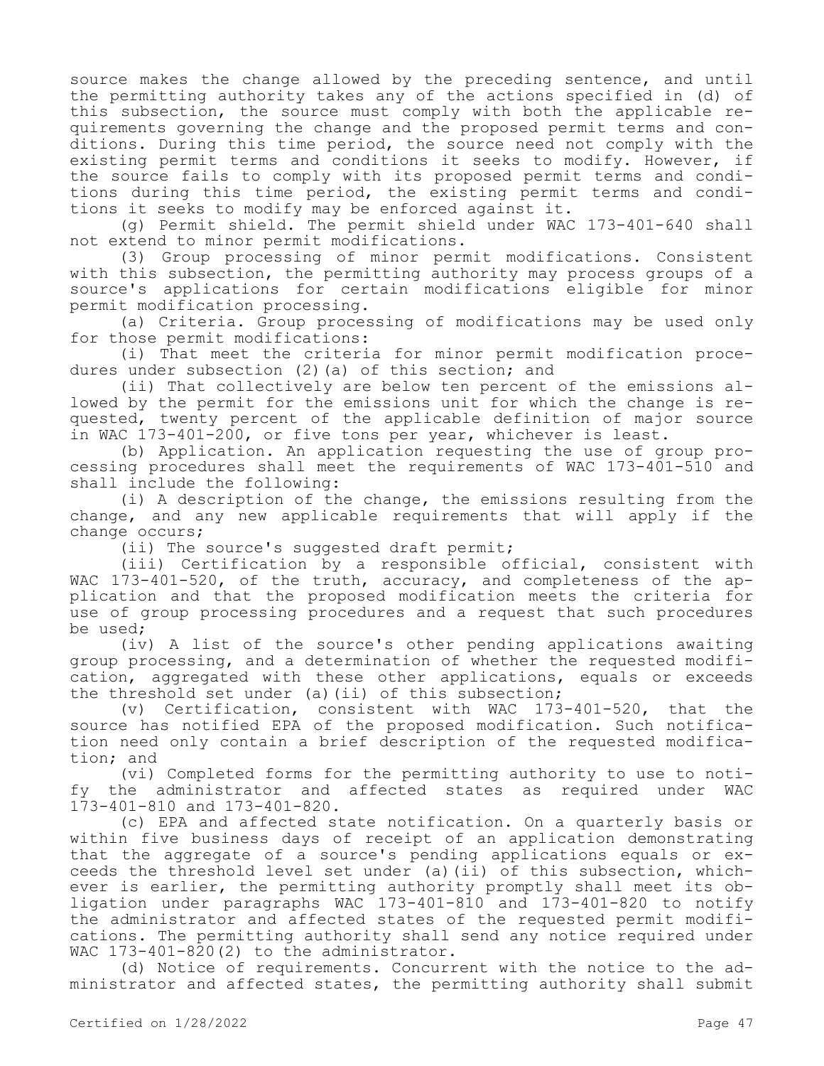source makes the change allowed by the preceding sentence, and until the permitting authority takes any of the actions specified in (d) of this subsection, the source must comply with both the applicable requirements governing the change and the proposed permit terms and conditions. During this time period, the source need not comply with the existing permit terms and conditions it seeks to modify. However, if the source fails to comply with its proposed permit terms and conditions during this time period, the existing permit terms and conditions it seeks to modify may be enforced against it.

(g) Permit shield. The permit shield under WAC 173-401-640 shall not extend to minor permit modifications.

(3) Group processing of minor permit modifications. Consistent with this subsection, the permitting authority may process groups of a source's applications for certain modifications eligible for minor permit modification processing.

(a) Criteria. Group processing of modifications may be used only for those permit modifications:

(i) That meet the criteria for minor permit modification procedures under subsection (2)(a) of this section; and

(ii) That collectively are below ten percent of the emissions allowed by the permit for the emissions unit for which the change is requested, twenty percent of the applicable definition of major source in WAC 173-401-200, or five tons per year, whichever is least.

(b) Application. An application requesting the use of group processing procedures shall meet the requirements of WAC 173-401-510 and shall include the following:

(i) A description of the change, the emissions resulting from the change, and any new applicable requirements that will apply if the change occurs;

(ii) The source's suggested draft permit;

(iii) Certification by a responsible official, consistent with WAC 173-401-520, of the truth, accuracy, and completeness of the application and that the proposed modification meets the criteria for use of group processing procedures and a request that such procedures be used;

(iv) A list of the source's other pending applications awaiting group processing, and a determination of whether the requested modification, aggregated with these other applications, equals or exceeds the threshold set under (a)(ii) of this subsection;

(v) Certification, consistent with WAC 173-401-520, that the source has notified EPA of the proposed modification. Such notification need only contain a brief description of the requested modification; and

(vi) Completed forms for the permitting authority to use to notify the administrator and affected states as required under WAC 173-401-810 and 173-401-820.

(c) EPA and affected state notification. On a quarterly basis or within five business days of receipt of an application demonstrating that the aggregate of a source's pending applications equals or exceeds the threshold level set under (a)(ii) of this subsection, whichever is earlier, the permitting authority promptly shall meet its obligation under paragraphs WAC 173-401-810 and 173-401-820 to notify the administrator and affected states of the requested permit modifications. The permitting authority shall send any notice required under WAC 173-401-820(2) to the administrator.

(d) Notice of requirements. Concurrent with the notice to the administrator and affected states, the permitting authority shall submit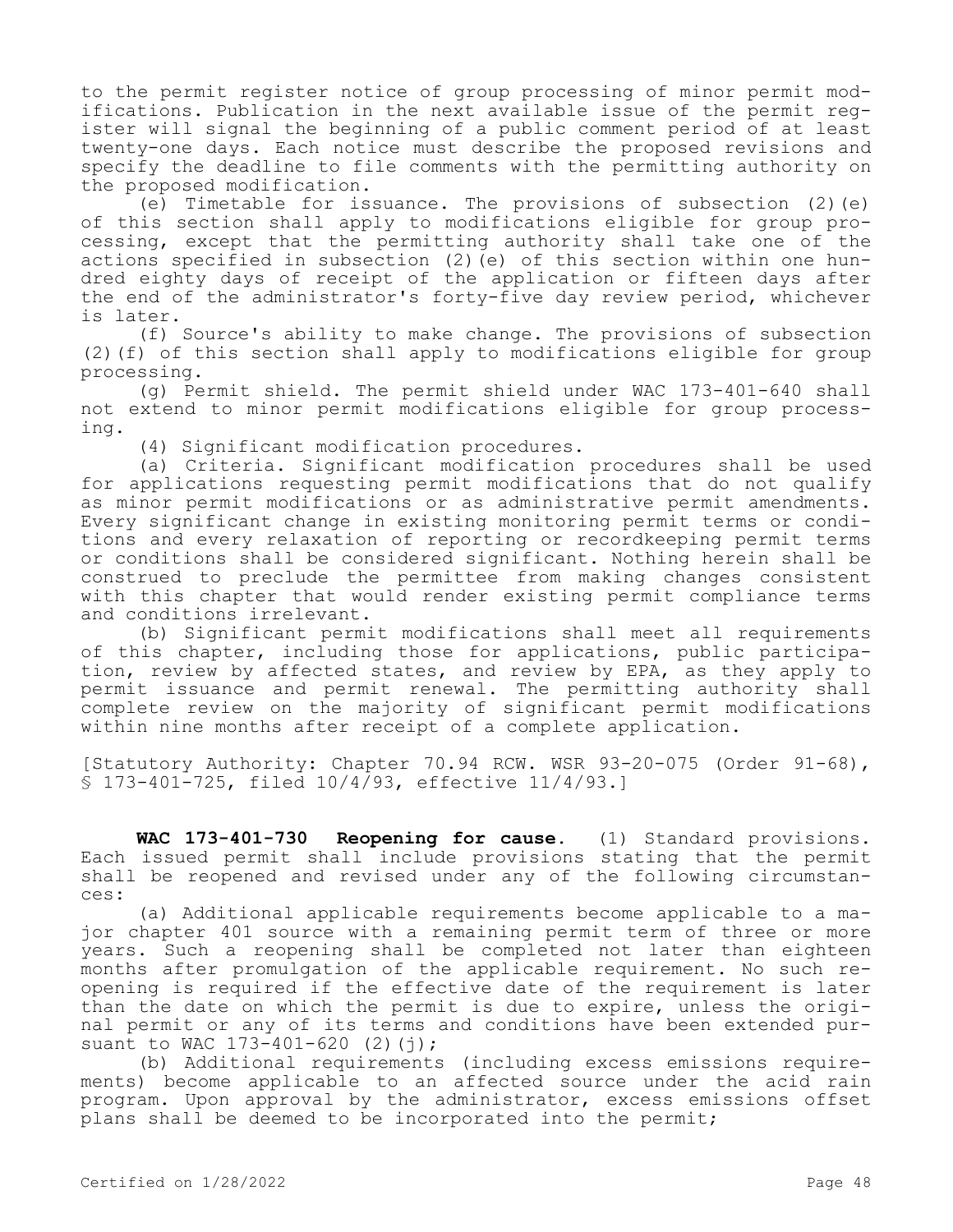to the permit register notice of group processing of minor permit modifications. Publication in the next available issue of the permit register will signal the beginning of a public comment period of at least twenty-one days. Each notice must describe the proposed revisions and specify the deadline to file comments with the permitting authority on the proposed modification.

(e) Timetable for issuance. The provisions of subsection (2)(e) of this section shall apply to modifications eligible for group processing, except that the permitting authority shall take one of the actions specified in subsection (2)(e) of this section within one hundred eighty days of receipt of the application or fifteen days after the end of the administrator's forty-five day review period, whichever is later.

(f) Source's ability to make change. The provisions of subsection (2)(f) of this section shall apply to modifications eligible for group processing.

(g) Permit shield. The permit shield under WAC 173-401-640 shall not extend to minor permit modifications eligible for group processing.

(4) Significant modification procedures.

(a) Criteria. Significant modification procedures shall be used for applications requesting permit modifications that do not qualify as minor permit modifications or as administrative permit amendments. Every significant change in existing monitoring permit terms or conditions and every relaxation of reporting or recordkeeping permit terms or conditions shall be considered significant. Nothing herein shall be construed to preclude the permittee from making changes consistent with this chapter that would render existing permit compliance terms and conditions irrelevant.

(b) Significant permit modifications shall meet all requirements of this chapter, including those for applications, public participation, review by affected states, and review by EPA, as they apply to permit issuance and permit renewal. The permitting authority shall complete review on the majority of significant permit modifications within nine months after receipt of a complete application.

[Statutory Authority: Chapter 70.94 RCW. WSR 93-20-075 (Order 91-68), § 173-401-725, filed 10/4/93, effective 11/4/93.]

**WAC 173-401-730 Reopening for cause.** (1) Standard provisions. Each issued permit shall include provisions stating that the permit shall be reopened and revised under any of the following circumstances:

(a) Additional applicable requirements become applicable to a major chapter 401 source with a remaining permit term of three or more years. Such a reopening shall be completed not later than eighteen months after promulgation of the applicable requirement. No such reopening is required if the effective date of the requirement is later than the date on which the permit is due to expire, unless the original permit or any of its terms and conditions have been extended pursuant to WAC 173-401-620 (2)(j);

(b) Additional requirements (including excess emissions requirements) become applicable to an affected source under the acid rain program. Upon approval by the administrator, excess emissions offset plans shall be deemed to be incorporated into the permit;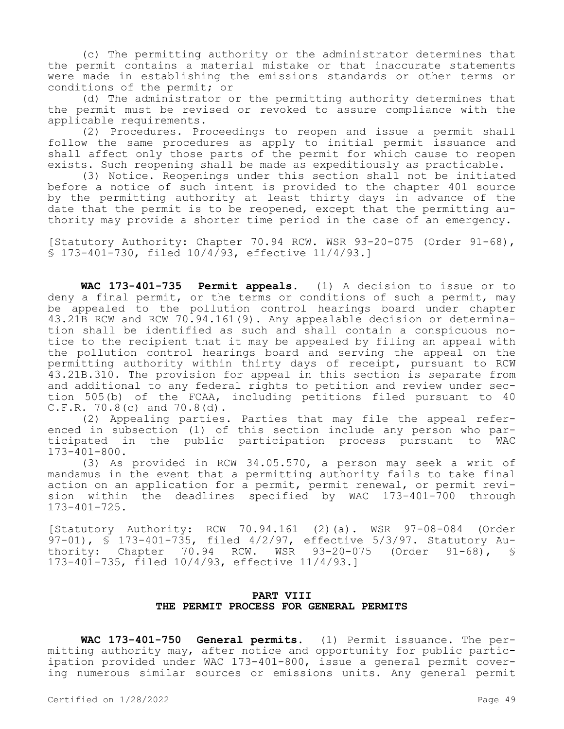(c) The permitting authority or the administrator determines that the permit contains a material mistake or that inaccurate statements were made in establishing the emissions standards or other terms or conditions of the permit; or

(d) The administrator or the permitting authority determines that the permit must be revised or revoked to assure compliance with the applicable requirements.

(2) Procedures. Proceedings to reopen and issue a permit shall follow the same procedures as apply to initial permit issuance and shall affect only those parts of the permit for which cause to reopen exists. Such reopening shall be made as expeditiously as practicable.

(3) Notice. Reopenings under this section shall not be initiated before a notice of such intent is provided to the chapter 401 source by the permitting authority at least thirty days in advance of the date that the permit is to be reopened, except that the permitting authority may provide a shorter time period in the case of an emergency.

[Statutory Authority: Chapter 70.94 RCW. WSR 93-20-075 (Order 91-68), § 173-401-730, filed 10/4/93, effective 11/4/93.]

**WAC 173-401-735 Permit appeals.** (1) A decision to issue or to deny a final permit, or the terms or conditions of such a permit, may be appealed to the pollution control hearings board under chapter 43.21B RCW and RCW 70.94.161(9). Any appealable decision or determination shall be identified as such and shall contain a conspicuous notice to the recipient that it may be appealed by filing an appeal with the pollution control hearings board and serving the appeal on the permitting authority within thirty days of receipt, pursuant to RCW 43.21B.310. The provision for appeal in this section is separate from and additional to any federal rights to petition and review under section 505(b) of the FCAA, including petitions filed pursuant to 40 C.F.R. 70.8(c) and 70.8(d).

(2) Appealing parties. Parties that may file the appeal referenced in subsection (1) of this section include any person who participated in the public participation process pursuant to WAC 173-401-800.

(3) As provided in RCW 34.05.570, a person may seek a writ of mandamus in the event that a permitting authority fails to take final action on an application for a permit, permit renewal, or permit revision within the deadlines specified by WAC 173-401-700 through 173-401-725.

[Statutory Authority: RCW 70.94.161 (2)(a). WSR 97-08-084 (Order 97-01), § 173-401-735, filed 4/2/97, effective 5/3/97. Statutory Authority: Chapter 70.94 RCW. WSR 93-20-075 (Order 91-68), § 173-401-735, filed 10/4/93, effective 11/4/93.]

## PART VIII
## THE PERMIT PROCESS FOR GENERAL PERMITS

**WAC 173-401-750 General permits.** (1) Permit issuance. The permitting authority may, after notice and opportunity for public participation provided under WAC 173-401-800, issue a general permit covering numerous similar sources or emissions units. Any general permit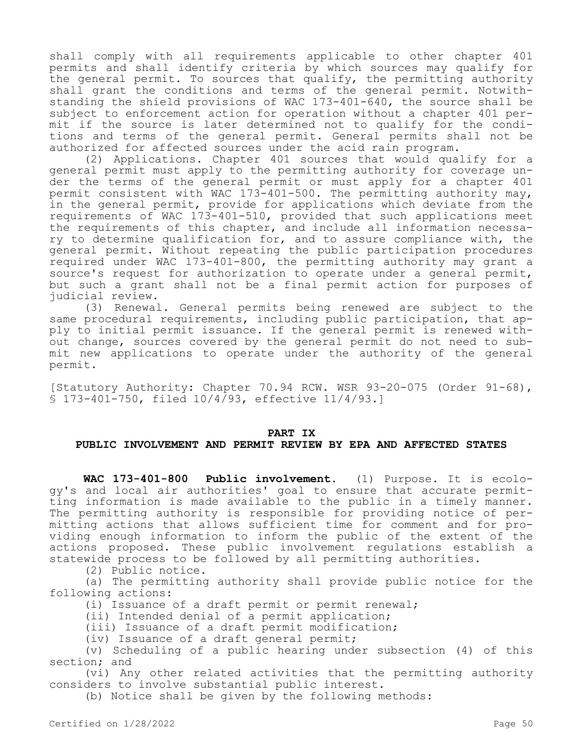shall comply with all requirements applicable to other chapter 401 permits and shall identify criteria by which sources may qualify for the general permit. To sources that qualify, the permitting authority shall grant the conditions and terms of the general permit. Notwithstanding the shield provisions of WAC 173-401-640, the source shall be subject to enforcement action for operation without a chapter 401 permit if the source is later determined not to qualify for the conditions and terms of the general permit. General permits shall not be authorized for affected sources under the acid rain program.

(2) Applications. Chapter 401 sources that would qualify for a general permit must apply to the permitting authority for coverage under the terms of the general permit or must apply for a chapter 401 permit consistent with WAC 173-401-500. The permitting authority may, in the general permit, provide for applications which deviate from the requirements of WAC 173-401-510, provided that such applications meet the requirements of this chapter, and include all information necessary to determine qualification for, and to assure compliance with, the general permit. Without repeating the public participation procedures required under WAC 173-401-800, the permitting authority may grant a source's request for authorization to operate under a general permit, but such a grant shall not be a final permit action for purposes of judicial review.

(3) Renewal. General permits being renewed are subject to the same procedural requirements, including public participation, that apply to initial permit issuance. If the general permit is renewed without change, sources covered by the general permit do not need to submit new applications to operate under the authority of the general permit.

[Statutory Authority: Chapter 70.94 RCW. WSR 93-20-075 (Order 91-68), § 173-401-750, filed 10/4/93, effective 11/4/93.]

## PART IX
## PUBLIC INVOLVEMENT AND PERMIT REVIEW BY EPA AND AFFECTED STATES

**WAC 173-401-800 Public involvement.** (1) Purpose. It is ecology's and local air authorities' goal to ensure that accurate permitting information is made available to the public in a timely manner. The permitting authority is responsible for providing notice of permitting actions that allows sufficient time for comment and for providing enough information to inform the public of the extent of the actions proposed. These public involvement regulations establish a statewide process to be followed by all permitting authorities.

(2) Public notice.

(a) The permitting authority shall provide public notice for the following actions:

(i) Issuance of a draft permit or permit renewal;

(ii) Intended denial of a permit application;

(iii) Issuance of a draft permit modification;

(iv) Issuance of a draft general permit;

(v) Scheduling of a public hearing under subsection (4) of this section; and

(vi) Any other related activities that the permitting authority considers to involve substantial public interest.

(b) Notice shall be given by the following methods: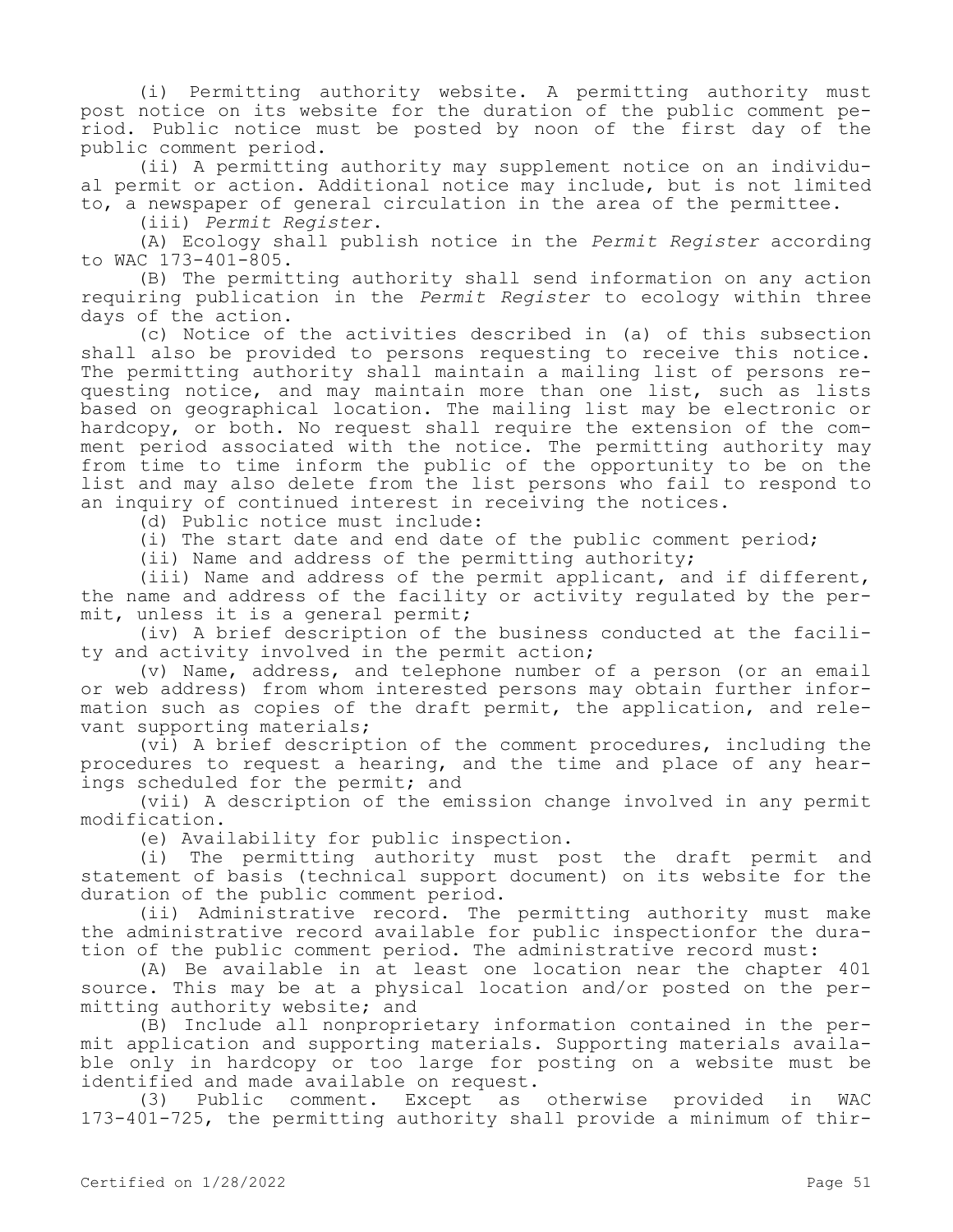(i) Permitting authority website. A permitting authority must post notice on its website for the duration of the public comment period. Public notice must be posted by noon of the first day of the public comment period.

(ii) A permitting authority may supplement notice on an individual permit or action. Additional notice may include, but is not limited to, a newspaper of general circulation in the area of the permittee.

(iii) *Permit Register*.

(A) Ecology shall publish notice in the *Permit Register* according to WAC 173-401-805.

(B) The permitting authority shall send information on any action requiring publication in the *Permit Register* to ecology within three days of the action.

(c) Notice of the activities described in (a) of this subsection shall also be provided to persons requesting to receive this notice. The permitting authority shall maintain a mailing list of persons requesting notice, and may maintain more than one list, such as lists based on geographical location. The mailing list may be electronic or hardcopy, or both. No request shall require the extension of the comment period associated with the notice. The permitting authority may from time to time inform the public of the opportunity to be on the list and may also delete from the list persons who fail to respond to an inquiry of continued interest in receiving the notices.

(d) Public notice must include:

(i) The start date and end date of the public comment period;

(ii) Name and address of the permitting authority;

(iii) Name and address of the permit applicant, and if different, the name and address of the facility or activity regulated by the permit, unless it is a general permit;

(iv) A brief description of the business conducted at the facility and activity involved in the permit action;

(v) Name, address, and telephone number of a person (or an email or web address) from whom interested persons may obtain further information such as copies of the draft permit, the application, and relevant supporting materials;

(vi) A brief description of the comment procedures, including the procedures to request a hearing, and the time and place of any hearings scheduled for the permit; and

(vii) A description of the emission change involved in any permit modification.

(e) Availability for public inspection.

(i) The permitting authority must post the draft permit and statement of basis (technical support document) on its website for the duration of the public comment period.

(ii) Administrative record. The permitting authority must make the administrative record available for public inspectionfor the duration of the public comment period. The administrative record must:

(A) Be available in at least one location near the chapter 401 source. This may be at a physical location and/or posted on the permitting authority website; and

(B) Include all nonproprietary information contained in the permit application and supporting materials. Supporting materials available only in hardcopy or too large for posting on a website must be identified and made available on request.

(3) Public comment. Except as otherwise provided in WAC 173-401-725, the permitting authority shall provide a minimum of thir-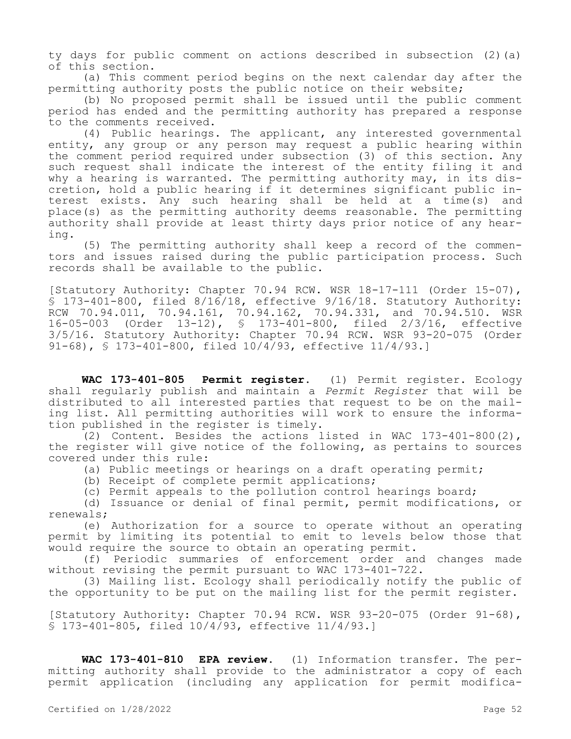ty days for public comment on actions described in subsection (2)(a) of this section.

(a) This comment period begins on the next calendar day after the permitting authority posts the public notice on their website;

(b) No proposed permit shall be issued until the public comment period has ended and the permitting authority has prepared a response to the comments received.

(4) Public hearings. The applicant, any interested governmental entity, any group or any person may request a public hearing within the comment period required under subsection (3) of this section. Any such request shall indicate the interest of the entity filing it and why a hearing is warranted. The permitting authority may, in its discretion, hold a public hearing if it determines significant public interest exists. Any such hearing shall be held at a time(s) and place(s) as the permitting authority deems reasonable. The permitting authority shall provide at least thirty days prior notice of any hearing.

(5) The permitting authority shall keep a record of the commentors and issues raised during the public participation process. Such records shall be available to the public.

[Statutory Authority: Chapter 70.94 RCW. WSR 18-17-111 (Order 15-07), § 173-401-800, filed 8/16/18, effective 9/16/18. Statutory Authority: RCW 70.94.011, 70.94.161, 70.94.162, 70.94.331, and 70.94.510. WSR 16-05-003 (Order 13-12), § 173-401-800, filed 2/3/16, effective 3/5/16. Statutory Authority: Chapter 70.94 RCW. WSR 93-20-075 (Order 91-68), § 173-401-800, filed 10/4/93, effective 11/4/93.]

**WAC 173-401-805 Permit register.** (1) Permit register. Ecology shall regularly publish and maintain a *Permit Register* that will be distributed to all interested parties that request to be on the mailing list. All permitting authorities will work to ensure the information published in the register is timely.

(2) Content. Besides the actions listed in WAC 173-401-800(2), the register will give notice of the following, as pertains to sources covered under this rule:

(a) Public meetings or hearings on a draft operating permit;

(b) Receipt of complete permit applications;

(c) Permit appeals to the pollution control hearings board;

(d) Issuance or denial of final permit, permit modifications, or renewals;

(e) Authorization for a source to operate without an operating permit by limiting its potential to emit to levels below those that would require the source to obtain an operating permit.

(f) Periodic summaries of enforcement order and changes made without revising the permit pursuant to WAC 173-401-722.

(3) Mailing list. Ecology shall periodically notify the public of the opportunity to be put on the mailing list for the permit register.

[Statutory Authority: Chapter 70.94 RCW. WSR 93-20-075 (Order 91-68), § 173-401-805, filed 10/4/93, effective 11/4/93.]

**WAC 173-401-810 EPA review.** (1) Information transfer. The permitting authority shall provide to the administrator a copy of each permit application (including any application for permit modifica-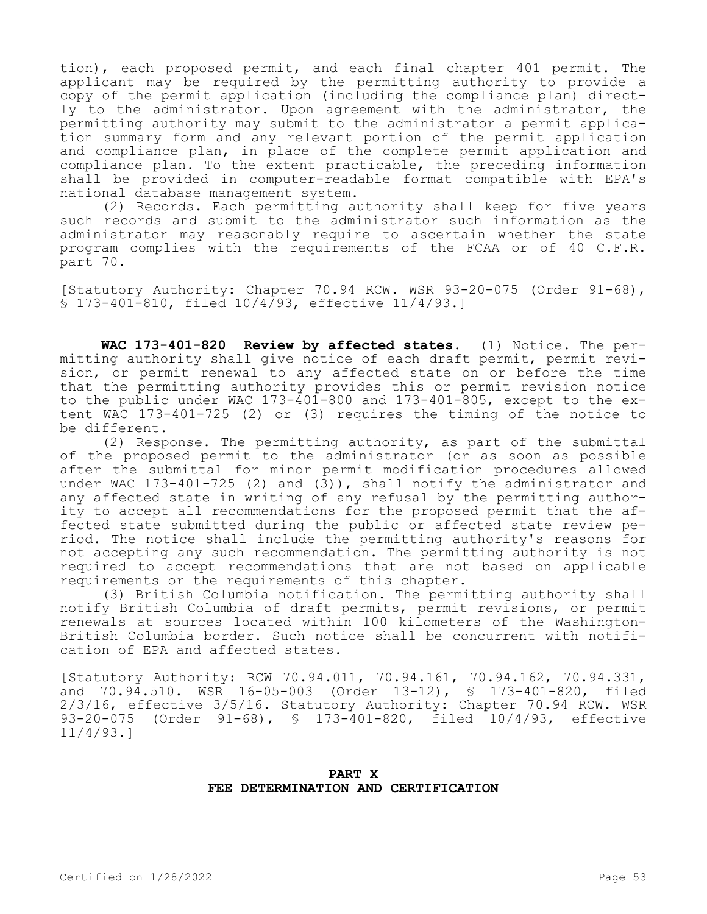tion), each proposed permit, and each final chapter 401 permit. The applicant may be required by the permitting authority to provide a copy of the permit application (including the compliance plan) directly to the administrator. Upon agreement with the administrator, the permitting authority may submit to the administrator a permit application summary form and any relevant portion of the permit application and compliance plan, in place of the complete permit application and compliance plan. To the extent practicable, the preceding information shall be provided in computer-readable format compatible with EPA's national database management system.

(2) Records. Each permitting authority shall keep for five years such records and submit to the administrator such information as the administrator may reasonably require to ascertain whether the state program complies with the requirements of the FCAA or of 40 C.F.R. part 70.

[Statutory Authority: Chapter 70.94 RCW. WSR 93-20-075 (Order 91-68), § 173-401-810, filed 10/4/93, effective 11/4/93.]

**WAC 173-401-820 Review by affected states.** (1) Notice. The permitting authority shall give notice of each draft permit, permit revision, or permit renewal to any affected state on or before the time that the permitting authority provides this or permit revision notice to the public under WAC 173-401-800 and 173-401-805, except to the extent WAC 173-401-725 (2) or (3) requires the timing of the notice to be different.

(2) Response. The permitting authority, as part of the submittal of the proposed permit to the administrator (or as soon as possible after the submittal for minor permit modification procedures allowed under WAC 173-401-725 (2) and (3)), shall notify the administrator and any affected state in writing of any refusal by the permitting authority to accept all recommendations for the proposed permit that the affected state submitted during the public or affected state review period. The notice shall include the permitting authority's reasons for not accepting any such recommendation. The permitting authority is not required to accept recommendations that are not based on applicable requirements or the requirements of this chapter.

(3) British Columbia notification. The permitting authority shall notify British Columbia of draft permits, permit revisions, or permit renewals at sources located within 100 kilometers of the Washington-British Columbia border. Such notice shall be concurrent with notification of EPA and affected states.

[Statutory Authority: RCW 70.94.011, 70.94.161, 70.94.162, 70.94.331, and 70.94.510. WSR 16-05-003 (Order 13-12), § 173-401-820, filed 2/3/16, effective 3/5/16. Statutory Authority: Chapter 70.94 RCW. WSR 93-20-075 (Order 91-68), § 173-401-820, filed 10/4/93, effective 11/4/93.]

## PART X
## FEE DETERMINATION AND CERTIFICATION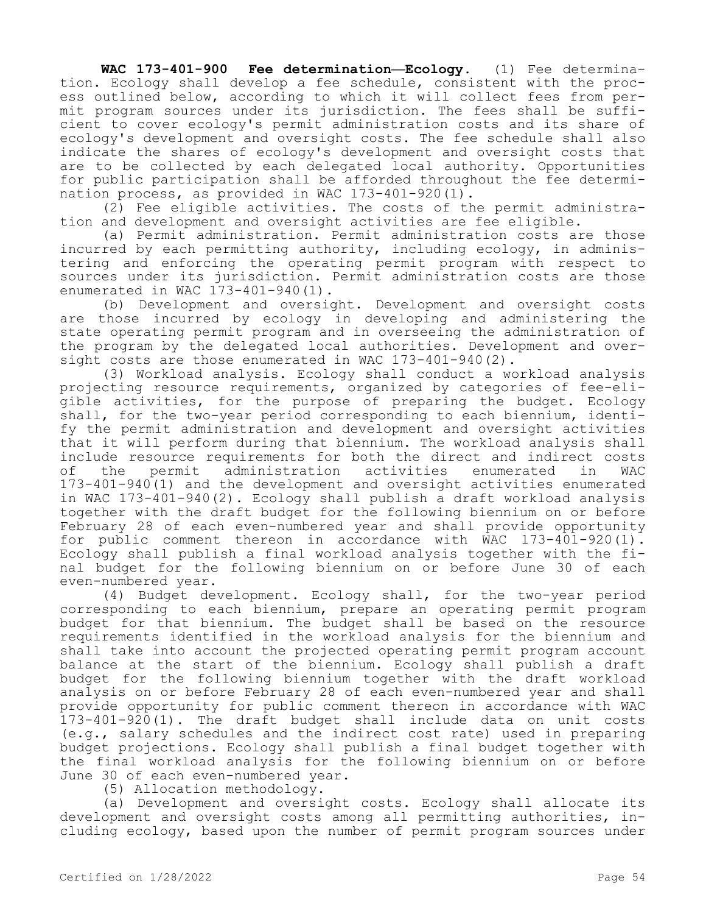**WAC 173-401-900 Fee determination—Ecology.** (1) Fee determination. Ecology shall develop a fee schedule, consistent with the process outlined below, according to which it will collect fees from permit program sources under its jurisdiction. The fees shall be sufficient to cover ecology's permit administration costs and its share of ecology's development and oversight costs. The fee schedule shall also indicate the shares of ecology's development and oversight costs that are to be collected by each delegated local authority. Opportunities for public participation shall be afforded throughout the fee determination process, as provided in WAC 173-401-920(1).

(2) Fee eligible activities. The costs of the permit administration and development and oversight activities are fee eligible.

(a) Permit administration. Permit administration costs are those incurred by each permitting authority, including ecology, in administering and enforcing the operating permit program with respect to sources under its jurisdiction. Permit administration costs are those enumerated in WAC 173-401-940(1).

(b) Development and oversight. Development and oversight costs are those incurred by ecology in developing and administering the state operating permit program and in overseeing the administration of the program by the delegated local authorities. Development and oversight costs are those enumerated in WAC 173-401-940(2).

(3) Workload analysis. Ecology shall conduct a workload analysis projecting resource requirements, organized by categories of fee-eligible activities, for the purpose of preparing the budget. Ecology shall, for the two-year period corresponding to each biennium, identify the permit administration and development and oversight activities that it will perform during that biennium. The workload analysis shall include resource requirements for both the direct and indirect costs of the permit administration activities enumerated in WAC 173-401-940(1) and the development and oversight activities enumerated in WAC 173-401-940(2). Ecology shall publish a draft workload analysis together with the draft budget for the following biennium on or before February 28 of each even-numbered year and shall provide opportunity for public comment thereon in accordance with WAC 173-401-920(1). Ecology shall publish a final workload analysis together with the final budget for the following biennium on or before June 30 of each even-numbered year.

(4) Budget development. Ecology shall, for the two-year period corresponding to each biennium, prepare an operating permit program budget for that biennium. The budget shall be based on the resource requirements identified in the workload analysis for the biennium and shall take into account the projected operating permit program account balance at the start of the biennium. Ecology shall publish a draft budget for the following biennium together with the draft workload analysis on or before February 28 of each even-numbered year and shall provide opportunity for public comment thereon in accordance with WAC 173-401-920(1). The draft budget shall include data on unit costs (e.g., salary schedules and the indirect cost rate) used in preparing budget projections. Ecology shall publish a final budget together with the final workload analysis for the following biennium on or before June 30 of each even-numbered year.

(5) Allocation methodology.

(a) Development and oversight costs. Ecology shall allocate its development and oversight costs among all permitting authorities, including ecology, based upon the number of permit program sources under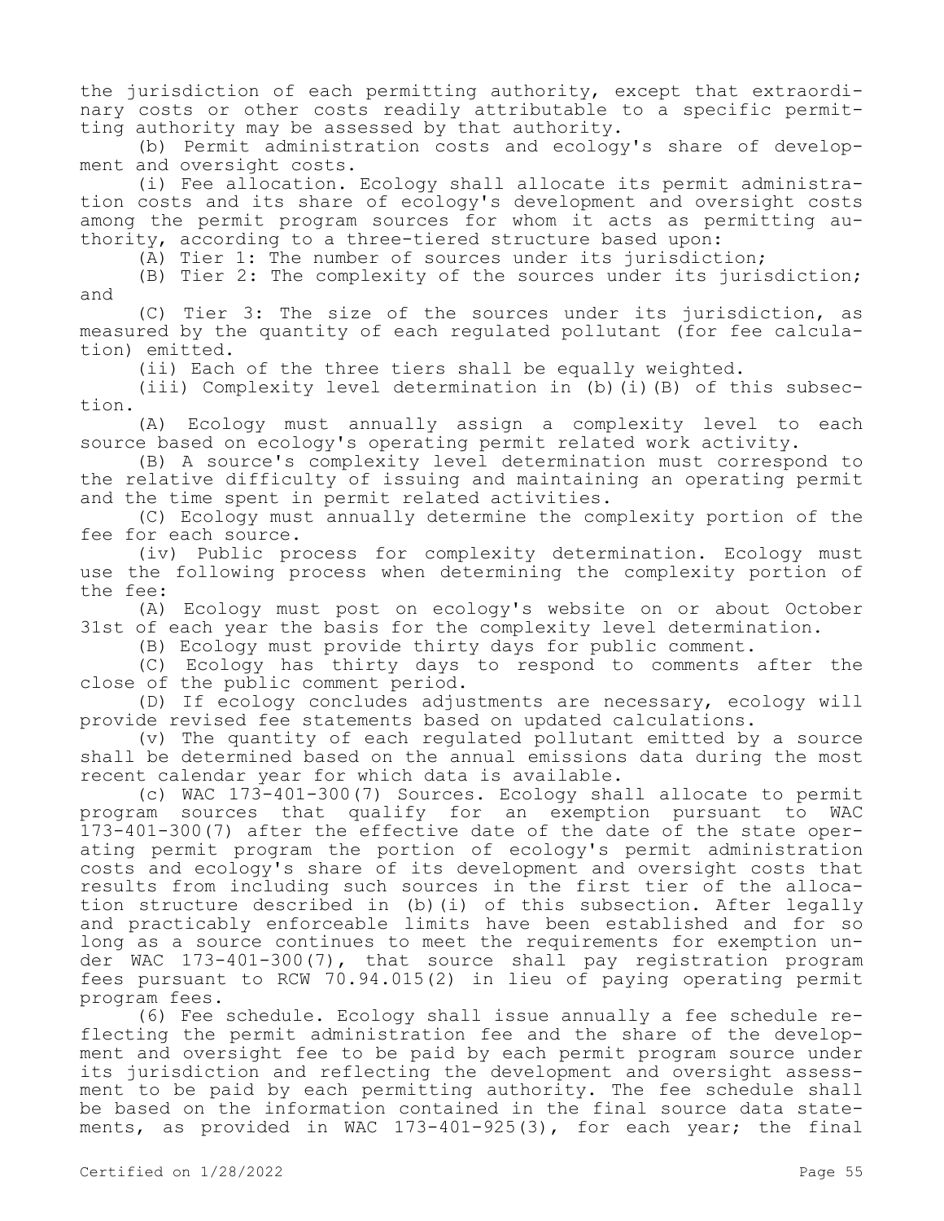the jurisdiction of each permitting authority, except that extraordinary costs or other costs readily attributable to a specific permitting authority may be assessed by that authority.

(b) Permit administration costs and ecology's share of development and oversight costs.

(i) Fee allocation. Ecology shall allocate its permit administration costs and its share of ecology's development and oversight costs among the permit program sources for whom it acts as permitting authority, according to a three-tiered structure based upon:

(A) Tier 1: The number of sources under its jurisdiction;

(B) Tier 2: The complexity of the sources under its jurisdiction; and

(C) Tier 3: The size of the sources under its jurisdiction, as measured by the quantity of each regulated pollutant (for fee calculation) emitted.

(ii) Each of the three tiers shall be equally weighted.

(iii) Complexity level determination in (b)(i)(B) of this subsection.

(A) Ecology must annually assign a complexity level to each source based on ecology's operating permit related work activity.

(B) A source's complexity level determination must correspond to the relative difficulty of issuing and maintaining an operating permit and the time spent in permit related activities.

(C) Ecology must annually determine the complexity portion of the fee for each source.

(iv) Public process for complexity determination. Ecology must use the following process when determining the complexity portion of the fee:

(A) Ecology must post on ecology's website on or about October 31st of each year the basis for the complexity level determination.

(B) Ecology must provide thirty days for public comment.

(C) Ecology has thirty days to respond to comments after the close of the public comment period.

(D) If ecology concludes adjustments are necessary, ecology will provide revised fee statements based on updated calculations.

(v) The quantity of each regulated pollutant emitted by a source shall be determined based on the annual emissions data during the most recent calendar year for which data is available.

(c) WAC 173-401-300(7) Sources. Ecology shall allocate to permit program sources that qualify for an exemption pursuant to WAC 173-401-300(7) after the effective date of the date of the state operating permit program the portion of ecology's permit administration costs and ecology's share of its development and oversight costs that results from including such sources in the first tier of the allocation structure described in (b)(i) of this subsection. After legally and practicably enforceable limits have been established and for so long as a source continues to meet the requirements for exemption under WAC 173-401-300(7), that source shall pay registration program fees pursuant to RCW 70.94.015(2) in lieu of paying operating permit program fees.

(6) Fee schedule. Ecology shall issue annually a fee schedule reflecting the permit administration fee and the share of the development and oversight fee to be paid by each permit program source under its jurisdiction and reflecting the development and oversight assessment to be paid by each permitting authority. The fee schedule shall be based on the information contained in the final source data statements, as provided in WAC 173-401-925(3), for each year; the final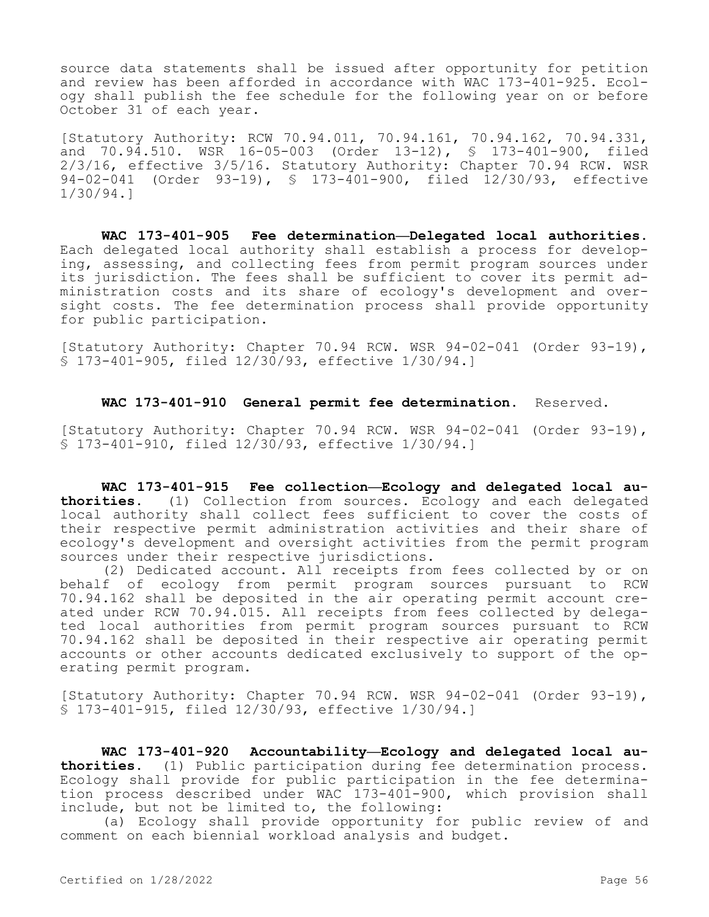source data statements shall be issued after opportunity for petition and review has been afforded in accordance with WAC 173-401-925. Ecology shall publish the fee schedule for the following year on or before October 31 of each year.

[Statutory Authority: RCW 70.94.011, 70.94.161, 70.94.162, 70.94.331, and 70.94.510. WSR 16-05-003 (Order 13-12), § 173-401-900, filed 2/3/16, effective 3/5/16. Statutory Authority: Chapter 70.94 RCW. WSR 94-02-041 (Order 93-19), § 173-401-900, filed 12/30/93, effective 1/30/94.]

**WAC 173-401-905 Fee determination—Delegated local authorities.** Each delegated local authority shall establish a process for developing, assessing, and collecting fees from permit program sources under its jurisdiction. The fees shall be sufficient to cover its permit administration costs and its share of ecology's development and oversight costs. The fee determination process shall provide opportunity for public participation.

[Statutory Authority: Chapter 70.94 RCW. WSR 94-02-041 (Order 93-19), § 173-401-905, filed 12/30/93, effective 1/30/94.]

**WAC 173-401-910 General permit fee determination.** Reserved.

[Statutory Authority: Chapter 70.94 RCW. WSR 94-02-041 (Order 93-19), § 173-401-910, filed 12/30/93, effective 1/30/94.]

**WAC 173-401-915 Fee collection—Ecology and delegated local authorities.** (1) Collection from sources. Ecology and each delegated local authority shall collect fees sufficient to cover the costs of their respective permit administration activities and their share of ecology's development and oversight activities from the permit program sources under their respective jurisdictions.

(2) Dedicated account. All receipts from fees collected by or on behalf of ecology from permit program sources pursuant to RCW 70.94.162 shall be deposited in the air operating permit account created under RCW 70.94.015. All receipts from fees collected by delegated local authorities from permit program sources pursuant to RCW 70.94.162 shall be deposited in their respective air operating permit accounts or other accounts dedicated exclusively to support of the operating permit program.

[Statutory Authority: Chapter 70.94 RCW. WSR 94-02-041 (Order 93-19), § 173-401-915, filed 12/30/93, effective 1/30/94.]

**WAC 173-401-920 Accountability—Ecology and delegated local authorities.** (1) Public participation during fee determination process. Ecology shall provide for public participation in the fee determination process described under WAC 173-401-900, which provision shall include, but not be limited to, the following:

(a) Ecology shall provide opportunity for public review of and comment on each biennial workload analysis and budget.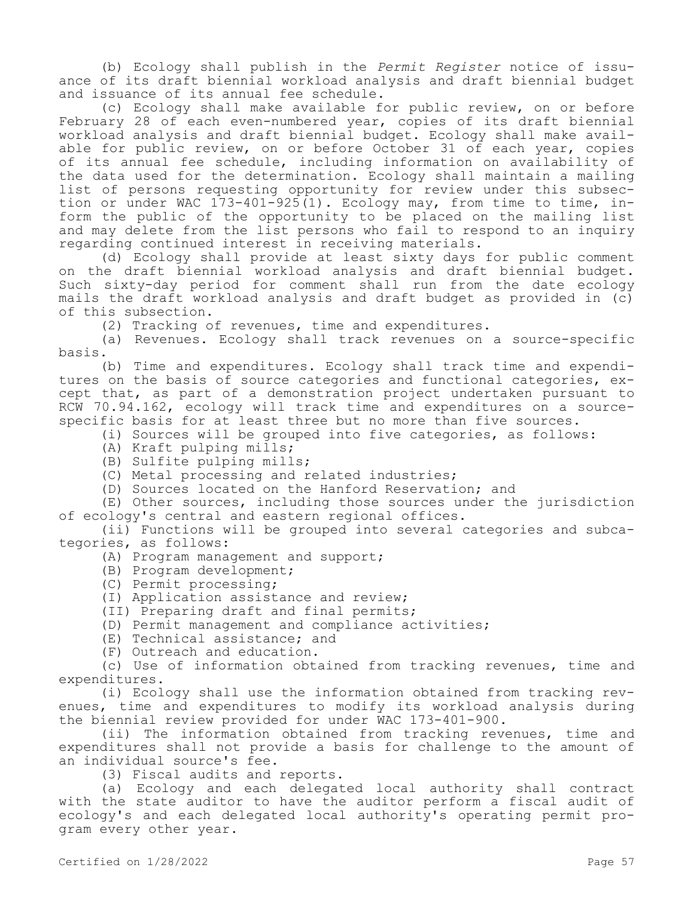(b) Ecology shall publish in the *Permit Register* notice of issuance of its draft biennial workload analysis and draft biennial budget and issuance of its annual fee schedule.

(c) Ecology shall make available for public review, on or before February 28 of each even-numbered year, copies of its draft biennial workload analysis and draft biennial budget. Ecology shall make available for public review, on or before October 31 of each year, copies of its annual fee schedule, including information on availability of the data used for the determination. Ecology shall maintain a mailing list of persons requesting opportunity for review under this subsection or under WAC 173-401-925(1). Ecology may, from time to time, inform the public of the opportunity to be placed on the mailing list and may delete from the list persons who fail to respond to an inquiry regarding continued interest in receiving materials.

(d) Ecology shall provide at least sixty days for public comment on the draft biennial workload analysis and draft biennial budget. Such sixty-day period for comment shall run from the date ecology mails the draft workload analysis and draft budget as provided in (c) of this subsection.

(2) Tracking of revenues, time and expenditures.

(a) Revenues. Ecology shall track revenues on a source-specific basis.

(b) Time and expenditures. Ecology shall track time and expenditures on the basis of source categories and functional categories, except that, as part of a demonstration project undertaken pursuant to RCW 70.94.162, ecology will track time and expenditures on a source-specific basis for at least three but no more than five sources.

(i) Sources will be grouped into five categories, as follows:

(A) Kraft pulping mills;

(B) Sulfite pulping mills;

(C) Metal processing and related industries;

(D) Sources located on the Hanford Reservation; and

(E) Other sources, including those sources under the jurisdiction of ecology's central and eastern regional offices.

(ii) Functions will be grouped into several categories and subcategories, as follows:

(A) Program management and support;

(B) Program development;

(C) Permit processing;

(I) Application assistance and review;

(II) Preparing draft and final permits;

(D) Permit management and compliance activities;

(E) Technical assistance; and

(F) Outreach and education.

(c) Use of information obtained from tracking revenues, time and expenditures.

(i) Ecology shall use the information obtained from tracking revenues, time and expenditures to modify its workload analysis during the biennial review provided for under WAC 173-401-900.

(ii) The information obtained from tracking revenues, time and expenditures shall not provide a basis for challenge to the amount of an individual source's fee.

(3) Fiscal audits and reports.

(a) Ecology and each delegated local authority shall contract with the state auditor to have the auditor perform a fiscal audit of ecology's and each delegated local authority's operating permit program every other year.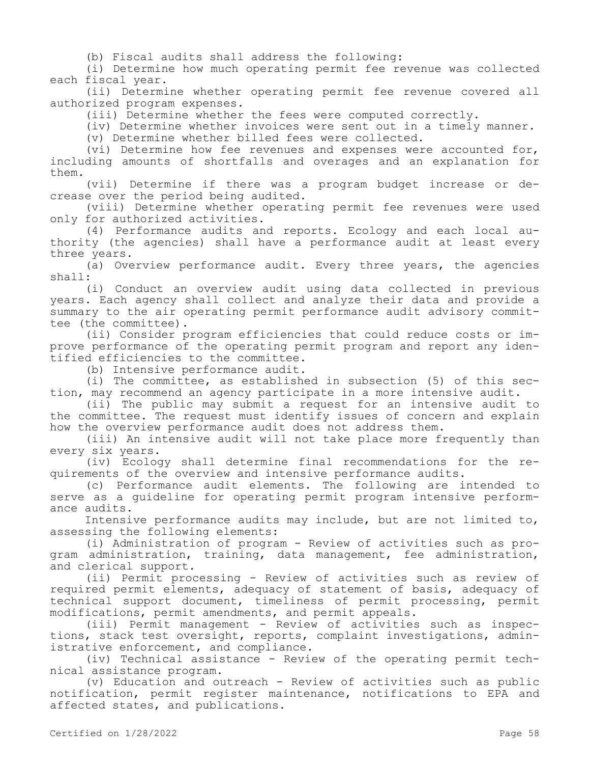(b) Fiscal audits shall address the following:

(i) Determine how much operating permit fee revenue was collected each fiscal year.

(ii) Determine whether operating permit fee revenue covered all authorized program expenses.

(iii) Determine whether the fees were computed correctly.

(iv) Determine whether invoices were sent out in a timely manner.

(v) Determine whether billed fees were collected.

(vi) Determine how fee revenues and expenses were accounted for, including amounts of shortfalls and overages and an explanation for them.

(vii) Determine if there was a program budget increase or decrease over the period being audited.

(viii) Determine whether operating permit fee revenues were used only for authorized activities.

(4) Performance audits and reports. Ecology and each local authority (the agencies) shall have a performance audit at least every three years.

(a) Overview performance audit. Every three years, the agencies shall:

(i) Conduct an overview audit using data collected in previous years. Each agency shall collect and analyze their data and provide a summary to the air operating permit performance audit advisory committee (the committee).

(ii) Consider program efficiencies that could reduce costs or improve performance of the operating permit program and report any identified efficiencies to the committee.

(b) Intensive performance audit.

(i) The committee, as established in subsection (5) of this section, may recommend an agency participate in a more intensive audit.

(ii) The public may submit a request for an intensive audit to the committee. The request must identify issues of concern and explain how the overview performance audit does not address them.

(iii) An intensive audit will not take place more frequently than every six years.

(iv) Ecology shall determine final recommendations for the requirements of the overview and intensive performance audits.

(c) Performance audit elements. The following are intended to serve as a guideline for operating permit program intensive performance audits.

Intensive performance audits may include, but are not limited to, assessing the following elements:

(i) Administration of program - Review of activities such as program administration, training, data management, fee administration, and clerical support.

(ii) Permit processing - Review of activities such as review of required permit elements, adequacy of statement of basis, adequacy of technical support document, timeliness of permit processing, permit modifications, permit amendments, and permit appeals.

(iii) Permit management - Review of activities such as inspections, stack test oversight, reports, complaint investigations, administrative enforcement, and compliance.

(iv) Technical assistance - Review of the operating permit technical assistance program.

(v) Education and outreach - Review of activities such as public notification, permit register maintenance, notifications to EPA and affected states, and publications.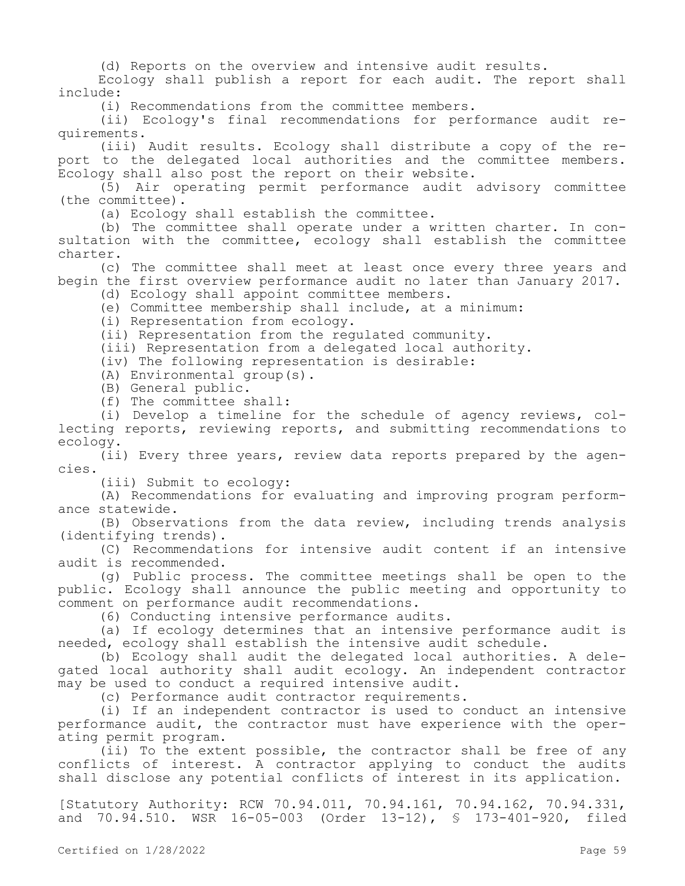(d) Reports on the overview and intensive audit results.

Ecology shall publish a report for each audit. The report shall include:

(i) Recommendations from the committee members.

(ii) Ecology's final recommendations for performance audit requirements.

(iii) Audit results. Ecology shall distribute a copy of the report to the delegated local authorities and the committee members. Ecology shall also post the report on their website.

(5) Air operating permit performance audit advisory committee (the committee).

(a) Ecology shall establish the committee.

(b) The committee shall operate under a written charter. In consultation with the committee, ecology shall establish the committee charter.

(c) The committee shall meet at least once every three years and begin the first overview performance audit no later than January 2017.

(d) Ecology shall appoint committee members.

(e) Committee membership shall include, at a minimum:

(i) Representation from ecology.

(ii) Representation from the regulated community.

(iii) Representation from a delegated local authority.

(iv) The following representation is desirable:

(A) Environmental group(s).

(B) General public.

(f) The committee shall:

(i) Develop a timeline for the schedule of agency reviews, collecting reports, reviewing reports, and submitting recommendations to ecology.

(ii) Every three years, review data reports prepared by the agencies.

(iii) Submit to ecology:

(A) Recommendations for evaluating and improving program performance statewide.

(B) Observations from the data review, including trends analysis (identifying trends).

(C) Recommendations for intensive audit content if an intensive audit is recommended.

(g) Public process. The committee meetings shall be open to the public. Ecology shall announce the public meeting and opportunity to comment on performance audit recommendations.

(6) Conducting intensive performance audits.

(a) If ecology determines that an intensive performance audit is needed, ecology shall establish the intensive audit schedule.

(b) Ecology shall audit the delegated local authorities. A delegated local authority shall audit ecology. An independent contractor may be used to conduct a required intensive audit.

(c) Performance audit contractor requirements.

(i) If an independent contractor is used to conduct an intensive performance audit, the contractor must have experience with the operating permit program.

(ii) To the extent possible, the contractor shall be free of any conflicts of interest. A contractor applying to conduct the audits shall disclose any potential conflicts of interest in its application.

[Statutory Authority: RCW 70.94.011, 70.94.161, 70.94.162, 70.94.331, and 70.94.510. WSR 16-05-003 (Order 13-12), § 173-401-920, filed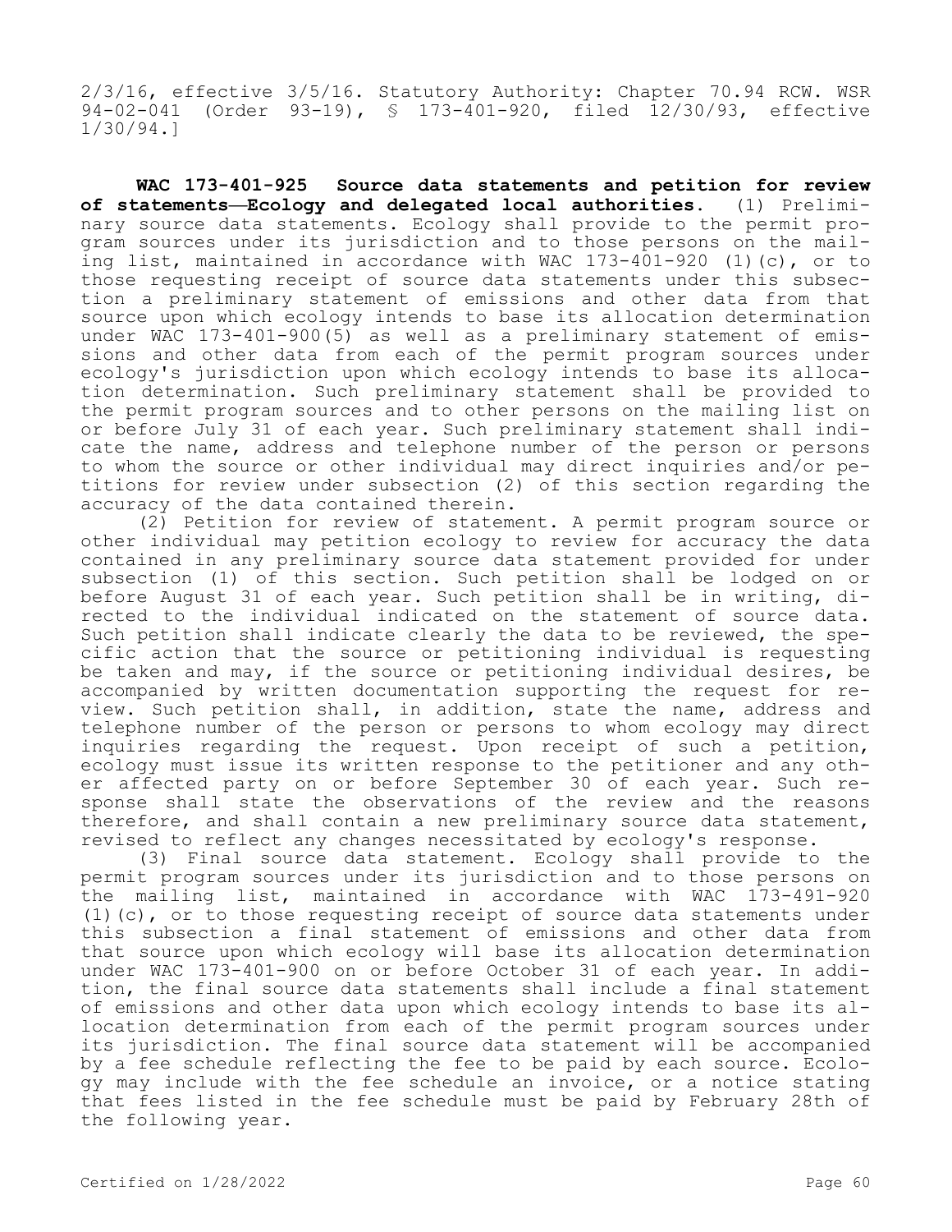2/3/16, effective 3/5/16. Statutory Authority: Chapter 70.94 RCW. WSR 94-02-041 (Order 93-19), § 173-401-920, filed 12/30/93, effective 1/30/94.]

**WAC 173-401-925 Source data statements and petition for review of statements—Ecology and delegated local authorities.** (1) Preliminary source data statements. Ecology shall provide to the permit program sources under its jurisdiction and to those persons on the mailing list, maintained in accordance with WAC 173-401-920 (1)(c), or to those requesting receipt of source data statements under this subsection a preliminary statement of emissions and other data from that source upon which ecology intends to base its allocation determination under WAC 173-401-900(5) as well as a preliminary statement of emissions and other data from each of the permit program sources under ecology's jurisdiction upon which ecology intends to base its allocation determination. Such preliminary statement shall be provided to the permit program sources and to other persons on the mailing list on or before July 31 of each year. Such preliminary statement shall indicate the name, address and telephone number of the person or persons to whom the source or other individual may direct inquiries and/or petitions for review under subsection (2) of this section regarding the accuracy of the data contained therein.

(2) Petition for review of statement. A permit program source or other individual may petition ecology to review for accuracy the data contained in any preliminary source data statement provided for under subsection (1) of this section. Such petition shall be lodged on or before August 31 of each year. Such petition shall be in writing, directed to the individual indicated on the statement of source data. Such petition shall indicate clearly the data to be reviewed, the specific action that the source or petitioning individual is requesting be taken and may, if the source or petitioning individual desires, be accompanied by written documentation supporting the request for review. Such petition shall, in addition, state the name, address and telephone number of the person or persons to whom ecology may direct inquiries regarding the request. Upon receipt of such a petition, ecology must issue its written response to the petitioner and any other affected party on or before September 30 of each year. Such response shall state the observations of the review and the reasons therefore, and shall contain a new preliminary source data statement, revised to reflect any changes necessitated by ecology's response.

(3) Final source data statement. Ecology shall provide to the permit program sources under its jurisdiction and to those persons on the mailing list, maintained in accordance with WAC 173-491-920 (1)(c), or to those requesting receipt of source data statements under this subsection a final statement of emissions and other data from that source upon which ecology will base its allocation determination under WAC 173-401-900 on or before October 31 of each year. In addition, the final source data statements shall include a final statement of emissions and other data upon which ecology intends to base its allocation determination from each of the permit program sources under its jurisdiction. The final source data statement will be accompanied by a fee schedule reflecting the fee to be paid by each source. Ecology may include with the fee schedule an invoice, or a notice stating that fees listed in the fee schedule must be paid by February 28th of the following year.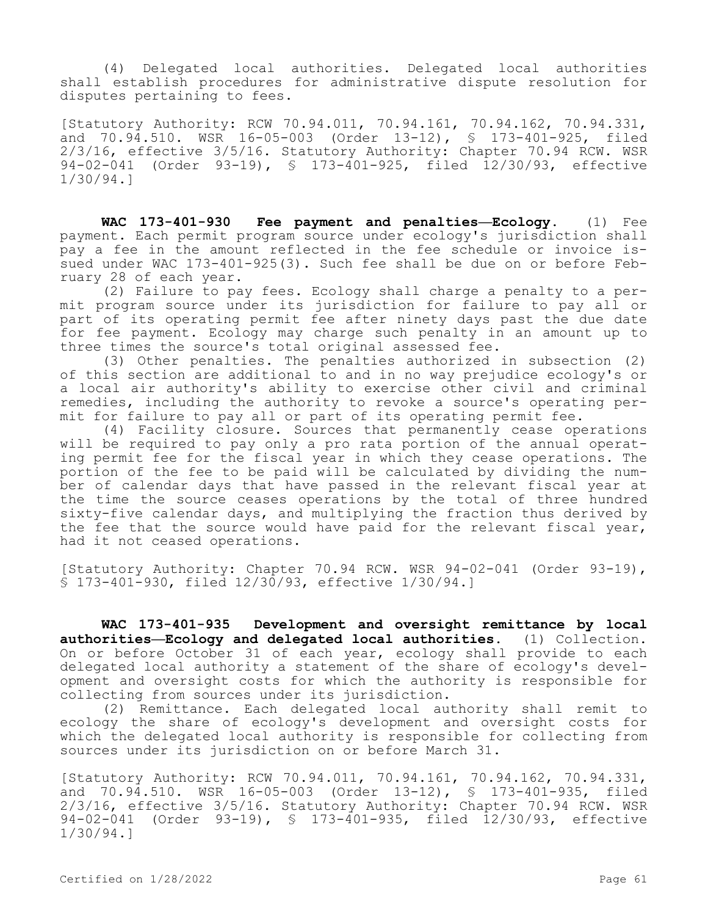(4) Delegated local authorities. Delegated local authorities shall establish procedures for administrative dispute resolution for disputes pertaining to fees.

[Statutory Authority: RCW 70.94.011, 70.94.161, 70.94.162, 70.94.331, and 70.94.510. WSR 16-05-003 (Order 13-12), § 173-401-925, filed 2/3/16, effective 3/5/16. Statutory Authority: Chapter 70.94 RCW. WSR 94-02-041 (Order 93-19), § 173-401-925, filed 12/30/93, effective 1/30/94.]

**WAC 173-401-930 Fee payment and penalties—Ecology.** (1) Fee payment. Each permit program source under ecology's jurisdiction shall pay a fee in the amount reflected in the fee schedule or invoice issued under WAC 173-401-925(3). Such fee shall be due on or before February 28 of each year.

(2) Failure to pay fees. Ecology shall charge a penalty to a permit program source under its jurisdiction for failure to pay all or part of its operating permit fee after ninety days past the due date for fee payment. Ecology may charge such penalty in an amount up to three times the source's total original assessed fee.

(3) Other penalties. The penalties authorized in subsection (2) of this section are additional to and in no way prejudice ecology's or a local air authority's ability to exercise other civil and criminal remedies, including the authority to revoke a source's operating permit for failure to pay all or part of its operating permit fee.

(4) Facility closure. Sources that permanently cease operations will be required to pay only a pro rata portion of the annual operating permit fee for the fiscal year in which they cease operations. The portion of the fee to be paid will be calculated by dividing the number of calendar days that have passed in the relevant fiscal year at the time the source ceases operations by the total of three hundred sixty-five calendar days, and multiplying the fraction thus derived by the fee that the source would have paid for the relevant fiscal year, had it not ceased operations.

[Statutory Authority: Chapter 70.94 RCW. WSR 94-02-041 (Order 93-19), § 173-401-930, filed 12/30/93, effective 1/30/94.]

**WAC 173-401-935 Development and oversight remittance by local authorities—Ecology and delegated local authorities.** (1) Collection. On or before October 31 of each year, ecology shall provide to each delegated local authority a statement of the share of ecology's development and oversight costs for which the authority is responsible for collecting from sources under its jurisdiction.

(2) Remittance. Each delegated local authority shall remit to ecology the share of ecology's development and oversight costs for which the delegated local authority is responsible for collecting from sources under its jurisdiction on or before March 31.

[Statutory Authority: RCW 70.94.011, 70.94.161, 70.94.162, 70.94.331, and 70.94.510. WSR 16-05-003 (Order 13-12), § 173-401-935, filed 2/3/16, effective 3/5/16. Statutory Authority: Chapter 70.94 RCW. WSR 94-02-041 (Order 93-19), § 173-401-935, filed 12/30/93, effective 1/30/94.]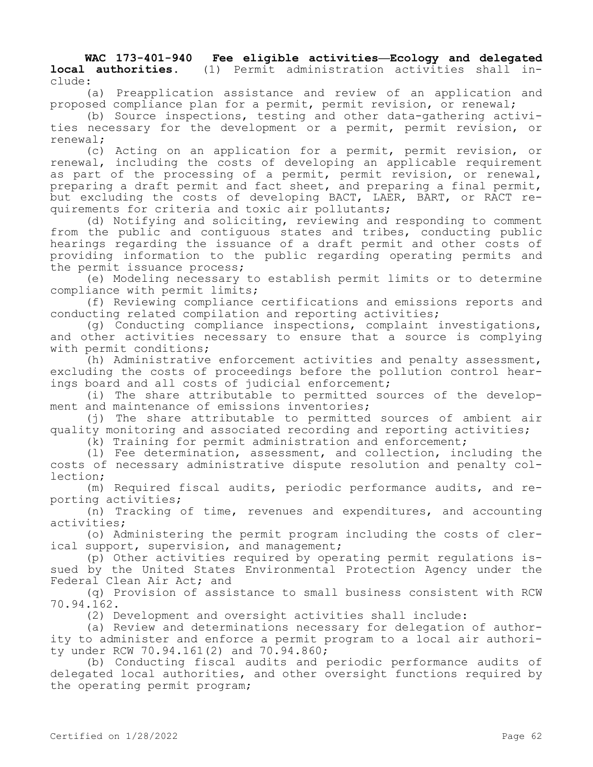**WAC 173-401-940 Fee eligible activities—Ecology and delegated local authorities.** (1) Permit administration activities shall include:

(a) Preapplication assistance and review of an application and proposed compliance plan for a permit, permit revision, or renewal;

(b) Source inspections, testing and other data-gathering activities necessary for the development or a permit, permit revision, or renewal;

(c) Acting on an application for a permit, permit revision, or renewal, including the costs of developing an applicable requirement as part of the processing of a permit, permit revision, or renewal, preparing a draft permit and fact sheet, and preparing a final permit, but excluding the costs of developing BACT, LAER, BART, or RACT requirements for criteria and toxic air pollutants;

(d) Notifying and soliciting, reviewing and responding to comment from the public and contiguous states and tribes, conducting public hearings regarding the issuance of a draft permit and other costs of providing information to the public regarding operating permits and the permit issuance process;

(e) Modeling necessary to establish permit limits or to determine compliance with permit limits;

(f) Reviewing compliance certifications and emissions reports and conducting related compilation and reporting activities;

(g) Conducting compliance inspections, complaint investigations, and other activities necessary to ensure that a source is complying with permit conditions;

(h) Administrative enforcement activities and penalty assessment, excluding the costs of proceedings before the pollution control hearings board and all costs of judicial enforcement;

(i) The share attributable to permitted sources of the development and maintenance of emissions inventories;

(j) The share attributable to permitted sources of ambient air quality monitoring and associated recording and reporting activities;

(k) Training for permit administration and enforcement;

(l) Fee determination, assessment, and collection, including the costs of necessary administrative dispute resolution and penalty collection;

(m) Required fiscal audits, periodic performance audits, and reporting activities;

(n) Tracking of time, revenues and expenditures, and accounting activities;

(o) Administering the permit program including the costs of clerical support, supervision, and management;

(p) Other activities required by operating permit regulations issued by the United States Environmental Protection Agency under the Federal Clean Air Act; and

(q) Provision of assistance to small business consistent with RCW 70.94.162.

(2) Development and oversight activities shall include:

(a) Review and determinations necessary for delegation of authority to administer and enforce a permit program to a local air authority under RCW 70.94.161(2) and 70.94.860;

(b) Conducting fiscal audits and periodic performance audits of delegated local authorities, and other oversight functions required by the operating permit program;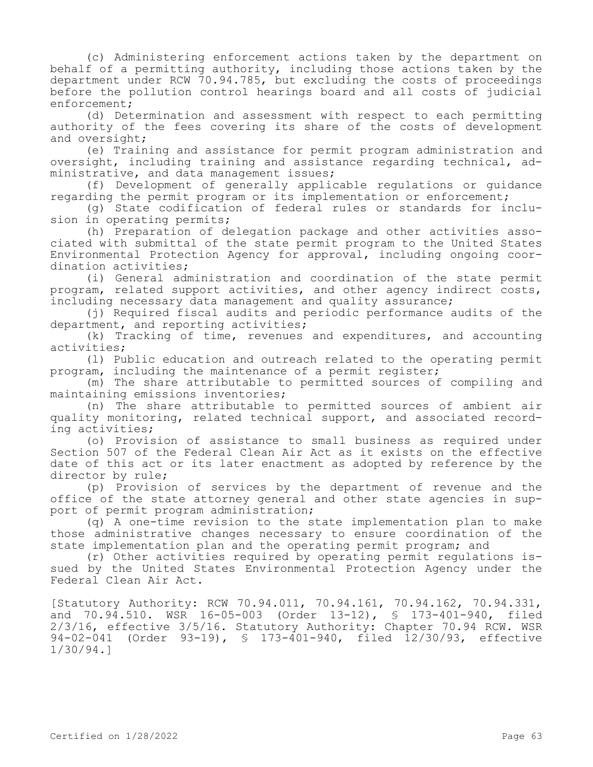(c) Administering enforcement actions taken by the department on behalf of a permitting authority, including those actions taken by the department under RCW 70.94.785, but excluding the costs of proceedings before the pollution control hearings board and all costs of judicial enforcement;

(d) Determination and assessment with respect to each permitting authority of the fees covering its share of the costs of development and oversight;

(e) Training and assistance for permit program administration and oversight, including training and assistance regarding technical, administrative, and data management issues;

(f) Development of generally applicable regulations or guidance regarding the permit program or its implementation or enforcement;

(g) State codification of federal rules or standards for inclusion in operating permits;

(h) Preparation of delegation package and other activities associated with submittal of the state permit program to the United States Environmental Protection Agency for approval, including ongoing coordination activities;

(i) General administration and coordination of the state permit program, related support activities, and other agency indirect costs, including necessary data management and quality assurance;

(j) Required fiscal audits and periodic performance audits of the department, and reporting activities;

(k) Tracking of time, revenues and expenditures, and accounting activities;

(l) Public education and outreach related to the operating permit program, including the maintenance of a permit register;

(m) The share attributable to permitted sources of compiling and maintaining emissions inventories;

(n) The share attributable to permitted sources of ambient air quality monitoring, related technical support, and associated recording activities;

(o) Provision of assistance to small business as required under Section 507 of the Federal Clean Air Act as it exists on the effective date of this act or its later enactment as adopted by reference by the director by rule;

(p) Provision of services by the department of revenue and the office of the state attorney general and other state agencies in support of permit program administration;

(q) A one-time revision to the state implementation plan to make those administrative changes necessary to ensure coordination of the state implementation plan and the operating permit program; and

(r) Other activities required by operating permit regulations issued by the United States Environmental Protection Agency under the Federal Clean Air Act.

[Statutory Authority: RCW 70.94.011, 70.94.161, 70.94.162, 70.94.331, and 70.94.510. WSR 16-05-003 (Order 13-12), § 173-401-940, filed 2/3/16, effective 3/5/16. Statutory Authority: Chapter 70.94 RCW. WSR 94-02-041 (Order 93-19), § 173-401-940, filed 12/30/93, effective 1/30/94.]